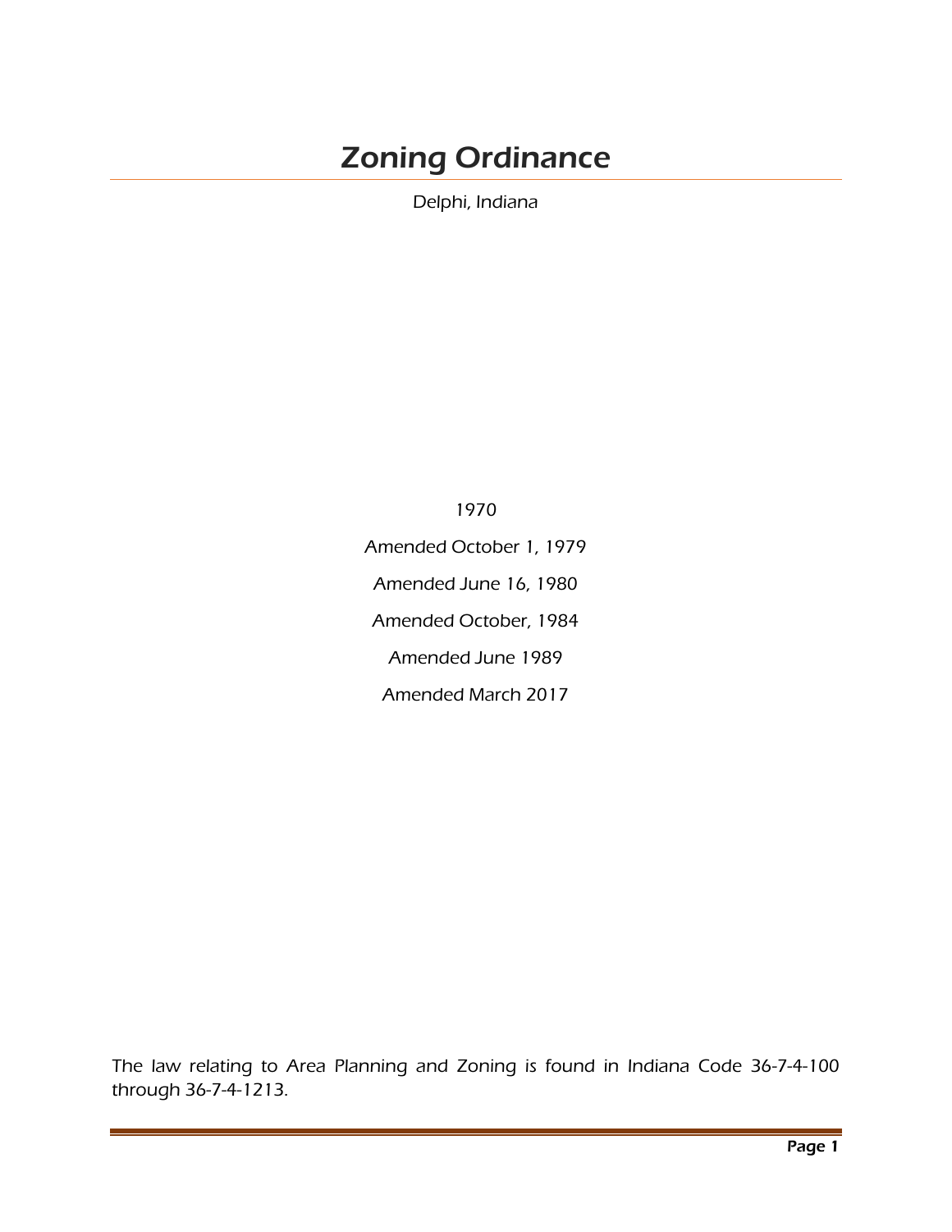# Zoning Ordinance

Delphi, Indiana

1970

Amended October 1, 1979

Amended June 16, 1980

Amended October, 1984

Amended June 1989

Amended March 2017

The law relating to Area Planning and Zoning is found in Indiana Code 36-7-4-100 through 36-7-4-1213.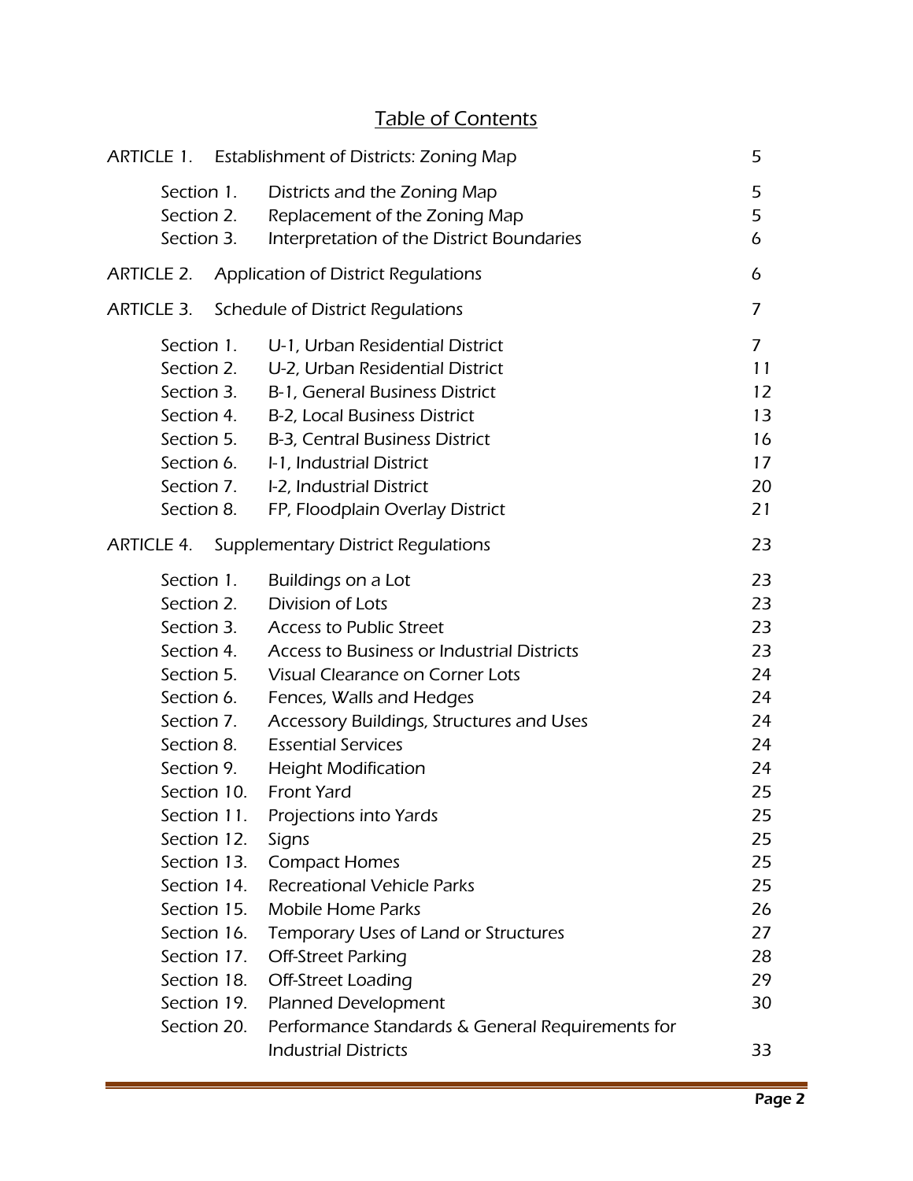# Table of Contents

| | | |
|---|---|---|
| **ARTICLE 1.** | **Establishment of Districts: Zoning Map** | 5 |
| Section 1. | Districts and the Zoning Map | 5 |
| Section 2. | Replacement of the Zoning Map | 5 |
| Section 3. | Interpretation of the District Boundaries | 6 |
| **ARTICLE 2.** | **Application of District Regulations** | 6 |
| **ARTICLE 3.** | **Schedule of District Regulations** | 7 |
| Section 1. | U-1, Urban Residential District | 7 |
| Section 2. | U-2, Urban Residential District | 11 |
| Section 3. | B-1, General Business District | 12 |
| Section 4. | B-2, Local Business District | 13 |
| Section 5. | B-3, Central Business District | 16 |
| Section 6. | I-1, Industrial District | 17 |
| Section 7. | I-2, Industrial District | 20 |
| Section 8. | FP, Floodplain Overlay District | 21 |
| **ARTICLE 4.** | **Supplementary District Regulations** | 23 |
| Section 1. | Buildings on a Lot | 23 |
| Section 2. | Division of Lots | 23 |
| Section 3. | Access to Public Street | 23 |
| Section 4. | Access to Business or Industrial Districts | 23 |
| Section 5. | Visual Clearance on Corner Lots | 24 |
| Section 6. | Fences, Walls and Hedges | 24 |
| Section 7. | Accessory Buildings, Structures and Uses | 24 |
| Section 8. | Essential Services | 24 |
| Section 9. | Height Modification | 24 |
| Section 10. | Front Yard | 25 |
| Section 11. | Projections into Yards | 25 |
| Section 12. | Signs | 25 |
| Section 13. | Compact Homes | 25 |
| Section 14. | Recreational Vehicle Parks | 25 |
| Section 15. | Mobile Home Parks | 26 |
| Section 16. | Temporary Uses of Land or Structures | 27 |
| Section 17. | Off-Street Parking | 28 |
| Section 18. | Off-Street Loading | 29 |
| Section 19. | Planned Development | 30 |
| Section 20. | Performance Standards & General Requirements for Industrial Districts | 33 |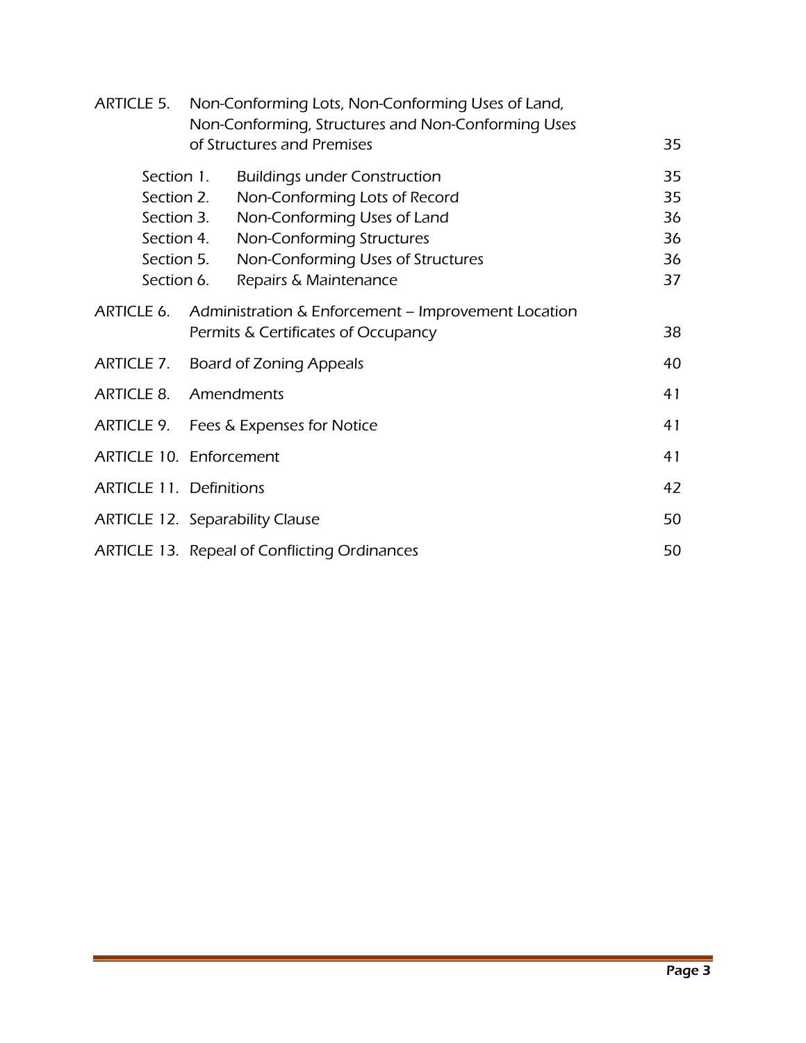| | | |
|---|---|---|
| ARTICLE 5. | Non-Conforming Lots, Non-Conforming Uses of Land, Non-Conforming, Structures and Non-Conforming Uses of Structures and Premises | 35 |
| Section 1. | Buildings under Construction | 35 |
| Section 2. | Non-Conforming Lots of Record | 35 |
| Section 3. | Non-Conforming Uses of Land | 36 |
| Section 4. | Non-Conforming Structures | 36 |
| Section 5. | Non-Conforming Uses of Structures | 36 |
| Section 6. | Repairs & Maintenance | 37 |
| ARTICLE 6. | Administration & Enforcement – Improvement Location Permits & Certificates of Occupancy | 38 |
| ARTICLE 7. | Board of Zoning Appeals | 40 |
| ARTICLE 8. | Amendments | 41 |
| ARTICLE 9. | Fees & Expenses for Notice | 41 |
| ARTICLE 10. | Enforcement | 41 |
| ARTICLE 11. | Definitions | 42 |
| ARTICLE 12. | Separability Clause | 50 |
| ARTICLE 13. | Repeal of Conflicting Ordinances | 50 |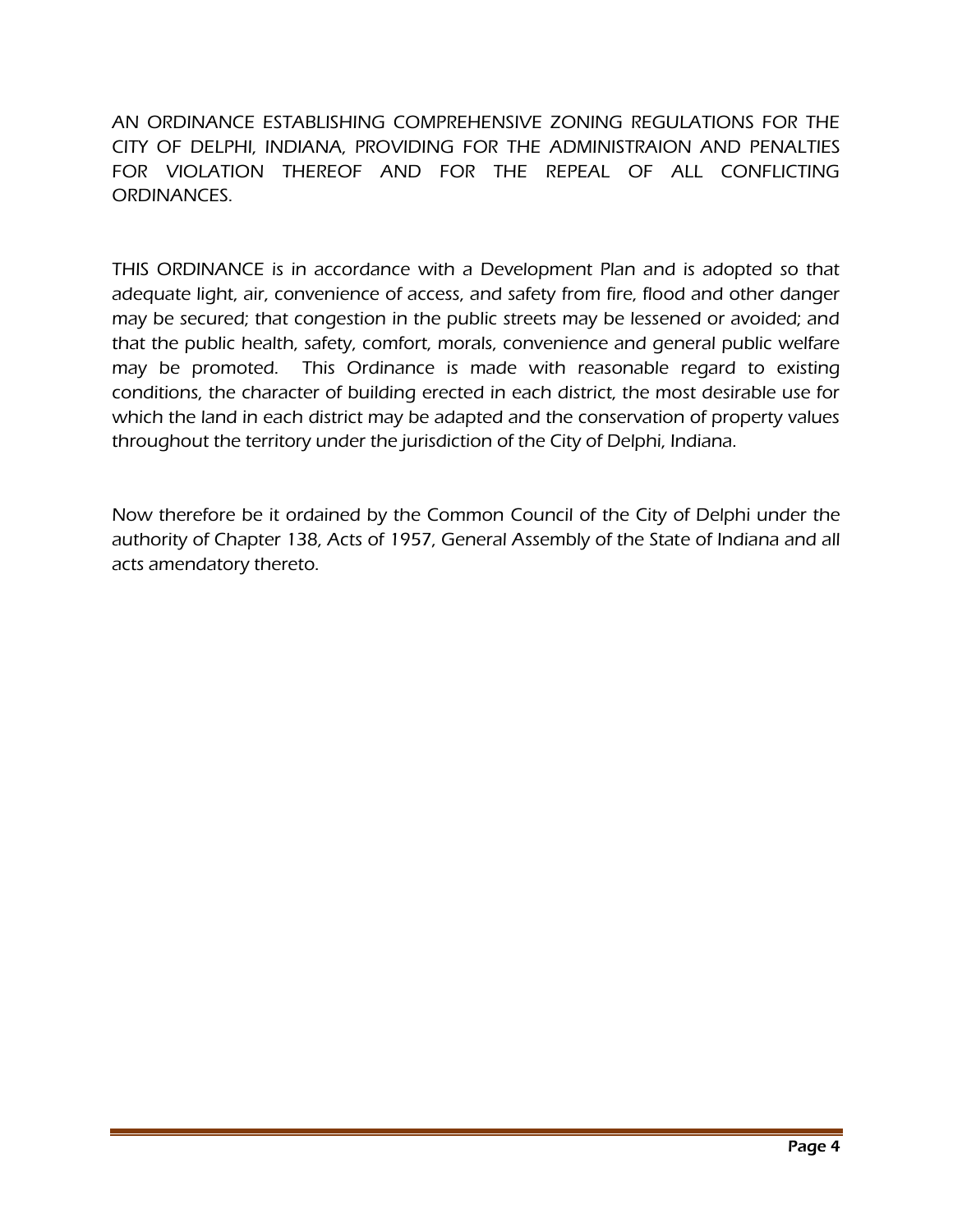AN ORDINANCE ESTABLISHING COMPREHENSIVE ZONING REGULATIONS FOR THE CITY OF DELPHI, INDIANA, PROVIDING FOR THE ADMINISTRAION AND PENALTIES FOR VIOLATION THEREOF AND FOR THE REPEAL OF ALL CONFLICTING ORDINANCES.

THIS ORDINANCE is in accordance with a Development Plan and is adopted so that adequate light, air, convenience of access, and safety from fire, flood and other danger may be secured; that congestion in the public streets may be lessened or avoided; and that the public health, safety, comfort, morals, convenience and general public welfare may be promoted. This Ordinance is made with reasonable regard to existing conditions, the character of building erected in each district, the most desirable use for which the land in each district may be adapted and the conservation of property values throughout the territory under the jurisdiction of the City of Delphi, Indiana.

Now therefore be it ordained by the Common Council of the City of Delphi under the authority of Chapter 138, Acts of 1957, General Assembly of the State of Indiana and all acts amendatory thereto.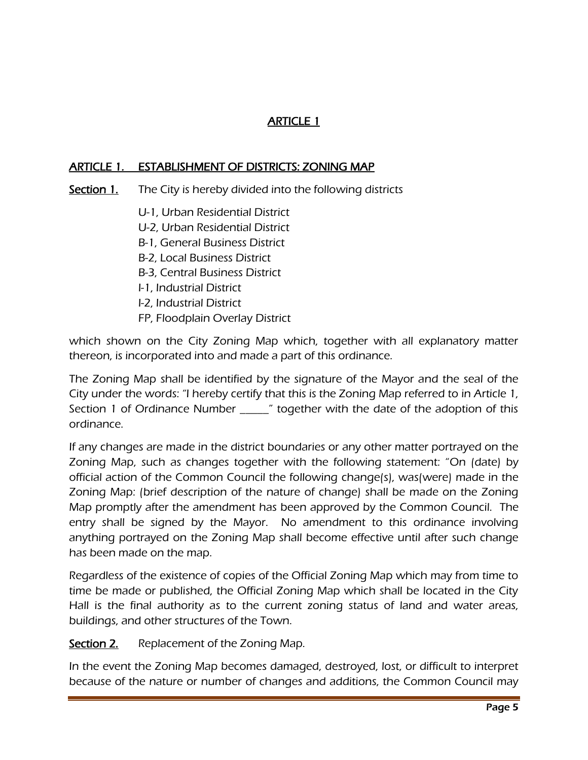# ARTICLE 1

## ARTICLE 1. ESTABLISHMENT OF DISTRICTS: ZONING MAP

**Section 1.** The City is hereby divided into the following districts

U-1, Urban Residential District
U-2, Urban Residential District
B-1, General Business District
B-2, Local Business District
B-3, Central Business District
I-1, Industrial District
I-2, Industrial District
FP, Floodplain Overlay District

which shown on the City Zoning Map which, together with all explanatory matter thereon, is incorporated into and made a part of this ordinance.

The Zoning Map shall be identified by the signature of the Mayor and the seal of the City under the words: "I hereby certify that this is the Zoning Map referred to in Article 1, Section 1 of Ordinance Number _____" together with the date of the adoption of this ordinance.

If any changes are made in the district boundaries or any other matter portrayed on the Zoning Map, such as changes together with the following statement: "On (date) by official action of the Common Council the following change(s), was(were) made in the Zoning Map: (brief description of the nature of change) shall be made on the Zoning Map promptly after the amendment has been approved by the Common Council. The entry shall be signed by the Mayor. No amendment to this ordinance involving anything portrayed on the Zoning Map shall become effective until after such change has been made on the map.

Regardless of the existence of copies of the Official Zoning Map which may from time to time be made or published, the Official Zoning Map which shall be located in the City Hall is the final authority as to the current zoning status of land and water areas, buildings, and other structures of the Town.

**Section 2.** Replacement of the Zoning Map.

In the event the Zoning Map becomes damaged, destroyed, lost, or difficult to interpret because of the nature or number of changes and additions, the Common Council may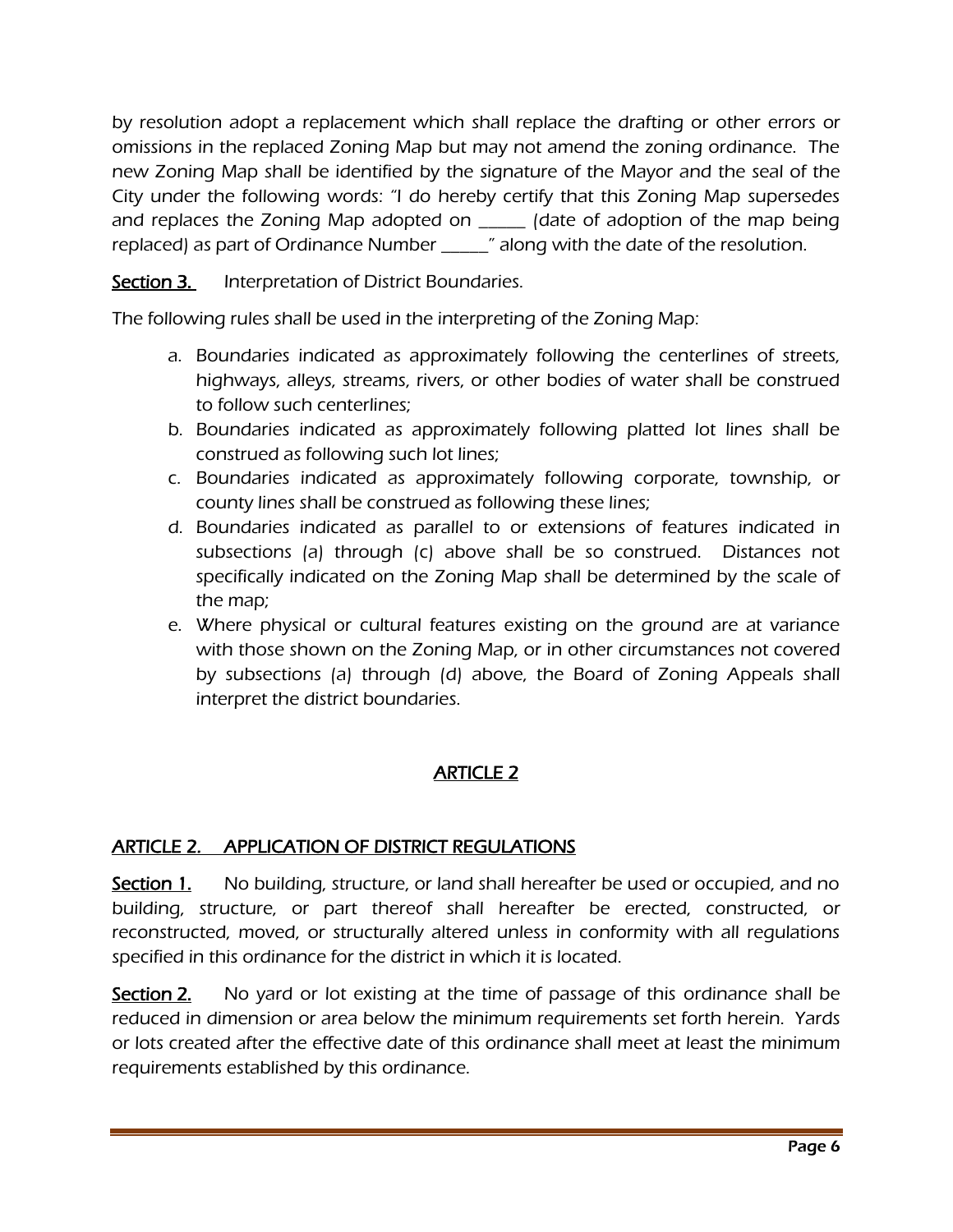by resolution adopt a replacement which shall replace the drafting or other errors or omissions in the replaced Zoning Map but may not amend the zoning ordinance. The new Zoning Map shall be identified by the signature of the Mayor and the seal of the City under the following words: "I do hereby certify that this Zoning Map supersedes and replaces the Zoning Map adopted on _____ (date of adoption of the map being replaced) as part of Ordinance Number _____" along with the date of the resolution.

**Section 3.** Interpretation of District Boundaries.

The following rules shall be used in the interpreting of the Zoning Map:

a. Boundaries indicated as approximately following the centerlines of streets, highways, alleys, streams, rivers, or other bodies of water shall be construed to follow such centerlines;
b. Boundaries indicated as approximately following platted lot lines shall be construed as following such lot lines;
c. Boundaries indicated as approximately following corporate, township, or county lines shall be construed as following these lines;
d. Boundaries indicated as parallel to or extensions of features indicated in subsections (a) through (c) above shall be so construed. Distances not specifically indicated on the Zoning Map shall be determined by the scale of the map;
e. Where physical or cultural features existing on the ground are at variance with those shown on the Zoning Map, or in other circumstances not covered by subsections (a) through (d) above, the Board of Zoning Appeals shall interpret the district boundaries.

# ARTICLE 2

## ARTICLE 2. APPLICATION OF DISTRICT REGULATIONS

**Section 1.** No building, structure, or land shall hereafter be used or occupied, and no building, structure, or part thereof shall hereafter be erected, constructed, or reconstructed, moved, or structurally altered unless in conformity with all regulations specified in this ordinance for the district in which it is located.

**Section 2.** No yard or lot existing at the time of passage of this ordinance shall be reduced in dimension or area below the minimum requirements set forth herein. Yards or lots created after the effective date of this ordinance shall meet at least the minimum requirements established by this ordinance.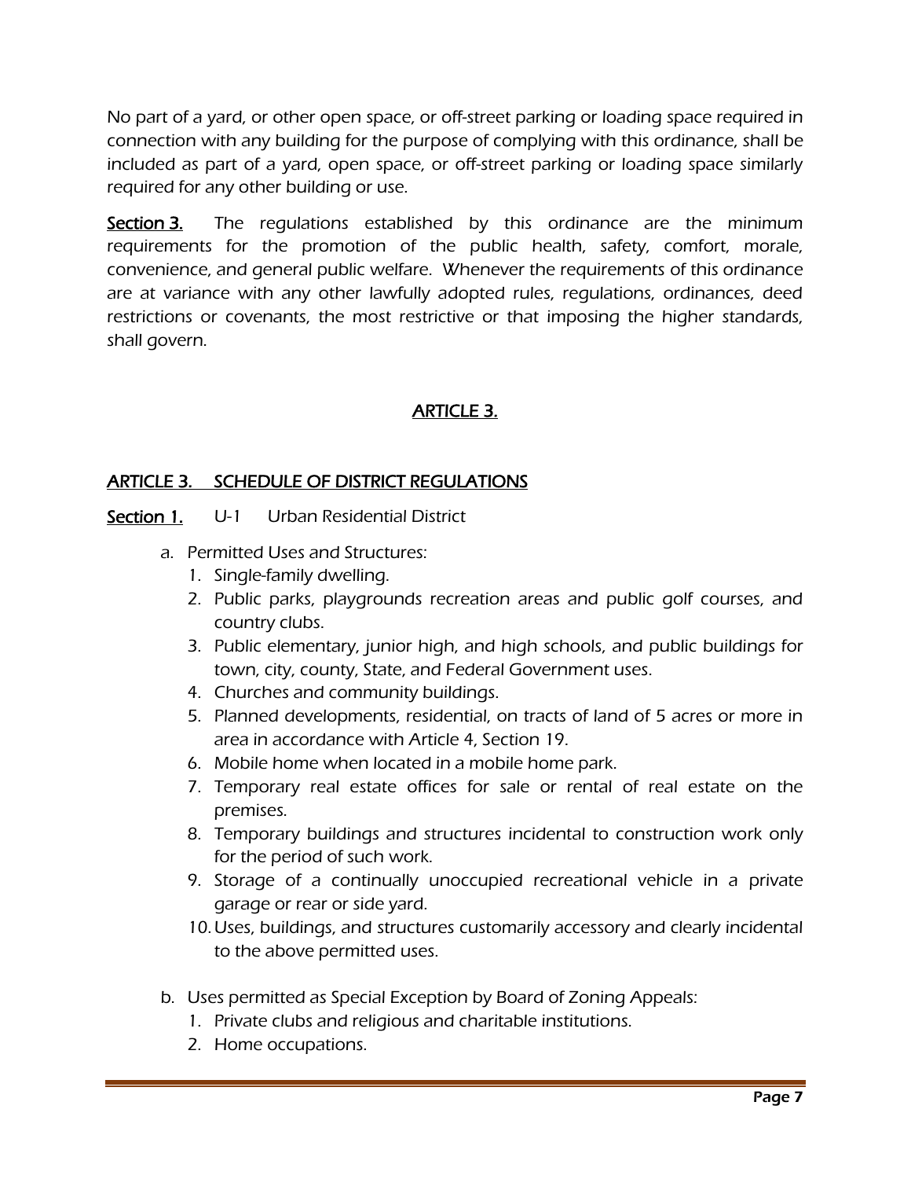No part of a yard, or other open space, or off-street parking or loading space required in connection with any building for the purpose of complying with this ordinance, shall be included as part of a yard, open space, or off-street parking or loading space similarly required for any other building or use.

**Section 3.** The regulations established by this ordinance are the minimum requirements for the promotion of the public health, safety, comfort, morale, convenience, and general public welfare. Whenever the requirements of this ordinance are at variance with any other lawfully adopted rules, regulations, ordinances, deed restrictions or covenants, the most restrictive or that imposing the higher standards, shall govern.

## ARTICLE 3.

## ARTICLE 3. SCHEDULE OF DISTRICT REGULATIONS

**Section 1.** U-1 Urban Residential District

a. Permitted Uses and Structures:
   1. Single-family dwelling.
   2. Public parks, playgrounds recreation areas and public golf courses, and country clubs.
   3. Public elementary, junior high, and high schools, and public buildings for town, city, county, State, and Federal Government uses.
   4. Churches and community buildings.
   5. Planned developments, residential, on tracts of land of 5 acres or more in area in accordance with Article 4, Section 19.
   6. Mobile home when located in a mobile home park.
   7. Temporary real estate offices for sale or rental of real estate on the premises.
   8. Temporary buildings and structures incidental to construction work only for the period of such work.
   9. Storage of a continually unoccupied recreational vehicle in a private garage or rear or side yard.
   10. Uses, buildings, and structures customarily accessory and clearly incidental to the above permitted uses.

b. Uses permitted as Special Exception by Board of Zoning Appeals:
   1. Private clubs and religious and charitable institutions.
   2. Home occupations.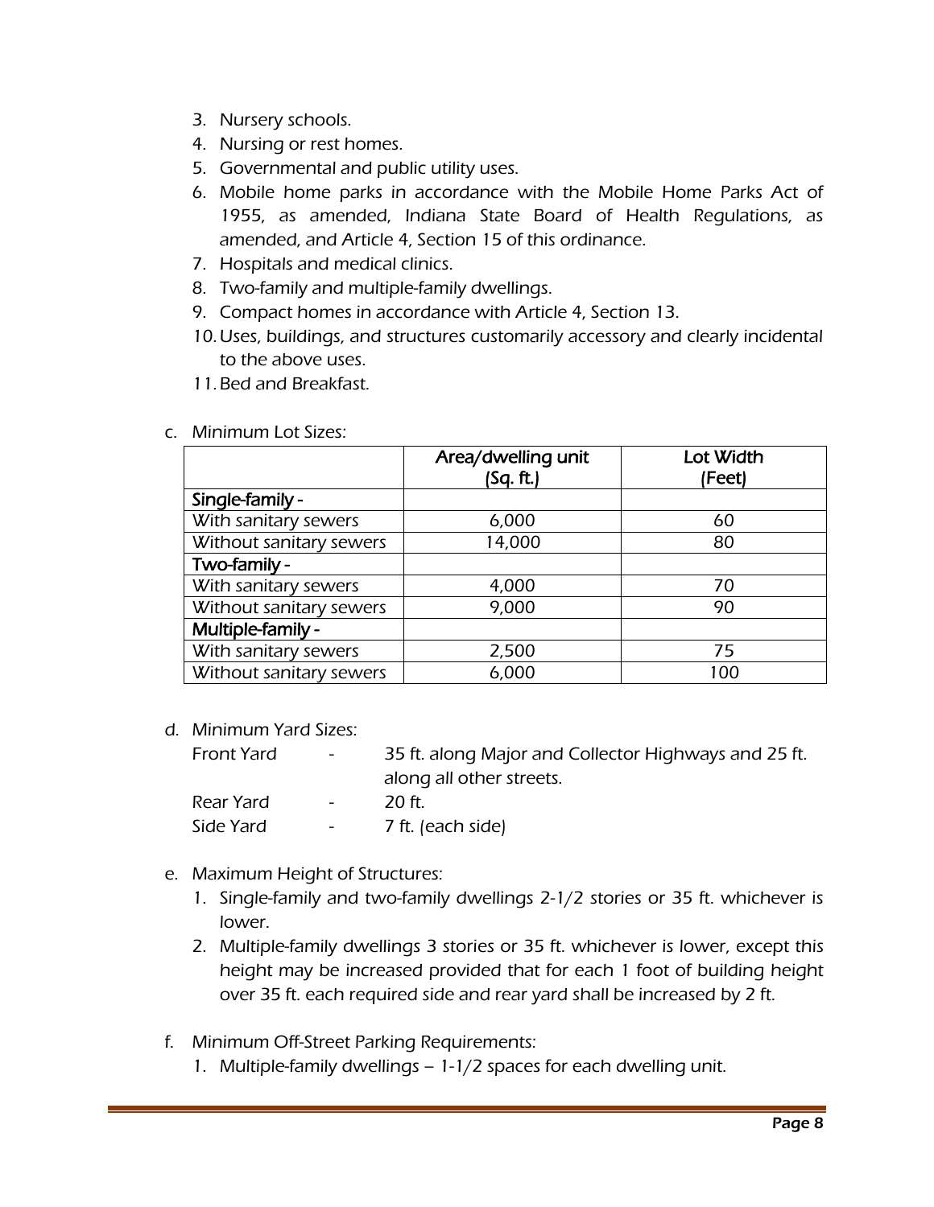3. Nursery schools.
4. Nursing or rest homes.
5. Governmental and public utility uses.
6. Mobile home parks in accordance with the Mobile Home Parks Act of 1955, as amended, Indiana State Board of Health Regulations, as amended, and Article 4, Section 15 of this ordinance.
7. Hospitals and medical clinics.
8. Two-family and multiple-family dwellings.
9. Compact homes in accordance with Article 4, Section 13.
10. Uses, buildings, and structures customarily accessory and clearly incidental to the above uses.
11. Bed and Breakfast.

c. Minimum Lot Sizes:

| | Area/dwelling unit (Sq. ft.) | Lot Width (Feet) |
|---|---|---|
| **Single-family -** | | |
| With sanitary sewers | 6,000 | 60 |
| Without sanitary sewers | 14,000 | 80 |
| **Two-family -** | | |
| With sanitary sewers | 4,000 | 70 |
| Without sanitary sewers | 9,000 | 90 |
| **Multiple-family -** | | |
| With sanitary sewers | 2,500 | 75 |
| Without sanitary sewers | 6,000 | 100 |

d. Minimum Yard Sizes:

Front Yard - 35 ft. along Major and Collector Highways and 25 ft. along all other streets.

Rear Yard - 20 ft.

Side Yard - 7 ft. (each side)

e. Maximum Height of Structures:

1. Single-family and two-family dwellings 2-1/2 stories or 35 ft. whichever is lower.
2. Multiple-family dwellings 3 stories or 35 ft. whichever is lower, except this height may be increased provided that for each 1 foot of building height over 35 ft. each required side and rear yard shall be increased by 2 ft.

f. Minimum Off-Street Parking Requirements:

1. Multiple-family dwellings – 1-1/2 spaces for each dwelling unit.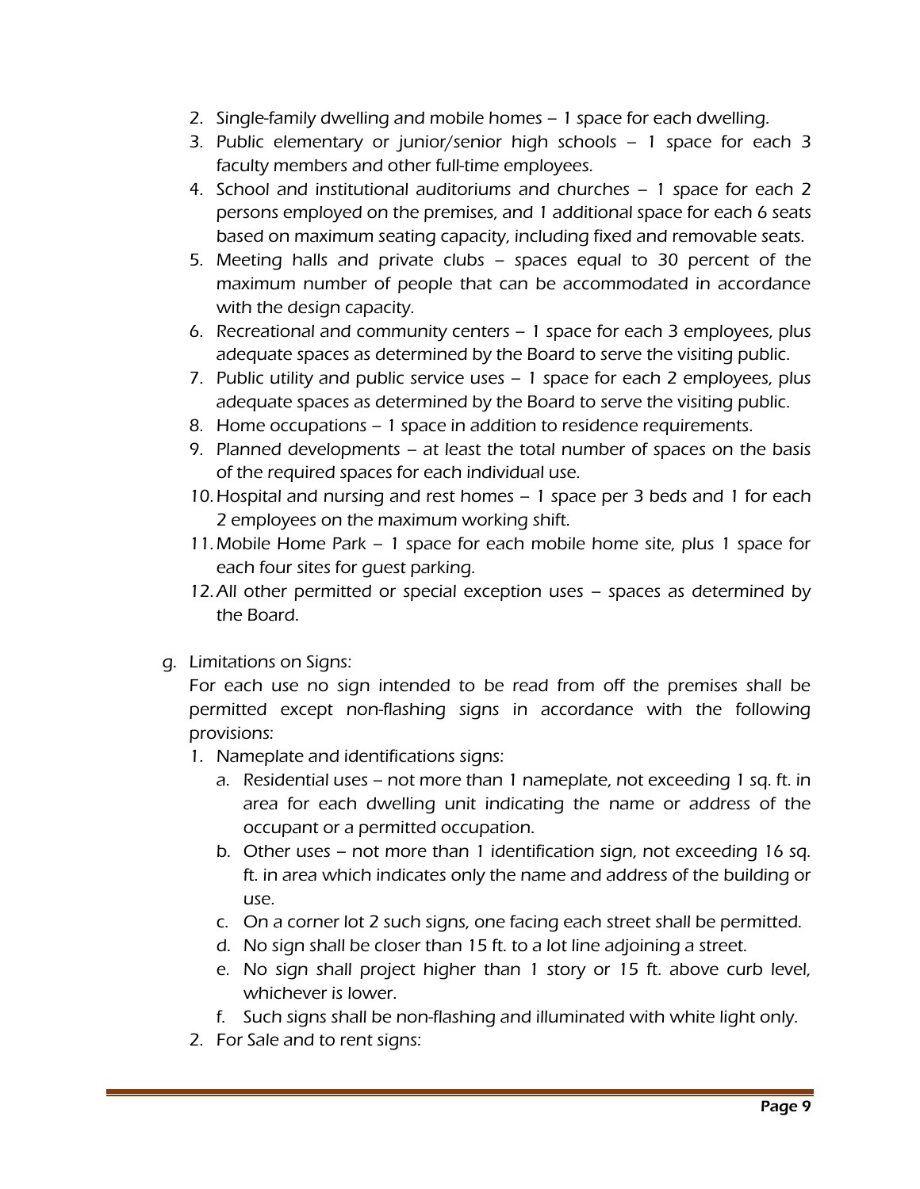2. Single-family dwelling and mobile homes – 1 space for each dwelling.
3. Public elementary or junior/senior high schools – 1 space for each 3 faculty members and other full-time employees.
4. School and institutional auditoriums and churches – 1 space for each 2 persons employed on the premises, and 1 additional space for each 6 seats based on maximum seating capacity, including fixed and removable seats.
5. Meeting halls and private clubs – spaces equal to 30 percent of the maximum number of people that can be accommodated in accordance with the design capacity.
6. Recreational and community centers – 1 space for each 3 employees, plus adequate spaces as determined by the Board to serve the visiting public.
7. Public utility and public service uses – 1 space for each 2 employees, plus adequate spaces as determined by the Board to serve the visiting public.
8. Home occupations – 1 space in addition to residence requirements.
9. Planned developments – at least the total number of spaces on the basis of the required spaces for each individual use.
10. Hospital and nursing and rest homes – 1 space per 3 beds and 1 for each 2 employees on the maximum working shift.
11. Mobile Home Park – 1 space for each mobile home site, plus 1 space for each four sites for guest parking.
12. All other permitted or special exception uses – spaces as determined by the Board.

g. Limitations on Signs:

For each use no sign intended to be read from off the premises shall be permitted except non-flashing signs in accordance with the following provisions:

1. Nameplate and identifications signs:
   a. Residential uses – not more than 1 nameplate, not exceeding 1 sq. ft. in area for each dwelling unit indicating the name or address of the occupant or a permitted occupation.
   b. Other uses – not more than 1 identification sign, not exceeding 16 sq. ft. in area which indicates only the name and address of the building or use.
   c. On a corner lot 2 such signs, one facing each street shall be permitted.
   d. No sign shall be closer than 15 ft. to a lot line adjoining a street.
   e. No sign shall project higher than 1 story or 15 ft. above curb level, whichever is lower.
   f. Such signs shall be non-flashing and illuminated with white light only.
2. For Sale and to rent signs: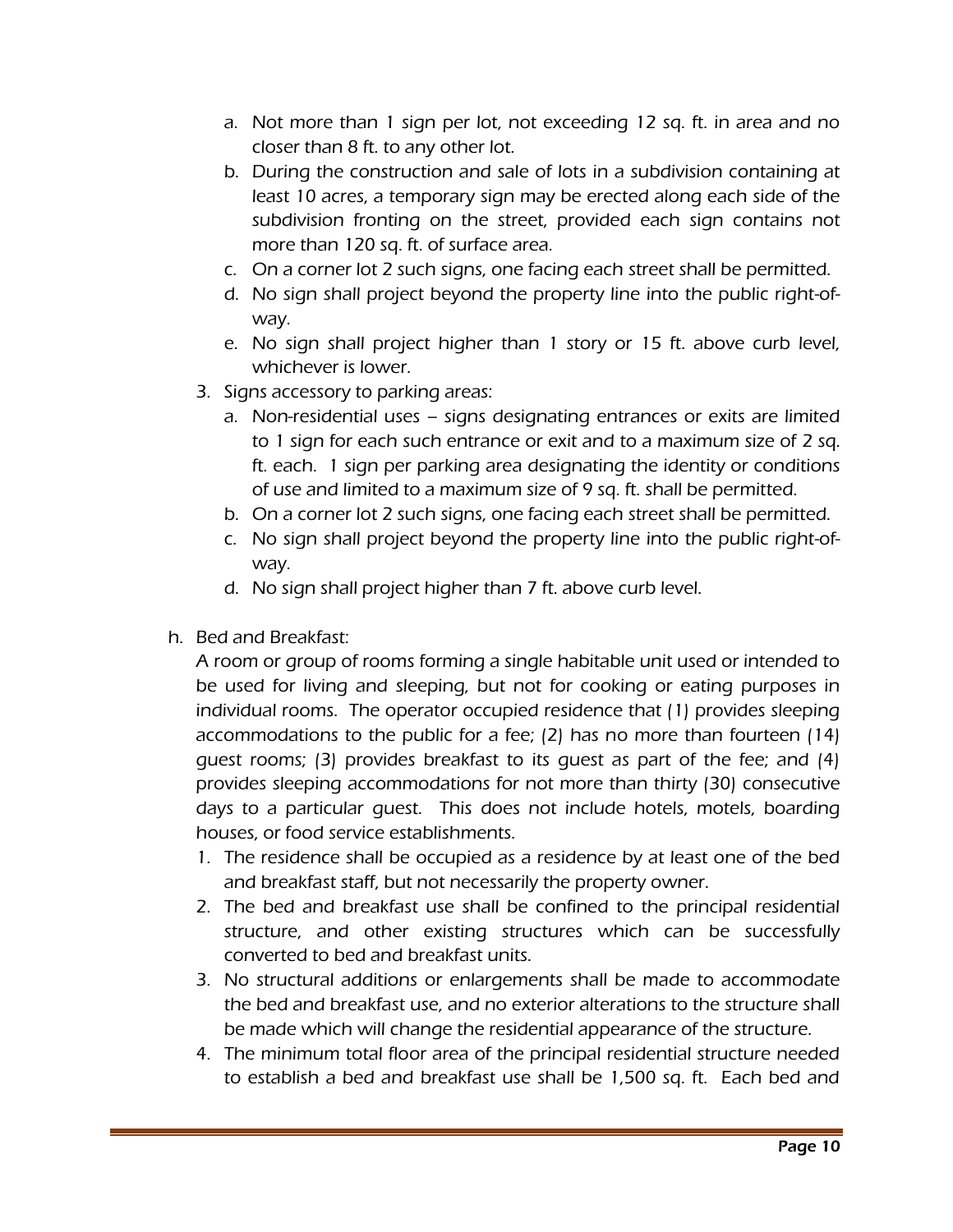a. Not more than 1 sign per lot, not exceeding 12 sq. ft. in area and no closer than 8 ft. to any other lot.
   b. During the construction and sale of lots in a subdivision containing at least 10 acres, a temporary sign may be erected along each side of the subdivision fronting on the street, provided each sign contains not more than 120 sq. ft. of surface area.
   c. On a corner lot 2 such signs, one facing each street shall be permitted.
   d. No sign shall project beyond the property line into the public right-of-way.
   e. No sign shall project higher than 1 story or 15 ft. above curb level, whichever is lower.
3. Signs accessory to parking areas:
   a. Non-residential uses – signs designating entrances or exits are limited to 1 sign for each such entrance or exit and to a maximum size of 2 sq. ft. each. 1 sign per parking area designating the identity or conditions of use and limited to a maximum size of 9 sq. ft. shall be permitted.
   b. On a corner lot 2 such signs, one facing each street shall be permitted.
   c. No sign shall project beyond the property line into the public right-of-way.
   d. No sign shall project higher than 7 ft. above curb level.

h. Bed and Breakfast:

   A room or group of rooms forming a single habitable unit used or intended to be used for living and sleeping, but not for cooking or eating purposes in individual rooms. The operator occupied residence that (1) provides sleeping accommodations to the public for a fee; (2) has no more than fourteen (14) guest rooms; (3) provides breakfast to its guest as part of the fee; and (4) provides sleeping accommodations for not more than thirty (30) consecutive days to a particular guest. This does not include hotels, motels, boarding houses, or food service establishments.

   1. The residence shall be occupied as a residence by at least one of the bed and breakfast staff, but not necessarily the property owner.
   2. The bed and breakfast use shall be confined to the principal residential structure, and other existing structures which can be successfully converted to bed and breakfast units.
   3. No structural additions or enlargements shall be made to accommodate the bed and breakfast use, and no exterior alterations to the structure shall be made which will change the residential appearance of the structure.
   4. The minimum total floor area of the principal residential structure needed to establish a bed and breakfast use shall be 1,500 sq. ft. Each bed and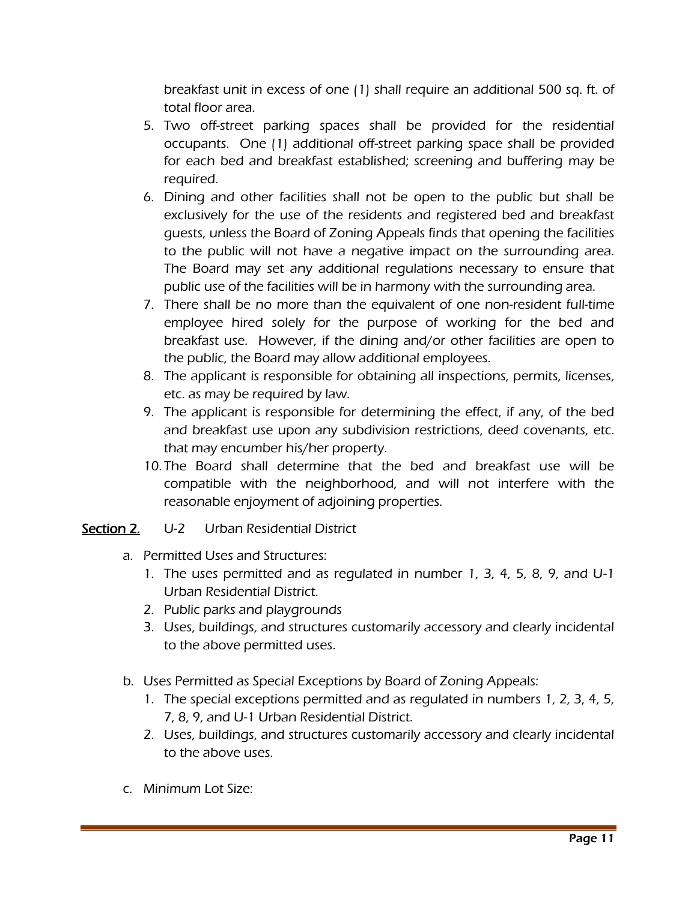breakfast unit in excess of one (1) shall require an additional 500 sq. ft. of total floor area.

5. Two off-street parking spaces shall be provided for the residential occupants. One (1) additional off-street parking space shall be provided for each bed and breakfast established; screening and buffering may be required.
6. Dining and other facilities shall not be open to the public but shall be exclusively for the use of the residents and registered bed and breakfast guests, unless the Board of Zoning Appeals finds that opening the facilities to the public will not have a negative impact on the surrounding area. The Board may set any additional regulations necessary to ensure that public use of the facilities will be in harmony with the surrounding area.
7. There shall be no more than the equivalent of one non-resident full-time employee hired solely for the purpose of working for the bed and breakfast use. However, if the dining and/or other facilities are open to the public, the Board may allow additional employees.
8. The applicant is responsible for obtaining all inspections, permits, licenses, etc. as may be required by law.
9. The applicant is responsible for determining the effect, if any, of the bed and breakfast use upon any subdivision restrictions, deed covenants, etc. that may encumber his/her property.
10. The Board shall determine that the bed and breakfast use will be compatible with the neighborhood, and will not interfere with the reasonable enjoyment of adjoining properties.

## Section 2. U-2 Urban Residential District

a. Permitted Uses and Structures:
   1. The uses permitted and as regulated in number 1, 3, 4, 5, 8, 9, and U-1 Urban Residential District.
   2. Public parks and playgrounds
   3. Uses, buildings, and structures customarily accessory and clearly incidental to the above permitted uses.

b. Uses Permitted as Special Exceptions by Board of Zoning Appeals:
   1. The special exceptions permitted and as regulated in numbers 1, 2, 3, 4, 5, 7, 8, 9, and U-1 Urban Residential District.
   2. Uses, buildings, and structures customarily accessory and clearly incidental to the above uses.

c. Minimum Lot Size: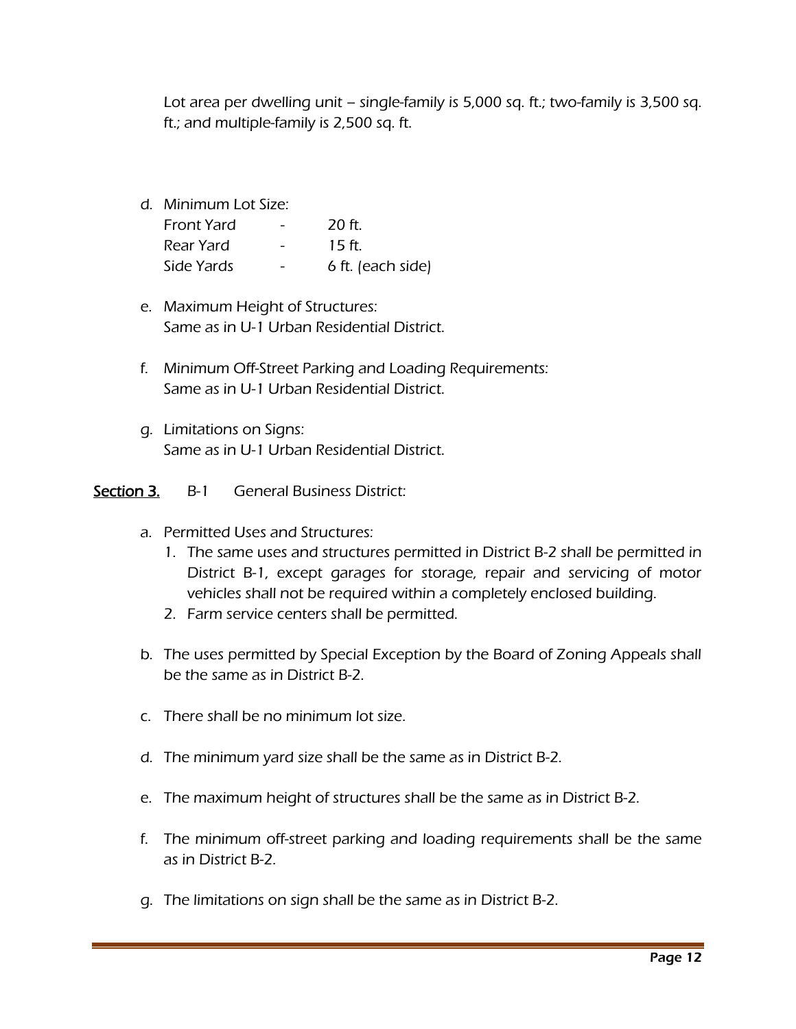Lot area per dwelling unit – single-family is 5,000 sq. ft.; two-family is 3,500 sq. ft.; and multiple-family is 2,500 sq. ft.

d. Minimum Lot Size:

| | | |
|---|---|---|
| Front Yard | - | 20 ft. |
| Rear Yard | - | 15 ft. |
| Side Yards | - | 6 ft. (each side) |

e. Maximum Height of Structures:
Same as in U-1 Urban Residential District.

f. Minimum Off-Street Parking and Loading Requirements:
Same as in U-1 Urban Residential District.

g. Limitations on Signs:
Same as in U-1 Urban Residential District.

**Section 3.** B-1 General Business District:

a. Permitted Uses and Structures:
   1. The same uses and structures permitted in District B-2 shall be permitted in District B-1, except garages for storage, repair and servicing of motor vehicles shall not be required within a completely enclosed building.
   2. Farm service centers shall be permitted.

b. The uses permitted by Special Exception by the Board of Zoning Appeals shall be the same as in District B-2.

c. There shall be no minimum lot size.

d. The minimum yard size shall be the same as in District B-2.

e. The maximum height of structures shall be the same as in District B-2.

f. The minimum off-street parking and loading requirements shall be the same as in District B-2.

g. The limitations on sign shall be the same as in District B-2.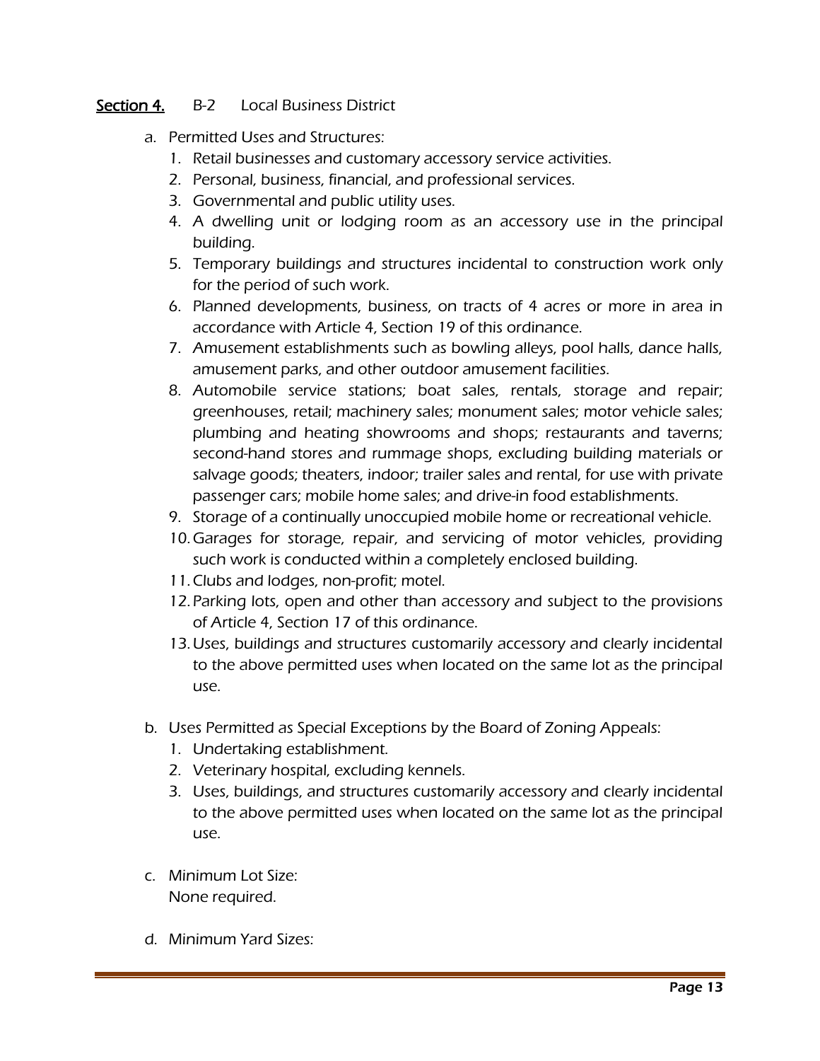## **Section 4.** B-2 Local Business District

a. Permitted Uses and Structures:
   1. Retail businesses and customary accessory service activities.
   2. Personal, business, financial, and professional services.
   3. Governmental and public utility uses.
   4. A dwelling unit or lodging room as an accessory use in the principal building.
   5. Temporary buildings and structures incidental to construction work only for the period of such work.
   6. Planned developments, business, on tracts of 4 acres or more in area in accordance with Article 4, Section 19 of this ordinance.
   7. Amusement establishments such as bowling alleys, pool halls, dance halls, amusement parks, and other outdoor amusement facilities.
   8. Automobile service stations; boat sales, rentals, storage and repair; greenhouses, retail; machinery sales; monument sales; motor vehicle sales; plumbing and heating showrooms and shops; restaurants and taverns; second-hand stores and rummage shops, excluding building materials or salvage goods; theaters, indoor; trailer sales and rental, for use with private passenger cars; mobile home sales; and drive-in food establishments.
   9. Storage of a continually unoccupied mobile home or recreational vehicle.
   10. Garages for storage, repair, and servicing of motor vehicles, providing such work is conducted within a completely enclosed building.
   11. Clubs and lodges, non-profit; motel.
   12. Parking lots, open and other than accessory and subject to the provisions of Article 4, Section 17 of this ordinance.
   13. Uses, buildings and structures customarily accessory and clearly incidental to the above permitted uses when located on the same lot as the principal use.

b. Uses Permitted as Special Exceptions by the Board of Zoning Appeals:
   1. Undertaking establishment.
   2. Veterinary hospital, excluding kennels.
   3. Uses, buildings, and structures customarily accessory and clearly incidental to the above permitted uses when located on the same lot as the principal use.

c. Minimum Lot Size:
   None required.

d. Minimum Yard Sizes: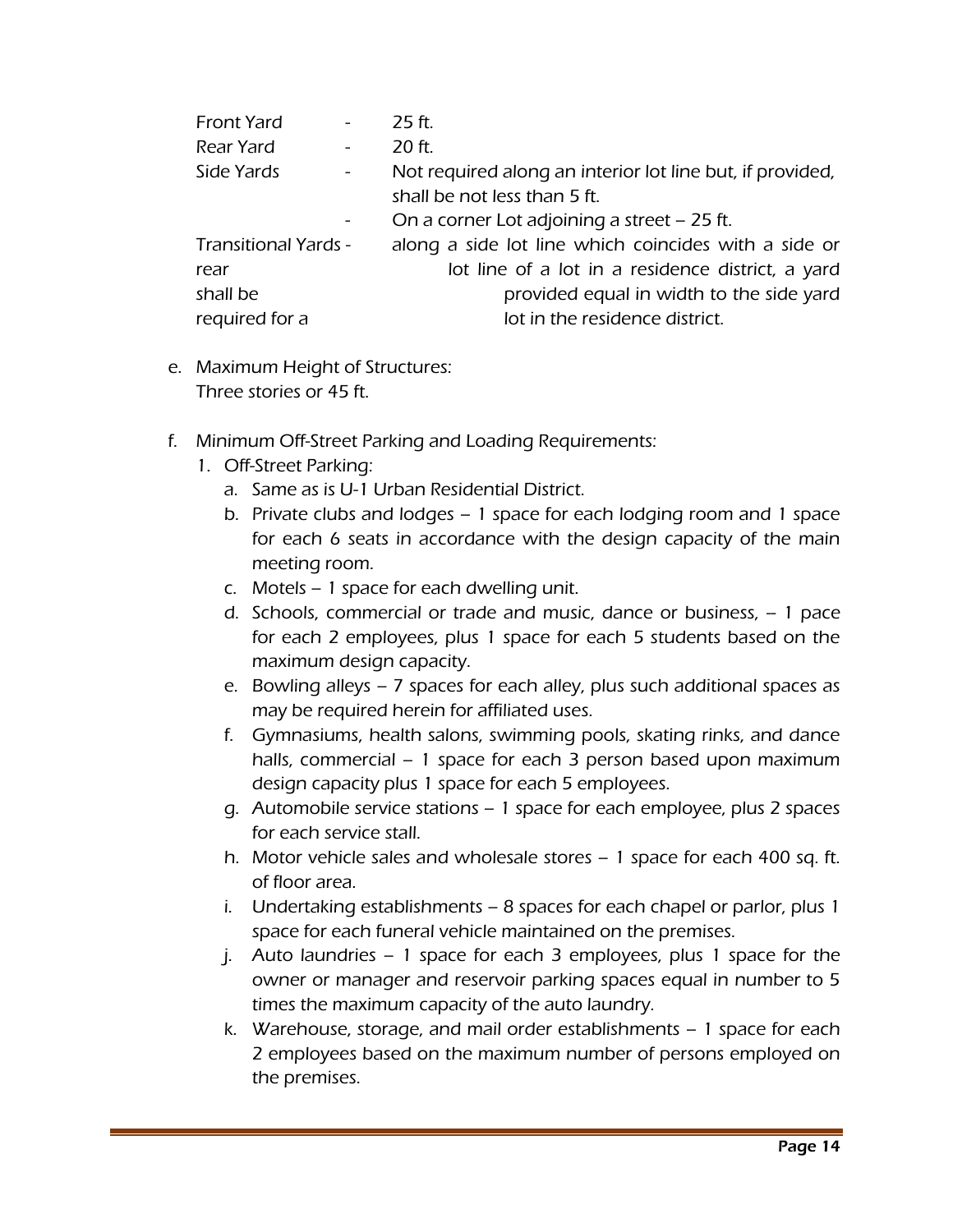Front Yard - 25 ft.

Rear Yard - 20 ft.

Side Yards - Not required along an interior lot line but, if provided, shall be not less than 5 ft.

- On a corner Lot adjoining a street – 25 ft.

Transitional Yards - along a side lot line which coincides with a side or rear lot line of a lot in a residence district, a yard shall be provided equal in width to the side yard required for a lot in the residence district.

e. Maximum Height of Structures:
   Three stories or 45 ft.

f. Minimum Off-Street Parking and Loading Requirements:
   1. Off-Street Parking:
      a. Same as is U-1 Urban Residential District.
      b. Private clubs and lodges – 1 space for each lodging room and 1 space for each 6 seats in accordance with the design capacity of the main meeting room.
      c. Motels – 1 space for each dwelling unit.
      d. Schools, commercial or trade and music, dance or business, – 1 pace for each 2 employees, plus 1 space for each 5 students based on the maximum design capacity.
      e. Bowling alleys – 7 spaces for each alley, plus such additional spaces as may be required herein for affiliated uses.
      f. Gymnasiums, health salons, swimming pools, skating rinks, and dance halls, commercial – 1 space for each 3 person based upon maximum design capacity plus 1 space for each 5 employees.
      g. Automobile service stations – 1 space for each employee, plus 2 spaces for each service stall.
      h. Motor vehicle sales and wholesale stores – 1 space for each 400 sq. ft. of floor area.
      i. Undertaking establishments – 8 spaces for each chapel or parlor, plus 1 space for each funeral vehicle maintained on the premises.
      j. Auto laundries – 1 space for each 3 employees, plus 1 space for the owner or manager and reservoir parking spaces equal in number to 5 times the maximum capacity of the auto laundry.
      k. Warehouse, storage, and mail order establishments – 1 space for each 2 employees based on the maximum number of persons employed on the premises.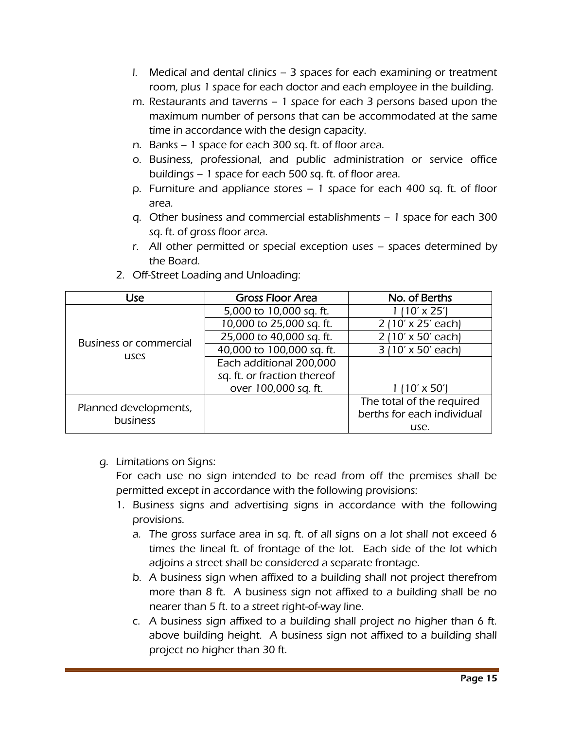l. Medical and dental clinics – 3 spaces for each examining or treatment room, plus 1 space for each doctor and each employee in the building.
m. Restaurants and taverns – 1 space for each 3 persons based upon the maximum number of persons that can be accommodated at the same time in accordance with the design capacity.
n. Banks – 1 space for each 300 sq. ft. of floor area.
o. Business, professional, and public administration or service office buildings – 1 space for each 500 sq. ft. of floor area.
p. Furniture and appliance stores – 1 space for each 400 sq. ft. of floor area.
q. Other business and commercial establishments – 1 space for each 300 sq. ft. of gross floor area.
r. All other permitted or special exception uses – spaces determined by the Board.

2. Off-Street Loading and Unloading:

| Use | Gross Floor Area | No. of Berths |
|---|---|---|
| Business or commercial uses | 5,000 to 10,000 sq. ft. | 1 (10′ x 25′) |
| | 10,000 to 25,000 sq. ft. | 2 (10′ x 25′ each) |
| | 25,000 to 40,000 sq. ft. | 2 (10′ x 50′ each) |
| | 40,000 to 100,000 sq. ft. | 3 (10′ x 50′ each) |
| | Each additional 200,000 sq. ft. or fraction thereof over 100,000 sq. ft. | 1 (10′ x 50′) |
| Planned developments, business | | The total of the required berths for each individual use. |

g. Limitations on Signs:
For each use no sign intended to be read from off the premises shall be permitted except in accordance with the following provisions:

1. Business signs and advertising signs in accordance with the following provisions.
   a. The gross surface area in sq. ft. of all signs on a lot shall not exceed 6 times the lineal ft. of frontage of the lot. Each side of the lot which adjoins a street shall be considered a separate frontage.
   b. A business sign when affixed to a building shall not project therefrom more than 8 ft. A business sign not affixed to a building shall be no nearer than 5 ft. to a street right-of-way line.
   c. A business sign affixed to a building shall project no higher than 6 ft. above building height. A business sign not affixed to a building shall project no higher than 30 ft.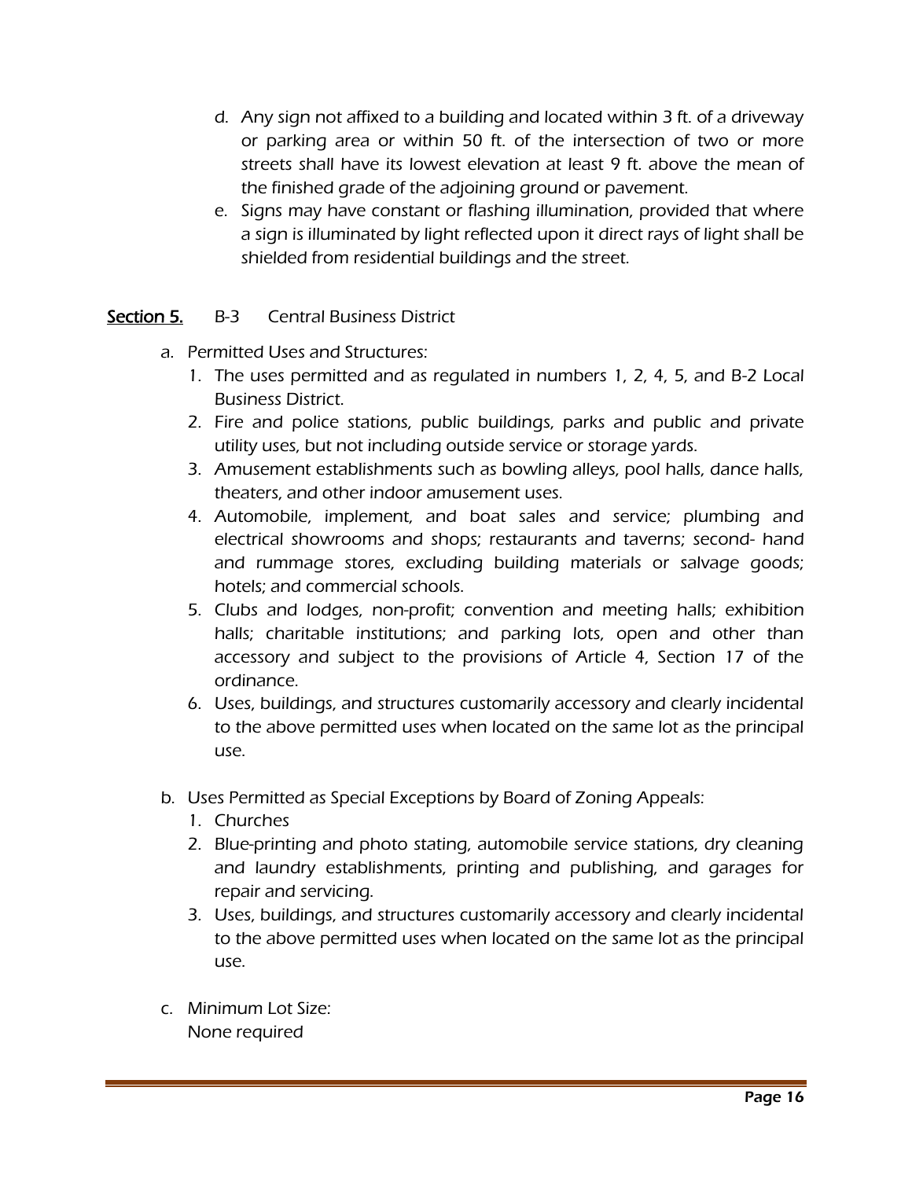d. Any sign not affixed to a building and located within 3 ft. of a driveway or parking area or within 50 ft. of the intersection of two or more streets shall have its lowest elevation at least 9 ft. above the mean of the finished grade of the adjoining ground or pavement.

e. Signs may have constant or flashing illumination, provided that where a sign is illuminated by light reflected upon it direct rays of light shall be shielded from residential buildings and the street.

## Section 5. B-3 Central Business District

a. Permitted Uses and Structures:
   1. The uses permitted and as regulated in numbers 1, 2, 4, 5, and B-2 Local Business District.
   2. Fire and police stations, public buildings, parks and public and private utility uses, but not including outside service or storage yards.
   3. Amusement establishments such as bowling alleys, pool halls, dance halls, theaters, and other indoor amusement uses.
   4. Automobile, implement, and boat sales and service; plumbing and electrical showrooms and shops; restaurants and taverns; second- hand and rummage stores, excluding building materials or salvage goods; hotels; and commercial schools.
   5. Clubs and lodges, non-profit; convention and meeting halls; exhibition halls; charitable institutions; and parking lots, open and other than accessory and subject to the provisions of Article 4, Section 17 of the ordinance.
   6. Uses, buildings, and structures customarily accessory and clearly incidental to the above permitted uses when located on the same lot as the principal use.

b. Uses Permitted as Special Exceptions by Board of Zoning Appeals:
   1. Churches
   2. Blue-printing and photo stating, automobile service stations, dry cleaning and laundry establishments, printing and publishing, and garages for repair and servicing.
   3. Uses, buildings, and structures customarily accessory and clearly incidental to the above permitted uses when located on the same lot as the principal use.

c. Minimum Lot Size:
   None required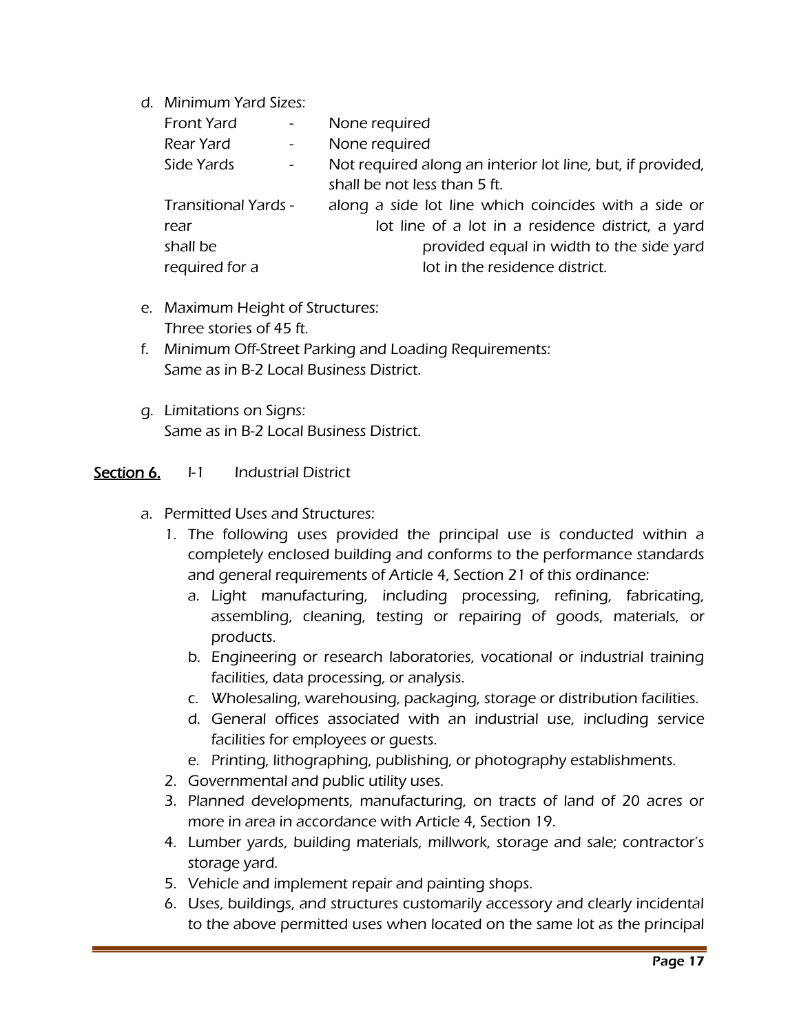d. Minimum Yard Sizes:

Front Yard - None required

Rear Yard - None required

Side Yards - Not required along an interior lot line, but, if provided, shall be not less than 5 ft.

Transitional Yards - along a side lot line which coincides with a side or rear lot line of a lot in a residence district, a yard shall be provided equal in width to the side yard required for a lot in the residence district.

e. Maximum Height of Structures:
Three stories of 45 ft.

f. Minimum Off-Street Parking and Loading Requirements:
Same as in B-2 Local Business District.

g. Limitations on Signs:
Same as in B-2 Local Business District.

## Section 6. I-1 Industrial District

a. Permitted Uses and Structures:

1. The following uses provided the principal use is conducted within a completely enclosed building and conforms to the performance standards and general requirements of Article 4, Section 21 of this ordinance:
   a. Light manufacturing, including processing, refining, fabricating, assembling, cleaning, testing or repairing of goods, materials, or products.
   b. Engineering or research laboratories, vocational or industrial training facilities, data processing, or analysis.
   c. Wholesaling, warehousing, packaging, storage or distribution facilities.
   d. General offices associated with an industrial use, including service facilities for employees or guests.
   e. Printing, lithographing, publishing, or photography establishments.
2. Governmental and public utility uses.
3. Planned developments, manufacturing, on tracts of land of 20 acres or more in area in accordance with Article 4, Section 19.
4. Lumber yards, building materials, millwork, storage and sale; contractor's storage yard.
5. Vehicle and implement repair and painting shops.
6. Uses, buildings, and structures customarily accessory and clearly incidental to the above permitted uses when located on the same lot as the principal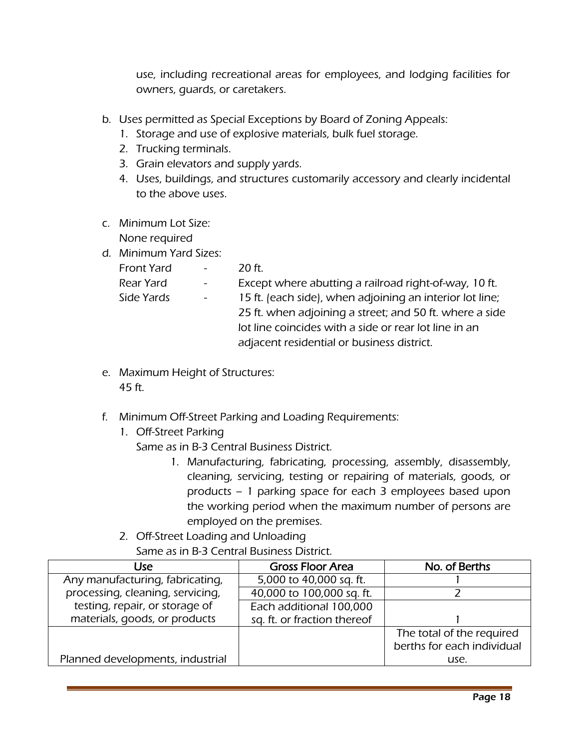use, including recreational areas for employees, and lodging facilities for owners, guards, or caretakers.

b. Uses permitted as Special Exceptions by Board of Zoning Appeals:
   1. Storage and use of explosive materials, bulk fuel storage.
   2. Trucking terminals.
   3. Grain elevators and supply yards.
   4. Uses, buildings, and structures customarily accessory and clearly incidental to the above uses.

c. Minimum Lot Size:
   None required

d. Minimum Yard Sizes:
   Front Yard - 20 ft.
   Rear Yard - Except where abutting a railroad right-of-way, 10 ft.
   Side Yards - 15 ft. (each side), when adjoining an interior lot line; 25 ft. when adjoining a street; and 50 ft. where a side lot line coincides with a side or rear lot line in an adjacent residential or business district.

e. Maximum Height of Structures:
   45 ft.

f. Minimum Off-Street Parking and Loading Requirements:
   1. Off-Street Parking
      Same as in B-3 Central Business District.
      1. Manufacturing, fabricating, processing, assembly, disassembly, cleaning, servicing, testing or repairing of materials, goods, or products – 1 parking space for each 3 employees based upon the working period when the maximum number of persons are employed on the premises.
   2. Off-Street Loading and Unloading
      Same as in B-3 Central Business District.

| Use | Gross Floor Area | No. of Berths |
|---|---|---|
| Any manufacturing, fabricating, processing, cleaning, servicing, testing, repair, or storage of materials, goods, or products | 5,000 to 40,000 sq. ft. | 1 |
| | 40,000 to 100,000 sq. ft. | 2 |
| | Each additional 100,000 sq. ft. or fraction thereof | 1 |
| Planned developments, industrial | | The total of the required berths for each individual use. |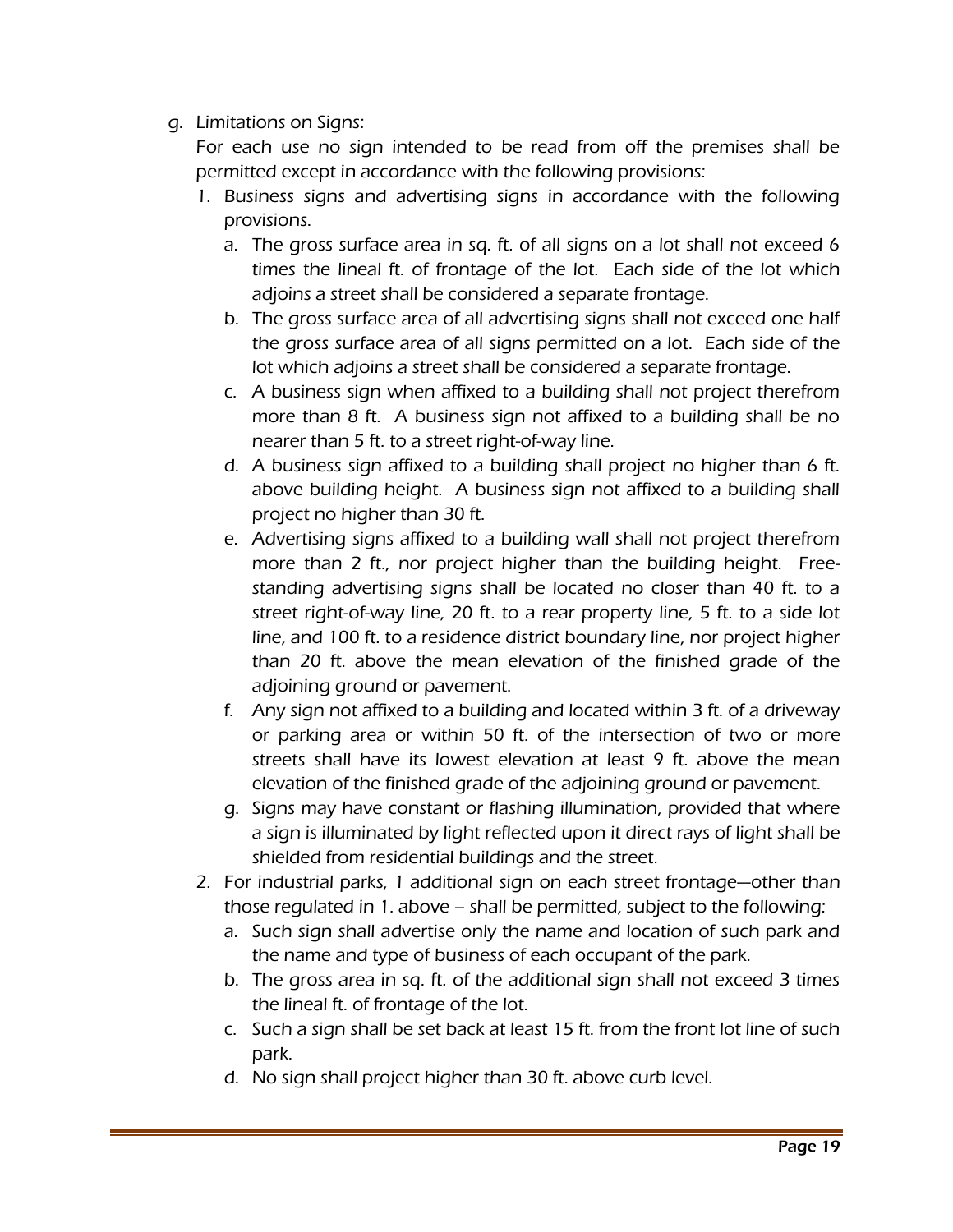g. Limitations on Signs:

For each use no sign intended to be read from off the premises shall be permitted except in accordance with the following provisions:

1. Business signs and advertising signs in accordance with the following provisions.
   a. The gross surface area in sq. ft. of all signs on a lot shall not exceed 6 times the lineal ft. of frontage of the lot. Each side of the lot which adjoins a street shall be considered a separate frontage.
   b. The gross surface area of all advertising signs shall not exceed one half the gross surface area of all signs permitted on a lot. Each side of the lot which adjoins a street shall be considered a separate frontage.
   c. A business sign when affixed to a building shall not project therefrom more than 8 ft. A business sign not affixed to a building shall be no nearer than 5 ft. to a street right-of-way line.
   d. A business sign affixed to a building shall project no higher than 6 ft. above building height. A business sign not affixed to a building shall project no higher than 30 ft.
   e. Advertising signs affixed to a building wall shall not project therefrom more than 2 ft., nor project higher than the building height. Free-standing advertising signs shall be located no closer than 40 ft. to a street right-of-way line, 20 ft. to a rear property line, 5 ft. to a side lot line, and 100 ft. to a residence district boundary line, nor project higher than 20 ft. above the mean elevation of the finished grade of the adjoining ground or pavement.
   f. Any sign not affixed to a building and located within 3 ft. of a driveway or parking area or within 50 ft. of the intersection of two or more streets shall have its lowest elevation at least 9 ft. above the mean elevation of the finished grade of the adjoining ground or pavement.
   g. Signs may have constant or flashing illumination, provided that where a sign is illuminated by light reflected upon it direct rays of light shall be shielded from residential buildings and the street.
2. For industrial parks, 1 additional sign on each street frontage—other than those regulated in 1. above – shall be permitted, subject to the following:
   a. Such sign shall advertise only the name and location of such park and the name and type of business of each occupant of the park.
   b. The gross area in sq. ft. of the additional sign shall not exceed 3 times the lineal ft. of frontage of the lot.
   c. Such a sign shall be set back at least 15 ft. from the front lot line of such park.
   d. No sign shall project higher than 30 ft. above curb level.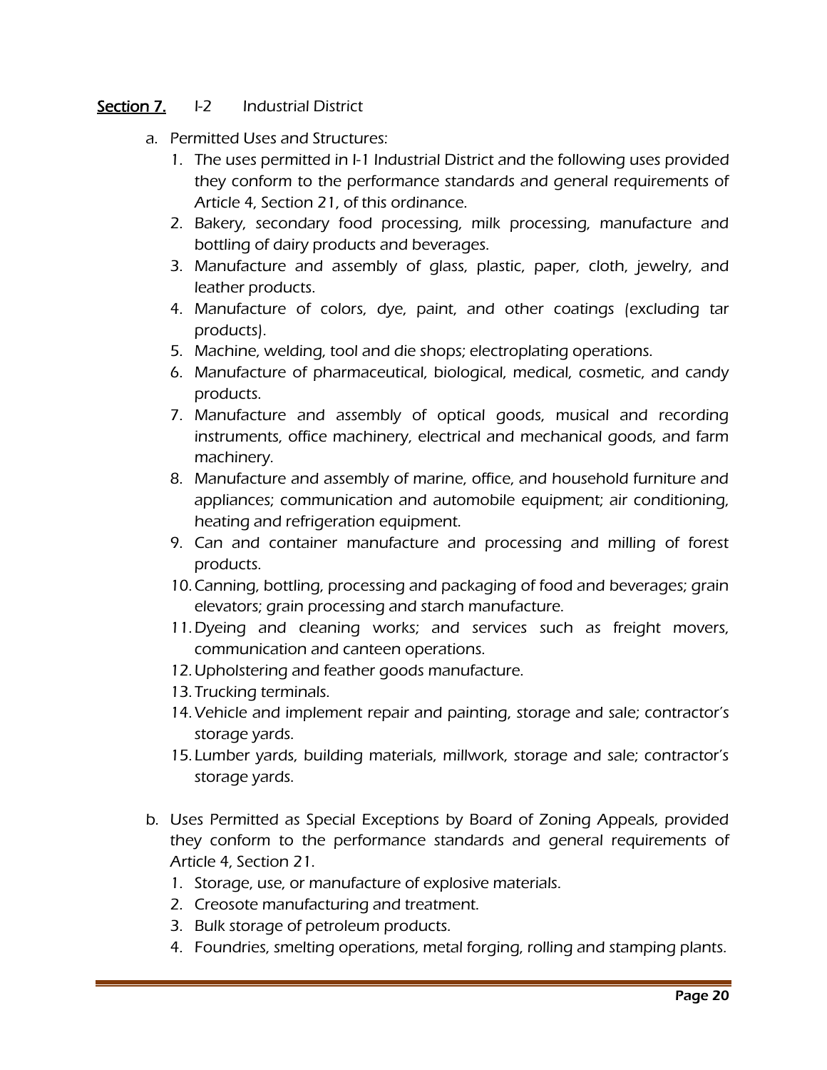## **<u>Section 7.</u>** I-2 Industrial District

a. Permitted Uses and Structures:
   1. The uses permitted in I-1 Industrial District and the following uses provided they conform to the performance standards and general requirements of Article 4, Section 21, of this ordinance.
   2. Bakery, secondary food processing, milk processing, manufacture and bottling of dairy products and beverages.
   3. Manufacture and assembly of glass, plastic, paper, cloth, jewelry, and leather products.
   4. Manufacture of colors, dye, paint, and other coatings (excluding tar products).
   5. Machine, welding, tool and die shops; electroplating operations.
   6. Manufacture of pharmaceutical, biological, medical, cosmetic, and candy products.
   7. Manufacture and assembly of optical goods, musical and recording instruments, office machinery, electrical and mechanical goods, and farm machinery.
   8. Manufacture and assembly of marine, office, and household furniture and appliances; communication and automobile equipment; air conditioning, heating and refrigeration equipment.
   9. Can and container manufacture and processing and milling of forest products.
   10. Canning, bottling, processing and packaging of food and beverages; grain elevators; grain processing and starch manufacture.
   11. Dyeing and cleaning works; and services such as freight movers, communication and canteen operations.
   12. Upholstering and feather goods manufacture.
   13. Trucking terminals.
   14. Vehicle and implement repair and painting, storage and sale; contractor's storage yards.
   15. Lumber yards, building materials, millwork, storage and sale; contractor's storage yards.

b. Uses Permitted as Special Exceptions by Board of Zoning Appeals, provided they conform to the performance standards and general requirements of Article 4, Section 21.
   1. Storage, use, or manufacture of explosive materials.
   2. Creosote manufacturing and treatment.
   3. Bulk storage of petroleum products.
   4. Foundries, smelting operations, metal forging, rolling and stamping plants.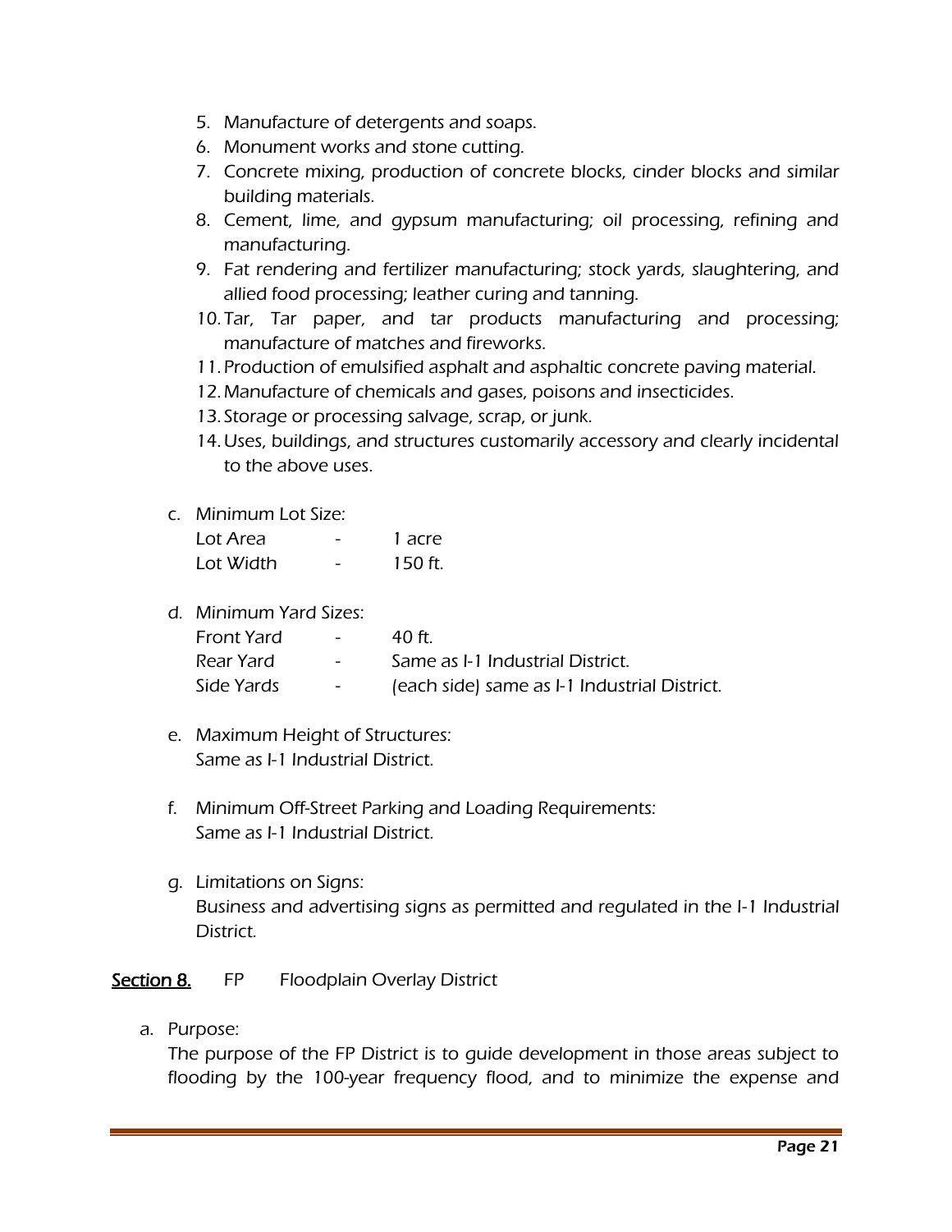5. Manufacture of detergents and soaps.
6. Monument works and stone cutting.
7. Concrete mixing, production of concrete blocks, cinder blocks and similar building materials.
8. Cement, lime, and gypsum manufacturing; oil processing, refining and manufacturing.
9. Fat rendering and fertilizer manufacturing; stock yards, slaughtering, and allied food processing; leather curing and tanning.
10. Tar, Tar paper, and tar products manufacturing and processing; manufacture of matches and fireworks.
11. Production of emulsified asphalt and asphaltic concrete paving material.
12. Manufacture of chemicals and gases, poisons and insecticides.
13. Storage or processing salvage, scrap, or junk.
14. Uses, buildings, and structures customarily accessory and clearly incidental to the above uses.

c. Minimum Lot Size:

| | | |
|---|---|---|
| Lot Area | - | 1 acre |
| Lot Width | - | 150 ft. |

d. Minimum Yard Sizes:

| | | |
|---|---|---|
| Front Yard | - | 40 ft. |
| Rear Yard | - | Same as I-1 Industrial District. |
| Side Yards | - | (each side) same as I-1 Industrial District. |

e. Maximum Height of Structures:
Same as I-1 Industrial District.

f. Minimum Off-Street Parking and Loading Requirements:
Same as I-1 Industrial District.

g. Limitations on Signs:
Business and advertising signs as permitted and regulated in the I-1 Industrial District.

## Section 8. FP Floodplain Overlay District

a. Purpose:
The purpose of the FP District is to guide development in those areas subject to flooding by the 100-year frequency flood, and to minimize the expense and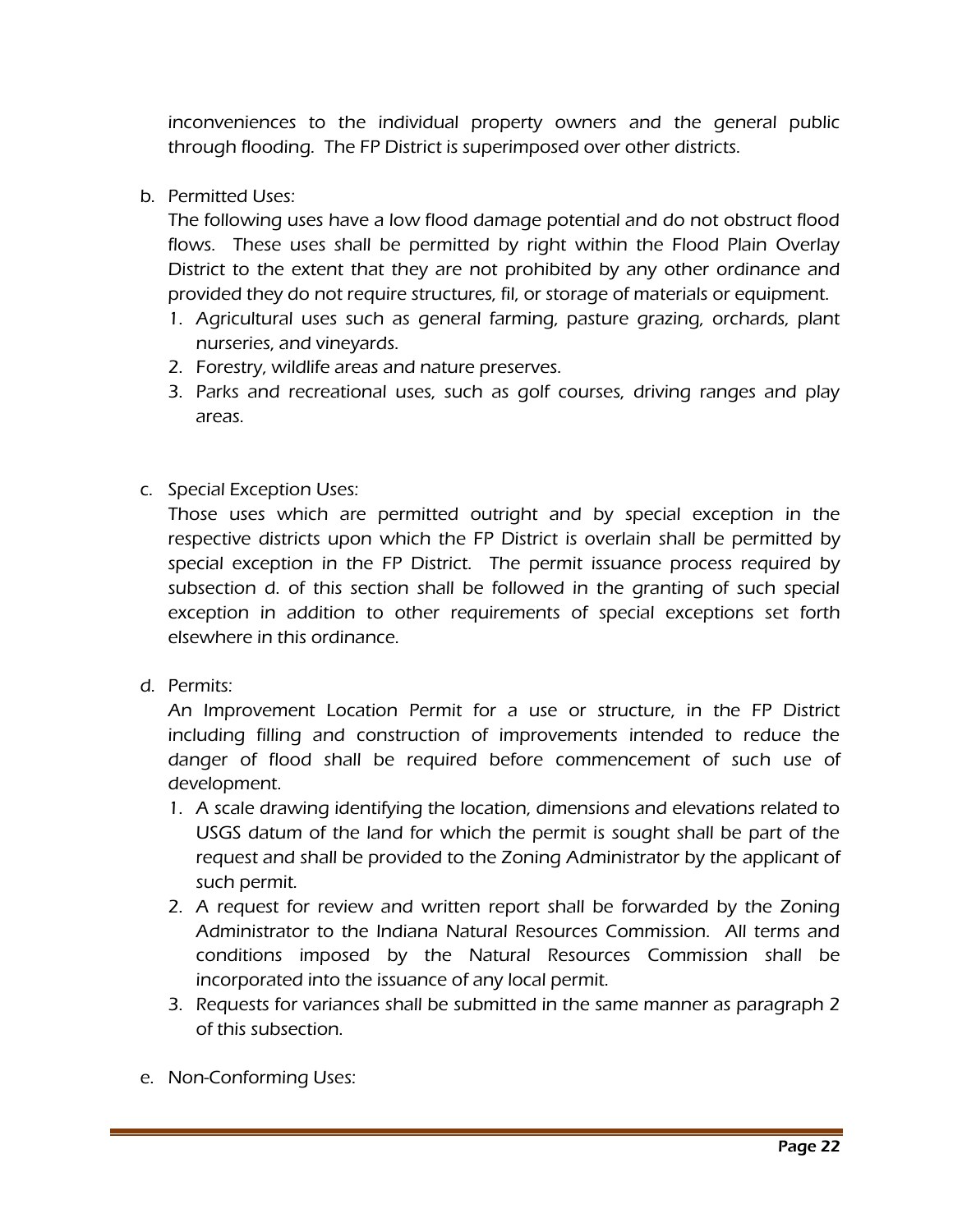inconveniences to the individual property owners and the general public through flooding. The FP District is superimposed over other districts.

b. Permitted Uses:

   The following uses have a low flood damage potential and do not obstruct flood flows. These uses shall be permitted by right within the Flood Plain Overlay District to the extent that they are not prohibited by any other ordinance and provided they do not require structures, fil, or storage of materials or equipment.

   1. Agricultural uses such as general farming, pasture grazing, orchards, plant nurseries, and vineyards.
   2. Forestry, wildlife areas and nature preserves.
   3. Parks and recreational uses, such as golf courses, driving ranges and play areas.

c. Special Exception Uses:

   Those uses which are permitted outright and by special exception in the respective districts upon which the FP District is overlain shall be permitted by special exception in the FP District. The permit issuance process required by subsection d. of this section shall be followed in the granting of such special exception in addition to other requirements of special exceptions set forth elsewhere in this ordinance.

d. Permits:

   An Improvement Location Permit for a use or structure, in the FP District including filling and construction of improvements intended to reduce the danger of flood shall be required before commencement of such use of development.

   1. A scale drawing identifying the location, dimensions and elevations related to USGS datum of the land for which the permit is sought shall be part of the request and shall be provided to the Zoning Administrator by the applicant of such permit.
   2. A request for review and written report shall be forwarded by the Zoning Administrator to the Indiana Natural Resources Commission. All terms and conditions imposed by the Natural Resources Commission shall be incorporated into the issuance of any local permit.
   3. Requests for variances shall be submitted in the same manner as paragraph 2 of this subsection.

e. Non-Conforming Uses: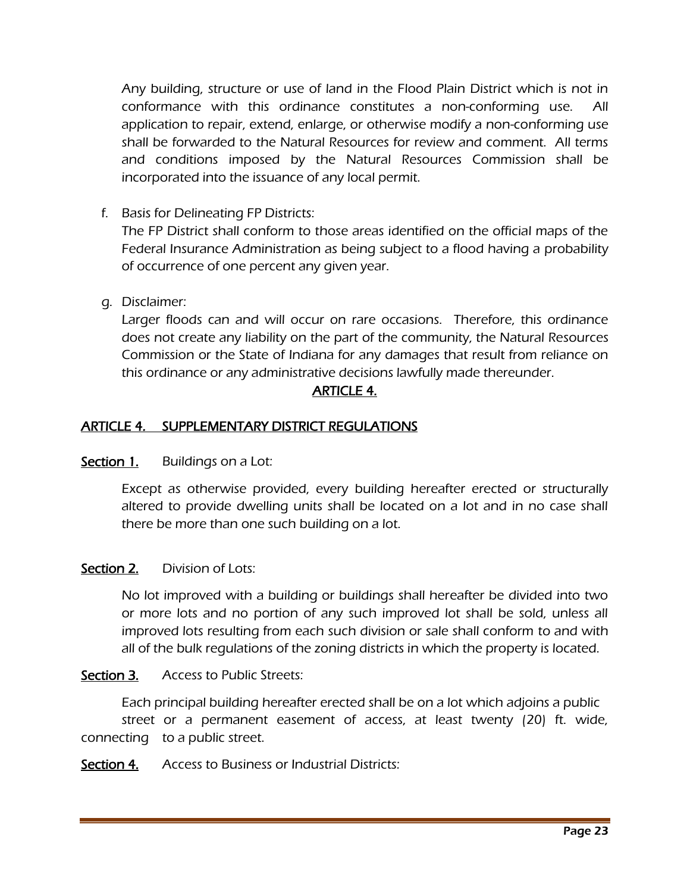*Any building, structure or use of land in the Flood Plain District which is not in conformance with this ordinance constitutes a non-conforming use. All application to repair, extend, enlarge, or otherwise modify a non-conforming use shall be forwarded to the Natural Resources for review and comment. All terms and conditions imposed by the Natural Resources Commission shall be incorporated into the issuance of any local permit.*

f. *Basis for Delineating FP Districts:*
   *The FP District shall conform to those areas identified on the official maps of the Federal Insurance Administration as being subject to a flood having a probability of occurrence of one percent any given year.*

g. *Disclaimer:*
   *Larger floods can and will occur on rare occasions. Therefore, this ordinance does not create any liability on the part of the community, the Natural Resources Commission or the State of Indiana for any damages that result from reliance on this ordinance or any administrative decisions lawfully made thereunder.*

## ARTICLE 4.

## ARTICLE 4. SUPPLEMENTARY DISTRICT REGULATIONS

**Section 1.** Buildings on a Lot:

Except as otherwise provided, every building hereafter erected or structurally altered to provide dwelling units shall be located on a lot and in no case shall there be more than one such building on a lot.

**Section 2.** Division of Lots:

No lot improved with a building or buildings shall hereafter be divided into two or more lots and no portion of any such improved lot shall be sold, unless all improved lots resulting from each such division or sale shall conform to and with all of the bulk regulations of the zoning districts in which the property is located.

**Section 3.** Access to Public Streets:

Each principal building hereafter erected shall be on a lot which adjoins a public street or a permanent easement of access, at least twenty (20) ft. wide, connecting to a public street.

**Section 4.** Access to Business or Industrial Districts: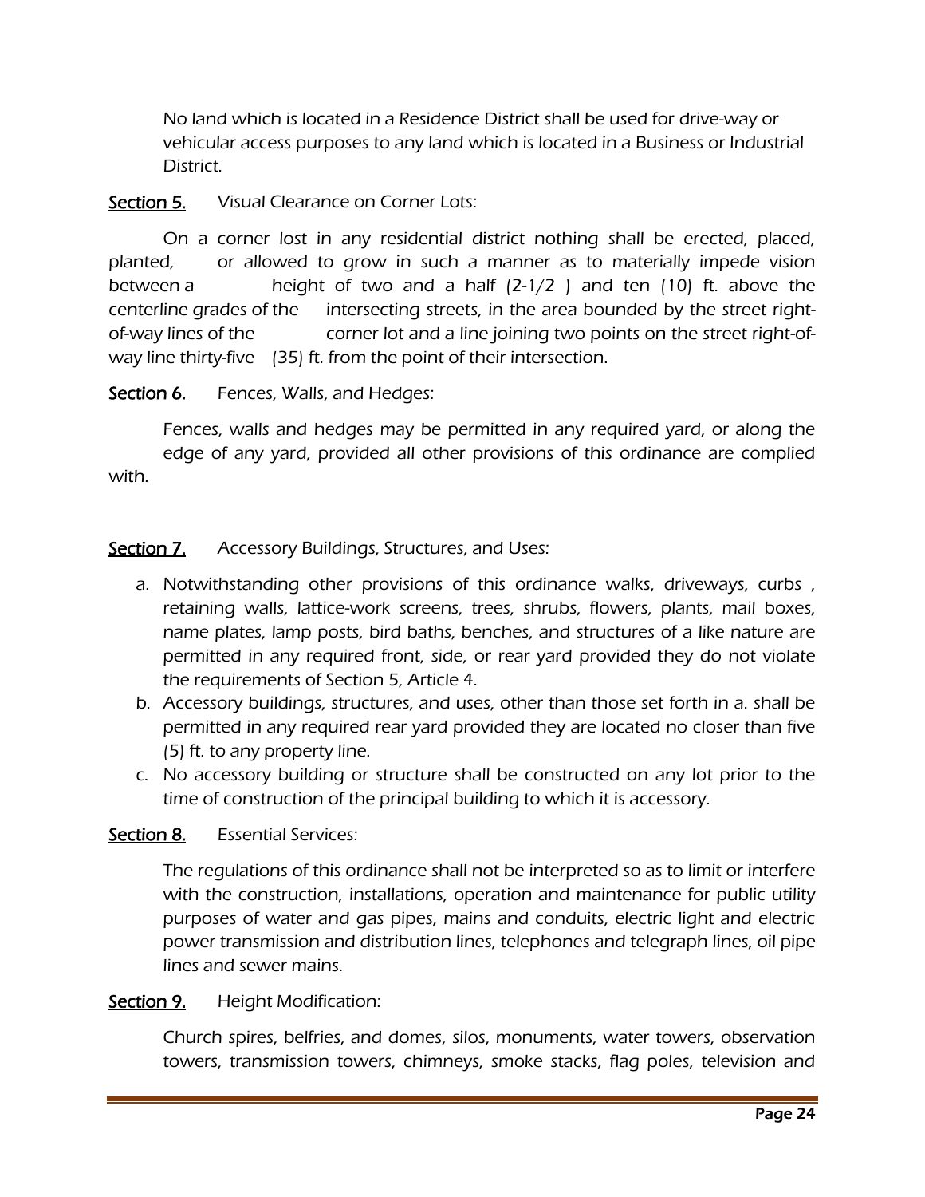No land which is located in a Residence District shall be used for drive-way or vehicular access purposes to any land which is located in a Business or Industrial District.

**Section 5.** Visual Clearance on Corner Lots:

On a corner lost in any residential district nothing shall be erected, placed, planted, or allowed to grow in such a manner as to materially impede vision between a height of two and a half (2-1/2 ) and ten (10) ft. above the centerline grades of the intersecting streets, in the area bounded by the street right-of-way lines of the corner lot and a line joining two points on the street right-of-way line thirty-five (35) ft. from the point of their intersection.

**Section 6.** Fences, Walls, and Hedges:

Fences, walls and hedges may be permitted in any required yard, or along the edge of any yard, provided all other provisions of this ordinance are complied with.

**Section 7.** Accessory Buildings, Structures, and Uses:

a. Notwithstanding other provisions of this ordinance walks, driveways, curbs , retaining walls, lattice-work screens, trees, shrubs, flowers, plants, mail boxes, name plates, lamp posts, bird baths, benches, and structures of a like nature are permitted in any required front, side, or rear yard provided they do not violate the requirements of Section 5, Article 4.
b. Accessory buildings, structures, and uses, other than those set forth in a. shall be permitted in any required rear yard provided they are located no closer than five (5) ft. to any property line.
c. No accessory building or structure shall be constructed on any lot prior to the time of construction of the principal building to which it is accessory.

**Section 8.** Essential Services:

The regulations of this ordinance shall not be interpreted so as to limit or interfere with the construction, installations, operation and maintenance for public utility purposes of water and gas pipes, mains and conduits, electric light and electric power transmission and distribution lines, telephones and telegraph lines, oil pipe lines and sewer mains.

**Section 9.** Height Modification:

Church spires, belfries, and domes, silos, monuments, water towers, observation towers, transmission towers, chimneys, smoke stacks, flag poles, television and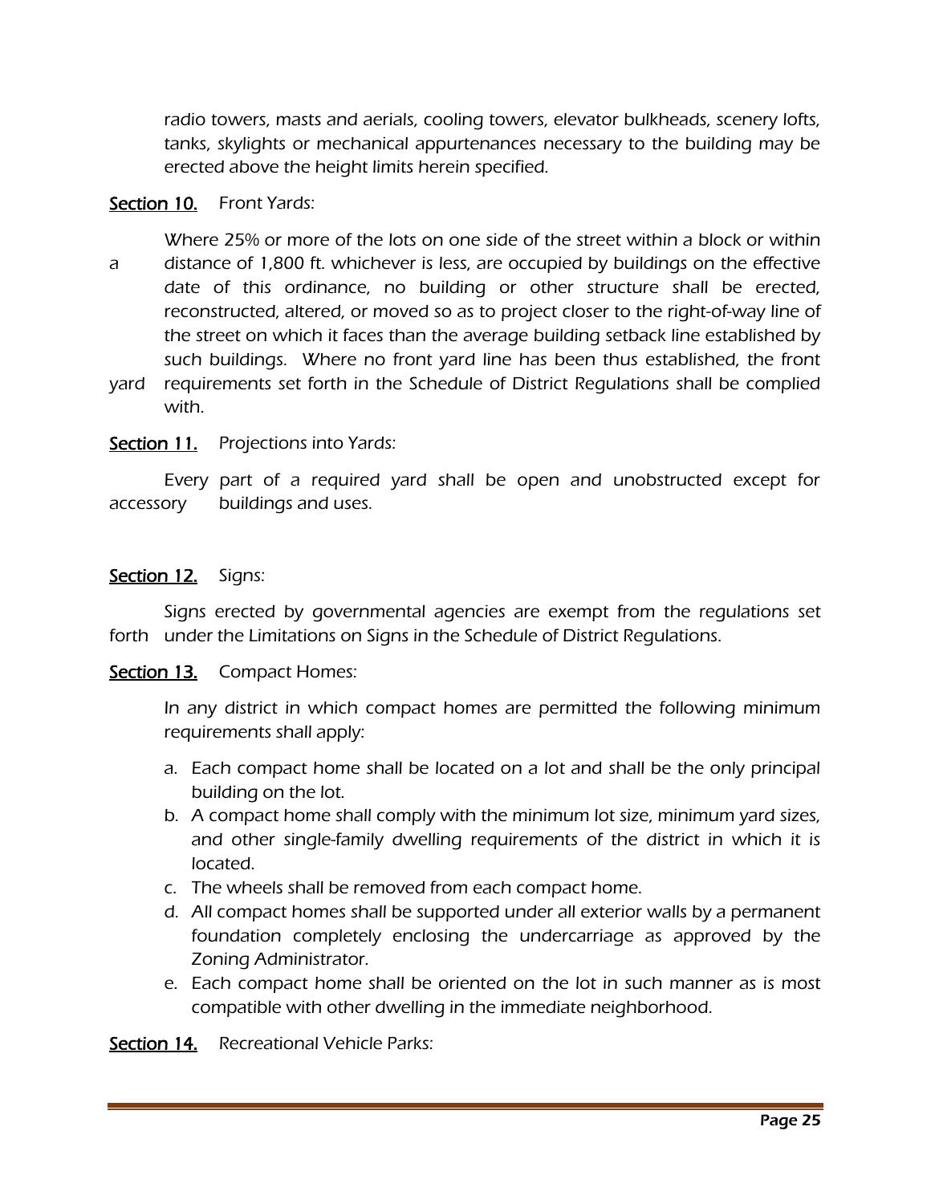radio towers, masts and aerials, cooling towers, elevator bulkheads, scenery lofts, tanks, skylights or mechanical appurtenances necessary to the building may be erected above the height limits herein specified.

**Section 10.** Front Yards:

Where 25% or more of the lots on one side of the street within a block or within a distance of 1,800 ft. whichever is less, are occupied by buildings on the effective date of this ordinance, no building or other structure shall be erected, reconstructed, altered, or moved so as to project closer to the right-of-way line of the street on which it faces than the average building setback line established by such buildings. Where no front yard line has been thus established, the front yard requirements set forth in the Schedule of District Regulations shall be complied with.

**Section 11.** Projections into Yards:

Every part of a required yard shall be open and unobstructed except for accessory buildings and uses.

**Section 12.** Signs:

Signs erected by governmental agencies are exempt from the regulations set forth under the Limitations on Signs in the Schedule of District Regulations.

**Section 13.** Compact Homes:

In any district in which compact homes are permitted the following minimum requirements shall apply:

a. Each compact home shall be located on a lot and shall be the only principal building on the lot.
b. A compact home shall comply with the minimum lot size, minimum yard sizes, and other single-family dwelling requirements of the district in which it is located.
c. The wheels shall be removed from each compact home.
d. All compact homes shall be supported under all exterior walls by a permanent foundation completely enclosing the undercarriage as approved by the Zoning Administrator.
e. Each compact home shall be oriented on the lot in such manner as is most compatible with other dwelling in the immediate neighborhood.

**Section 14.** Recreational Vehicle Parks: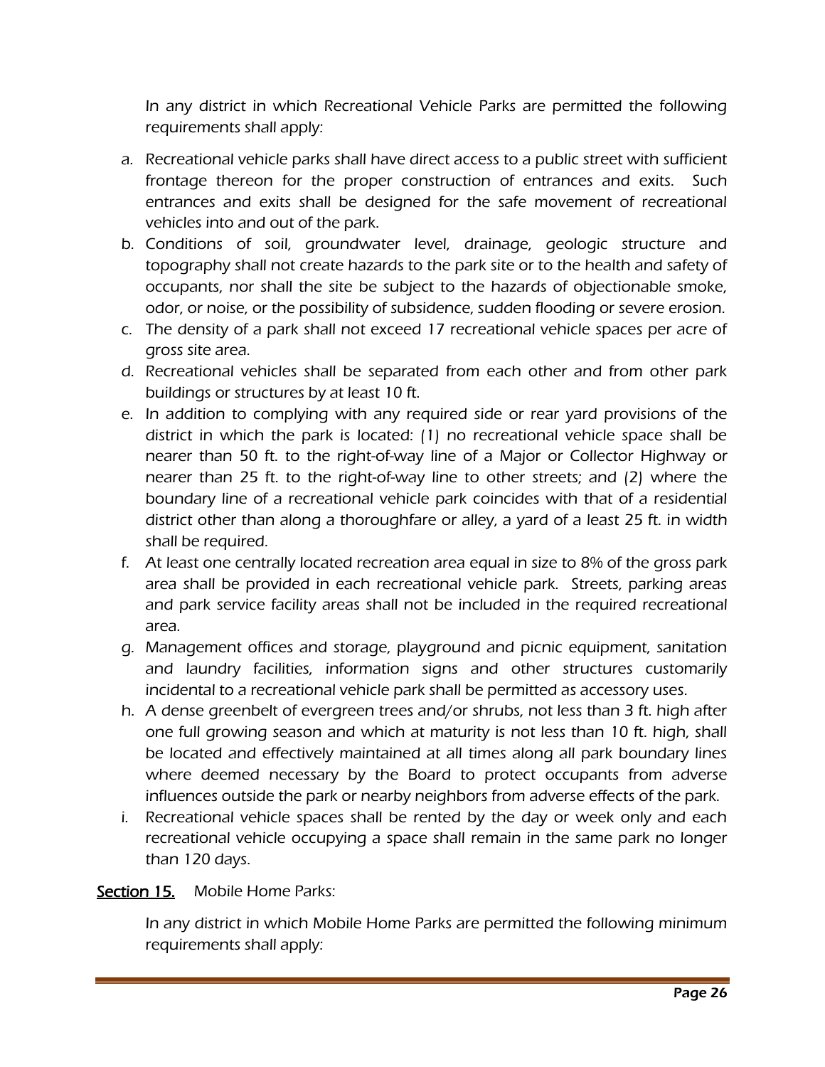In any district in which Recreational Vehicle Parks are permitted the following requirements shall apply:

a. Recreational vehicle parks shall have direct access to a public street with sufficient frontage thereon for the proper construction of entrances and exits. Such entrances and exits shall be designed for the safe movement of recreational vehicles into and out of the park.
b. Conditions of soil, groundwater level, drainage, geologic structure and topography shall not create hazards to the park site or to the health and safety of occupants, nor shall the site be subject to the hazards of objectionable smoke, odor, or noise, or the possibility of subsidence, sudden flooding or severe erosion.
c. The density of a park shall not exceed 17 recreational vehicle spaces per acre of gross site area.
d. Recreational vehicles shall be separated from each other and from other park buildings or structures by at least 10 ft.
e. In addition to complying with any required side or rear yard provisions of the district in which the park is located: (1) no recreational vehicle space shall be nearer than 50 ft. to the right-of-way line of a Major or Collector Highway or nearer than 25 ft. to the right-of-way line to other streets; and (2) where the boundary line of a recreational vehicle park coincides with that of a residential district other than along a thoroughfare or alley, a yard of a least 25 ft. in width shall be required.
f. At least one centrally located recreation area equal in size to 8% of the gross park area shall be provided in each recreational vehicle park. Streets, parking areas and park service facility areas shall not be included in the required recreational area.
g. Management offices and storage, playground and picnic equipment, sanitation and laundry facilities, information signs and other structures customarily incidental to a recreational vehicle park shall be permitted as accessory uses.
h. A dense greenbelt of evergreen trees and/or shrubs, not less than 3 ft. high after one full growing season and which at maturity is not less than 10 ft. high, shall be located and effectively maintained at all times along all park boundary lines where deemed necessary by the Board to protect occupants from adverse influences outside the park or nearby neighbors from adverse effects of the park.
i. Recreational vehicle spaces shall be rented by the day or week only and each recreational vehicle occupying a space shall remain in the same park no longer than 120 days.

**Section 15.** Mobile Home Parks:

In any district in which Mobile Home Parks are permitted the following minimum requirements shall apply: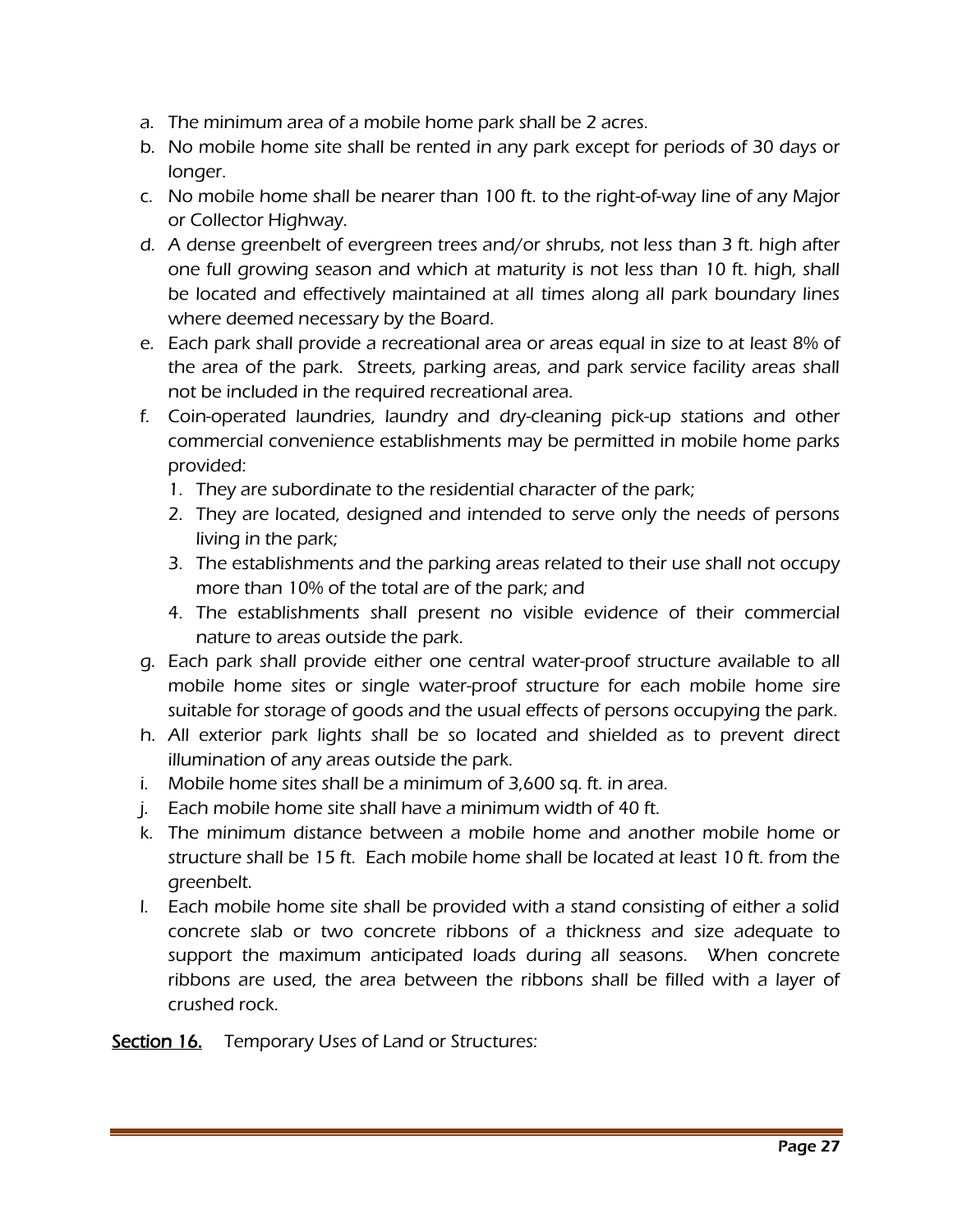a. The minimum area of a mobile home park shall be 2 acres.
b. No mobile home site shall be rented in any park except for periods of 30 days or longer.
c. No mobile home shall be nearer than 100 ft. to the right-of-way line of any Major or Collector Highway.
d. A dense greenbelt of evergreen trees and/or shrubs, not less than 3 ft. high after one full growing season and which at maturity is not less than 10 ft. high, shall be located and effectively maintained at all times along all park boundary lines where deemed necessary by the Board.
e. Each park shall provide a recreational area or areas equal in size to at least 8% of the area of the park. Streets, parking areas, and park service facility areas shall not be included in the required recreational area.
f. Coin-operated laundries, laundry and dry-cleaning pick-up stations and other commercial convenience establishments may be permitted in mobile home parks provided:
   1. They are subordinate to the residential character of the park;
   2. They are located, designed and intended to serve only the needs of persons living in the park;
   3. The establishments and the parking areas related to their use shall not occupy more than 10% of the total are of the park; and
   4. The establishments shall present no visible evidence of their commercial nature to areas outside the park.
g. Each park shall provide either one central water-proof structure available to all mobile home sites or single water-proof structure for each mobile home sire suitable for storage of goods and the usual effects of persons occupying the park.
h. All exterior park lights shall be so located and shielded as to prevent direct illumination of any areas outside the park.
i. Mobile home sites shall be a minimum of 3,600 sq. ft. in area.
j. Each mobile home site shall have a minimum width of 40 ft.
k. The minimum distance between a mobile home and another mobile home or structure shall be 15 ft. Each mobile home shall be located at least 10 ft. from the greenbelt.
l. Each mobile home site shall be provided with a stand consisting of either a solid concrete slab or two concrete ribbons of a thickness and size adequate to support the maximum anticipated loads during all seasons. When concrete ribbons are used, the area between the ribbons shall be filled with a layer of crushed rock.

**Section 16.** Temporary Uses of Land or Structures: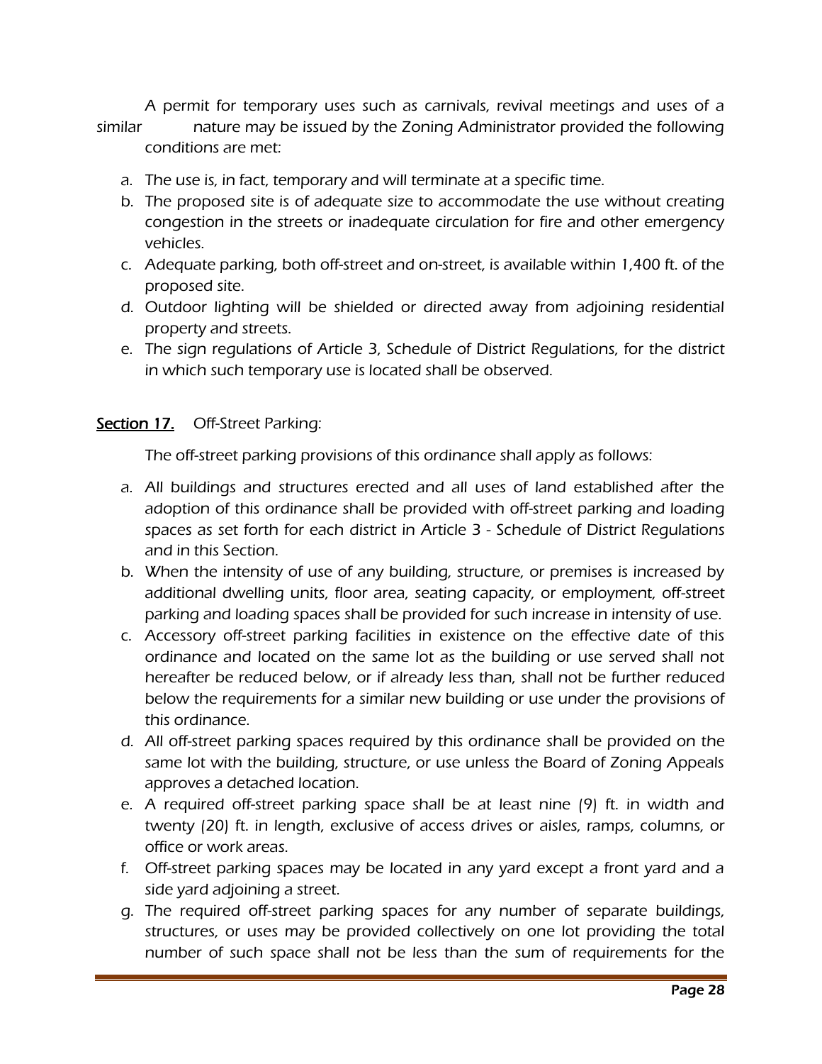A permit for temporary uses such as carnivals, revival meetings and uses of a similar nature may be issued by the Zoning Administrator provided the following conditions are met:

a. The use is, in fact, temporary and will terminate at a specific time.
b. The proposed site is of adequate size to accommodate the use without creating congestion in the streets or inadequate circulation for fire and other emergency vehicles.
c. Adequate parking, both off-street and on-street, is available within 1,400 ft. of the proposed site.
d. Outdoor lighting will be shielded or directed away from adjoining residential property and streets.
e. The sign regulations of Article 3, Schedule of District Regulations, for the district in which such temporary use is located shall be observed.

**Section 17.** Off-Street Parking:

The off-street parking provisions of this ordinance shall apply as follows:

a. All buildings and structures erected and all uses of land established after the adoption of this ordinance shall be provided with off-street parking and loading spaces as set forth for each district in Article 3 - Schedule of District Regulations and in this Section.
b. When the intensity of use of any building, structure, or premises is increased by additional dwelling units, floor area, seating capacity, or employment, off-street parking and loading spaces shall be provided for such increase in intensity of use.
c. Accessory off-street parking facilities in existence on the effective date of this ordinance and located on the same lot as the building or use served shall not hereafter be reduced below, or if already less than, shall not be further reduced below the requirements for a similar new building or use under the provisions of this ordinance.
d. All off-street parking spaces required by this ordinance shall be provided on the same lot with the building, structure, or use unless the Board of Zoning Appeals approves a detached location.
e. A required off-street parking space shall be at least nine (9) ft. in width and twenty (20) ft. in length, exclusive of access drives or aisles, ramps, columns, or office or work areas.
f. Off-street parking spaces may be located in any yard except a front yard and a side yard adjoining a street.
g. The required off-street parking spaces for any number of separate buildings, structures, or uses may be provided collectively on one lot providing the total number of such space shall not be less than the sum of requirements for the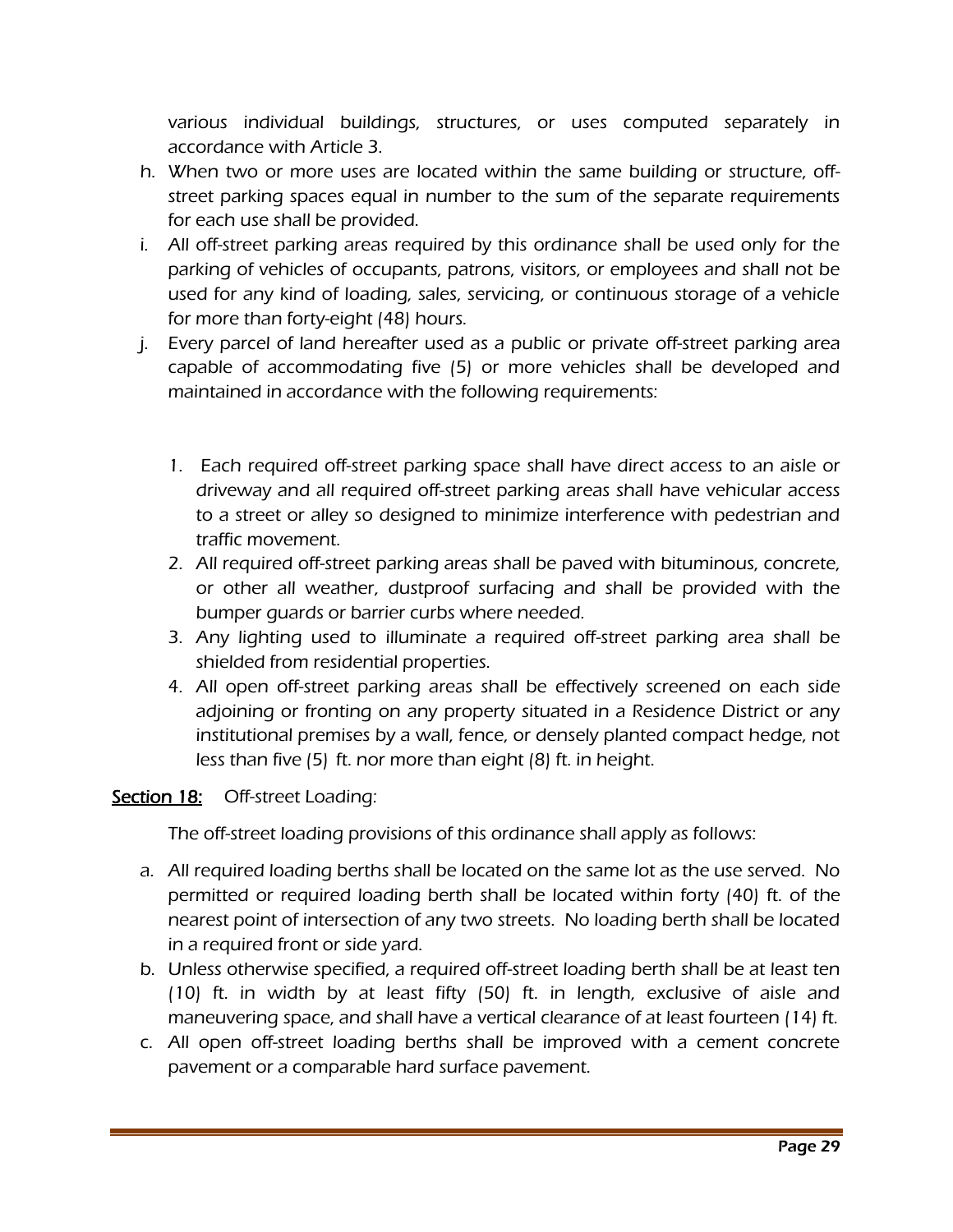various individual buildings, structures, or uses computed separately in accordance with Article 3.

h. When two or more uses are located within the same building or structure, off-street parking spaces equal in number to the sum of the separate requirements for each use shall be provided.
i. All off-street parking areas required by this ordinance shall be used only for the parking of vehicles of occupants, patrons, visitors, or employees and shall not be used for any kind of loading, sales, servicing, or continuous storage of a vehicle for more than forty-eight (48) hours.
j. Every parcel of land hereafter used as a public or private off-street parking area capable of accommodating five (5) or more vehicles shall be developed and maintained in accordance with the following requirements:

    1. Each required off-street parking space shall have direct access to an aisle or driveway and all required off-street parking areas shall have vehicular access to a street or alley so designed to minimize interference with pedestrian and traffic movement.
    2. All required off-street parking areas shall be paved with bituminous, concrete, or other all weather, dustproof surfacing and shall be provided with the bumper guards or barrier curbs where needed.
    3. Any lighting used to illuminate a required off-street parking area shall be shielded from residential properties.
    4. All open off-street parking areas shall be effectively screened on each side adjoining or fronting on any property situated in a Residence District or any institutional premises by a wall, fence, or densely planted compact hedge, not less than five (5) ft. nor more than eight (8) ft. in height.

**Section 18:** Off-street Loading:

The off-street loading provisions of this ordinance shall apply as follows:

a. All required loading berths shall be located on the same lot as the use served. No permitted or required loading berth shall be located within forty (40) ft. of the nearest point of intersection of any two streets. No loading berth shall be located in a required front or side yard.
b. Unless otherwise specified, a required off-street loading berth shall be at least ten (10) ft. in width by at least fifty (50) ft. in length, exclusive of aisle and maneuvering space, and shall have a vertical clearance of at least fourteen (14) ft.
c. All open off-street loading berths shall be improved with a cement concrete pavement or a comparable hard surface pavement.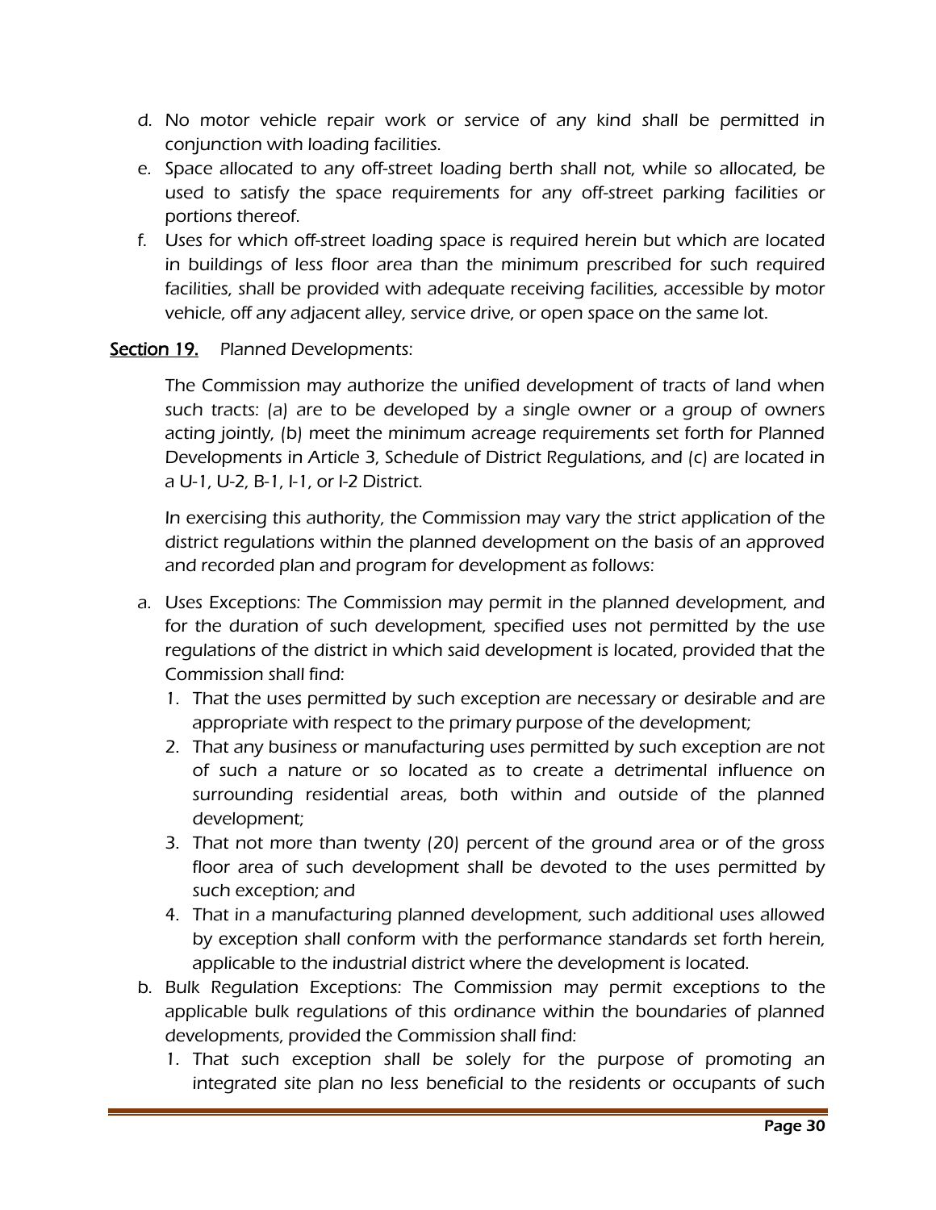d. No motor vehicle repair work or service of any kind shall be permitted in conjunction with loading facilities.
e. Space allocated to any off-street loading berth shall not, while so allocated, be used to satisfy the space requirements for any off-street parking facilities or portions thereof.
f. Uses for which off-street loading space is required herein but which are located in buildings of less floor area than the minimum prescribed for such required facilities, shall be provided with adequate receiving facilities, accessible by motor vehicle, off any adjacent alley, service drive, or open space on the same lot.

**Section 19.** Planned Developments:

The Commission may authorize the unified development of tracts of land when such tracts: (a) are to be developed by a single owner or a group of owners acting jointly, (b) meet the minimum acreage requirements set forth for Planned Developments in Article 3, Schedule of District Regulations, and (c) are located in a U-1, U-2, B-1, I-1, or I-2 District.

In exercising this authority, the Commission may vary the strict application of the district regulations within the planned development on the basis of an approved and recorded plan and program for development as follows:

a. Uses Exceptions: The Commission may permit in the planned development, and for the duration of such development, specified uses not permitted by the use regulations of the district in which said development is located, provided that the Commission shall find:
   1. That the uses permitted by such exception are necessary or desirable and are appropriate with respect to the primary purpose of the development;
   2. That any business or manufacturing uses permitted by such exception are not of such a nature or so located as to create a detrimental influence on surrounding residential areas, both within and outside of the planned development;
   3. That not more than twenty (20) percent of the ground area or of the gross floor area of such development shall be devoted to the uses permitted by such exception; and
   4. That in a manufacturing planned development, such additional uses allowed by exception shall conform with the performance standards set forth herein, applicable to the industrial district where the development is located.
b. Bulk Regulation Exceptions: The Commission may permit exceptions to the applicable bulk regulations of this ordinance within the boundaries of planned developments, provided the Commission shall find:
   1. That such exception shall be solely for the purpose of promoting an integrated site plan no less beneficial to the residents or occupants of such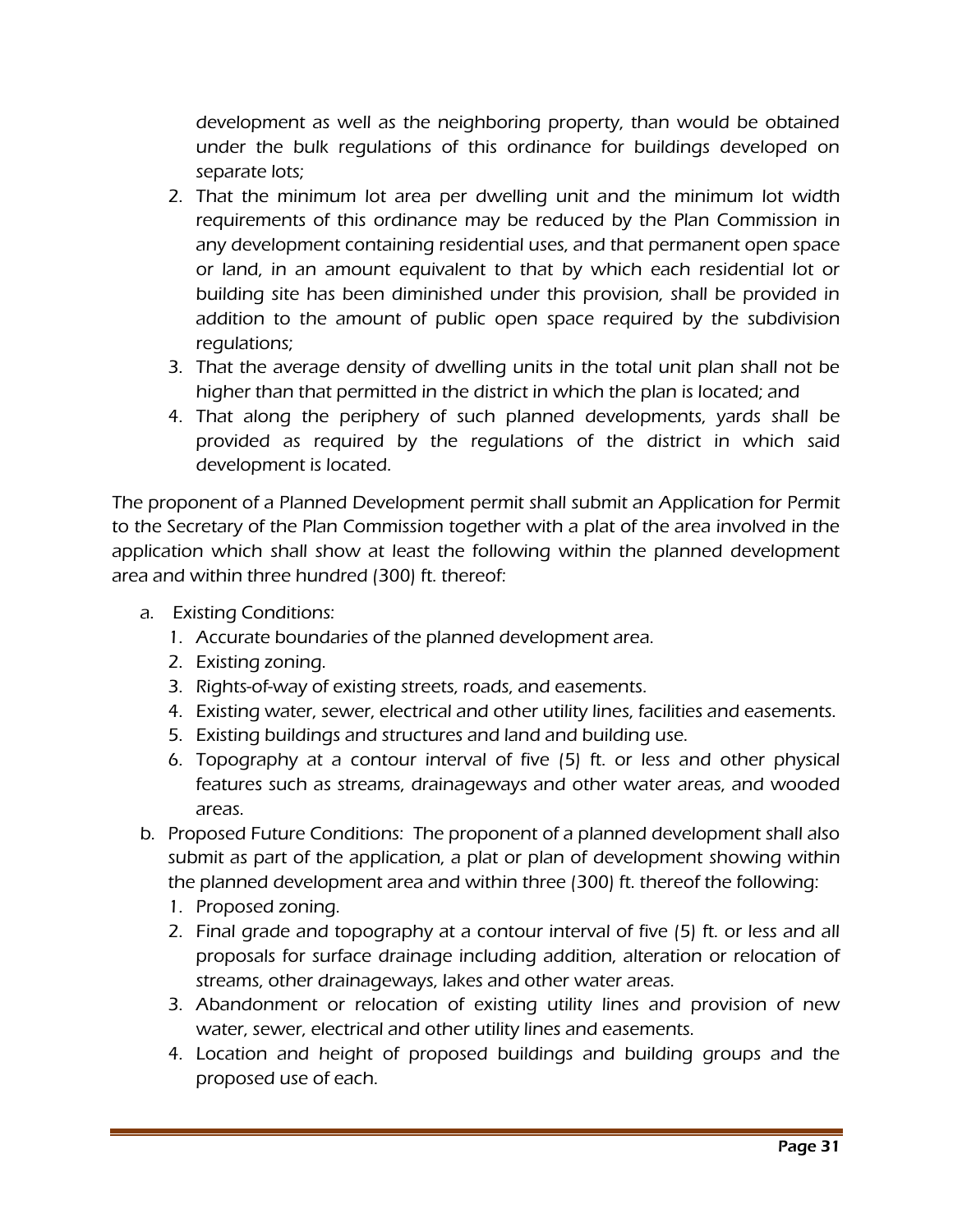development as well as the neighboring property, than would be obtained under the bulk regulations of this ordinance for buildings developed on separate lots;

2. That the minimum lot area per dwelling unit and the minimum lot width requirements of this ordinance may be reduced by the Plan Commission in any development containing residential uses, and that permanent open space or land, in an amount equivalent to that by which each residential lot or building site has been diminished under this provision, shall be provided in addition to the amount of public open space required by the subdivision regulations;
3. That the average density of dwelling units in the total unit plan shall not be higher than that permitted in the district in which the plan is located; and
4. That along the periphery of such planned developments, yards shall be provided as required by the regulations of the district in which said development is located.

The proponent of a Planned Development permit shall submit an Application for Permit to the Secretary of the Plan Commission together with a plat of the area involved in the application which shall show at least the following within the planned development area and within three hundred (300) ft. thereof:

a. Existing Conditions:
   1. Accurate boundaries of the planned development area.
   2. Existing zoning.
   3. Rights-of-way of existing streets, roads, and easements.
   4. Existing water, sewer, electrical and other utility lines, facilities and easements.
   5. Existing buildings and structures and land and building use.
   6. Topography at a contour interval of five (5) ft. or less and other physical features such as streams, drainageways and other water areas, and wooded areas.
b. Proposed Future Conditions: The proponent of a planned development shall also submit as part of the application, a plat or plan of development showing within the planned development area and within three (300) ft. thereof the following:
   1. Proposed zoning.
   2. Final grade and topography at a contour interval of five (5) ft. or less and all proposals for surface drainage including addition, alteration or relocation of streams, other drainageways, lakes and other water areas.
   3. Abandonment or relocation of existing utility lines and provision of new water, sewer, electrical and other utility lines and easements.
   4. Location and height of proposed buildings and building groups and the proposed use of each.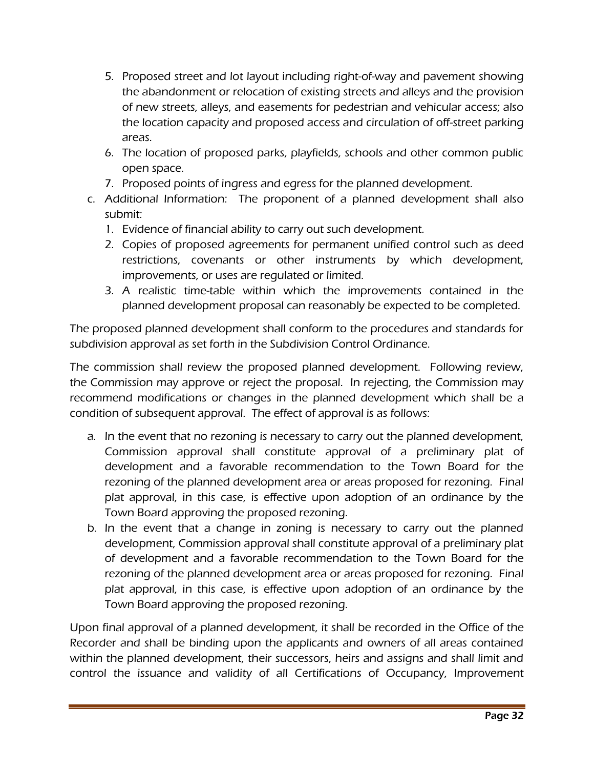5. Proposed street and lot layout including right-of-way and pavement showing the abandonment or relocation of existing streets and alleys and the provision of new streets, alleys, and easements for pedestrian and vehicular access; also the location capacity and proposed access and circulation of off-street parking areas.
6. The location of proposed parks, playfields, schools and other common public open space.
7. Proposed points of ingress and egress for the planned development.

c. Additional Information: The proponent of a planned development shall also submit:
   1. Evidence of financial ability to carry out such development.
   2. Copies of proposed agreements for permanent unified control such as deed restrictions, covenants or other instruments by which development, improvements, or uses are regulated or limited.
   3. A realistic time-table within which the improvements contained in the planned development proposal can reasonably be expected to be completed.

The proposed planned development shall conform to the procedures and standards for subdivision approval as set forth in the Subdivision Control Ordinance.

The commission shall review the proposed planned development. Following review, the Commission may approve or reject the proposal. In rejecting, the Commission may recommend modifications or changes in the planned development which shall be a condition of subsequent approval. The effect of approval is as follows:

a. In the event that no rezoning is necessary to carry out the planned development, Commission approval shall constitute approval of a preliminary plat of development and a favorable recommendation to the Town Board for the rezoning of the planned development area or areas proposed for rezoning. Final plat approval, in this case, is effective upon adoption of an ordinance by the Town Board approving the proposed rezoning.
b. In the event that a change in zoning is necessary to carry out the planned development, Commission approval shall constitute approval of a preliminary plat of development and a favorable recommendation to the Town Board for the rezoning of the planned development area or areas proposed for rezoning. Final plat approval, in this case, is effective upon adoption of an ordinance by the Town Board approving the proposed rezoning.

Upon final approval of a planned development, it shall be recorded in the Office of the Recorder and shall be binding upon the applicants and owners of all areas contained within the planned development, their successors, heirs and assigns and shall limit and control the issuance and validity of all Certifications of Occupancy, Improvement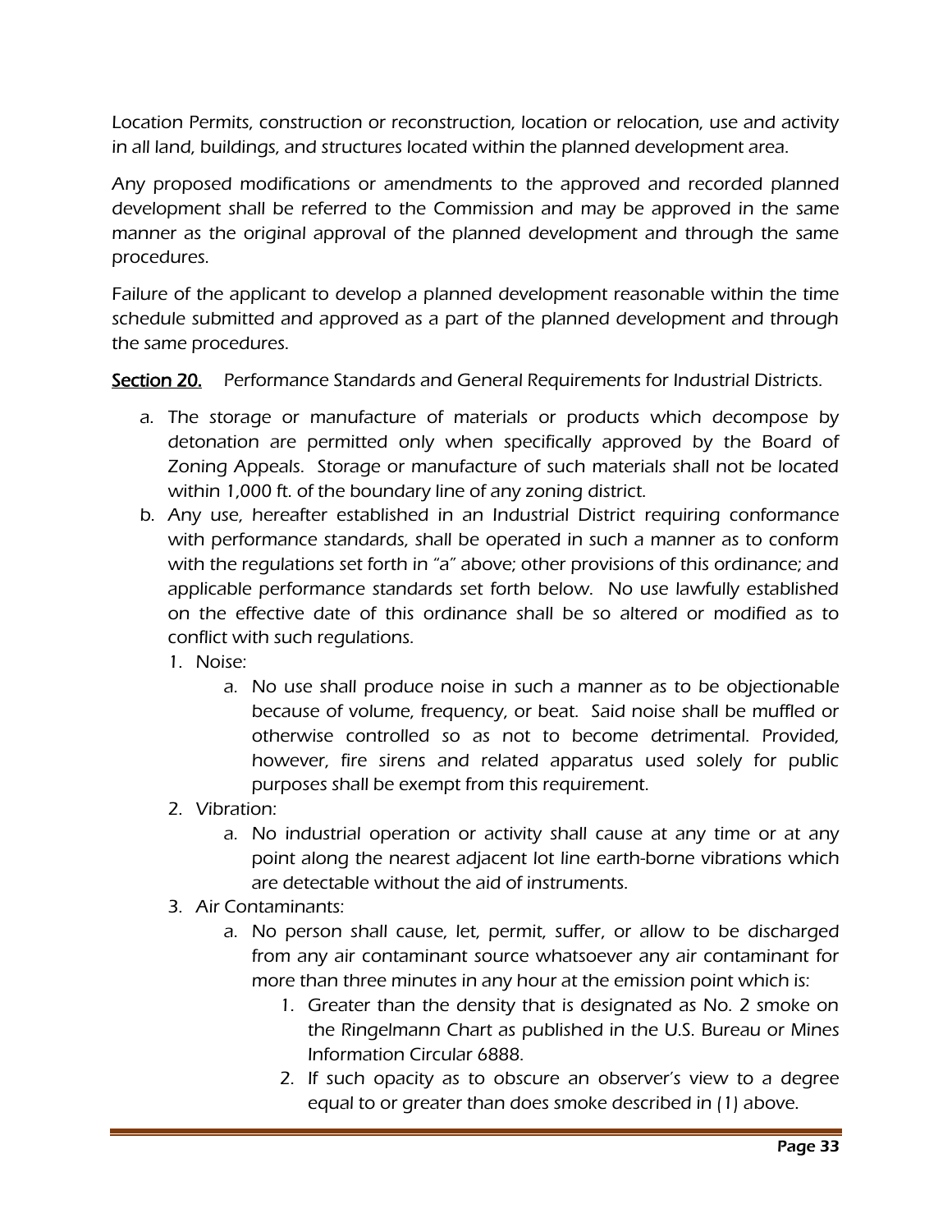Location Permits, construction or reconstruction, location or relocation, use and activity in all land, buildings, and structures located within the planned development area.

Any proposed modifications or amendments to the approved and recorded planned development shall be referred to the Commission and may be approved in the same manner as the original approval of the planned development and through the same procedures.

Failure of the applicant to develop a planned development reasonable within the time schedule submitted and approved as a part of the planned development and through the same procedures.

**Section 20.** Performance Standards and General Requirements for Industrial Districts.

a. The storage or manufacture of materials or products which decompose by detonation are permitted only when specifically approved by the Board of Zoning Appeals. Storage or manufacture of such materials shall not be located within 1,000 ft. of the boundary line of any zoning district.
b. Any use, hereafter established in an Industrial District requiring conformance with performance standards, shall be operated in such a manner as to conform with the regulations set forth in "a" above; other provisions of this ordinance; and applicable performance standards set forth below. No use lawfully established on the effective date of this ordinance shall be so altered or modified as to conflict with such regulations.
   1. Noise:
      a. No use shall produce noise in such a manner as to be objectionable because of volume, frequency, or beat. Said noise shall be muffled or otherwise controlled so as not to become detrimental. Provided, however, fire sirens and related apparatus used solely for public purposes shall be exempt from this requirement.
   2. Vibration:
      a. No industrial operation or activity shall cause at any time or at any point along the nearest adjacent lot line earth-borne vibrations which are detectable without the aid of instruments.
   3. Air Contaminants:
      a. No person shall cause, let, permit, suffer, or allow to be discharged from any air contaminant source whatsoever any air contaminant for more than three minutes in any hour at the emission point which is:
         1. Greater than the density that is designated as No. 2 smoke on the Ringelmann Chart as published in the U.S. Bureau or Mines Information Circular 6888.
         2. If such opacity as to obscure an observer's view to a degree equal to or greater than does smoke described in (1) above.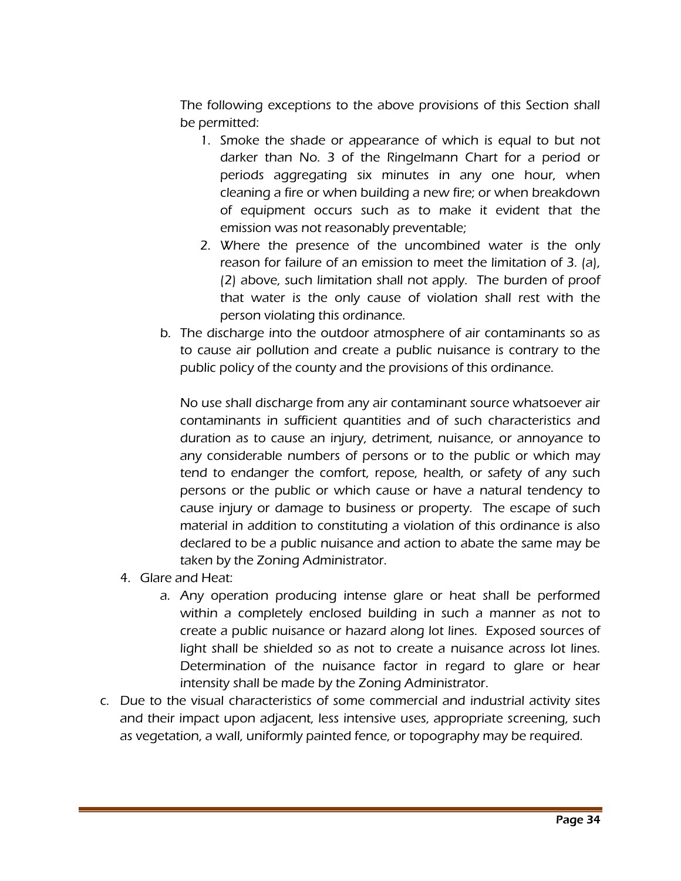The following exceptions to the above provisions of this Section shall be permitted:

1. Smoke the shade or appearance of which is equal to but not darker than No. 3 of the Ringelmann Chart for a period or periods aggregating six minutes in any one hour, when cleaning a fire or when building a new fire; or when breakdown of equipment occurs such as to make it evident that the emission was not reasonably preventable;
2. Where the presence of the uncombined water is the only reason for failure of an emission to meet the limitation of 3. (a), (2) above, such limitation shall not apply. The burden of proof that water is the only cause of violation shall rest with the person violating this ordinance.

b. The discharge into the outdoor atmosphere of air contaminants so as to cause air pollution and create a public nuisance is contrary to the public policy of the county and the provisions of this ordinance.

No use shall discharge from any air contaminant source whatsoever air contaminants in sufficient quantities and of such characteristics and duration as to cause an injury, detriment, nuisance, or annoyance to any considerable numbers of persons or to the public or which may tend to endanger the comfort, repose, health, or safety of any such persons or the public or which cause or have a natural tendency to cause injury or damage to business or property. The escape of such material in addition to constituting a violation of this ordinance is also declared to be a public nuisance and action to abate the same may be taken by the Zoning Administrator.

4. Glare and Heat:

a. Any operation producing intense glare or heat shall be performed within a completely enclosed building in such a manner as not to create a public nuisance or hazard along lot lines. Exposed sources of light shall be shielded so as not to create a nuisance across lot lines. Determination of the nuisance factor in regard to glare or hear intensity shall be made by the Zoning Administrator.

c. Due to the visual characteristics of some commercial and industrial activity sites and their impact upon adjacent, less intensive uses, appropriate screening, such as vegetation, a wall, uniformly painted fence, or topography may be required.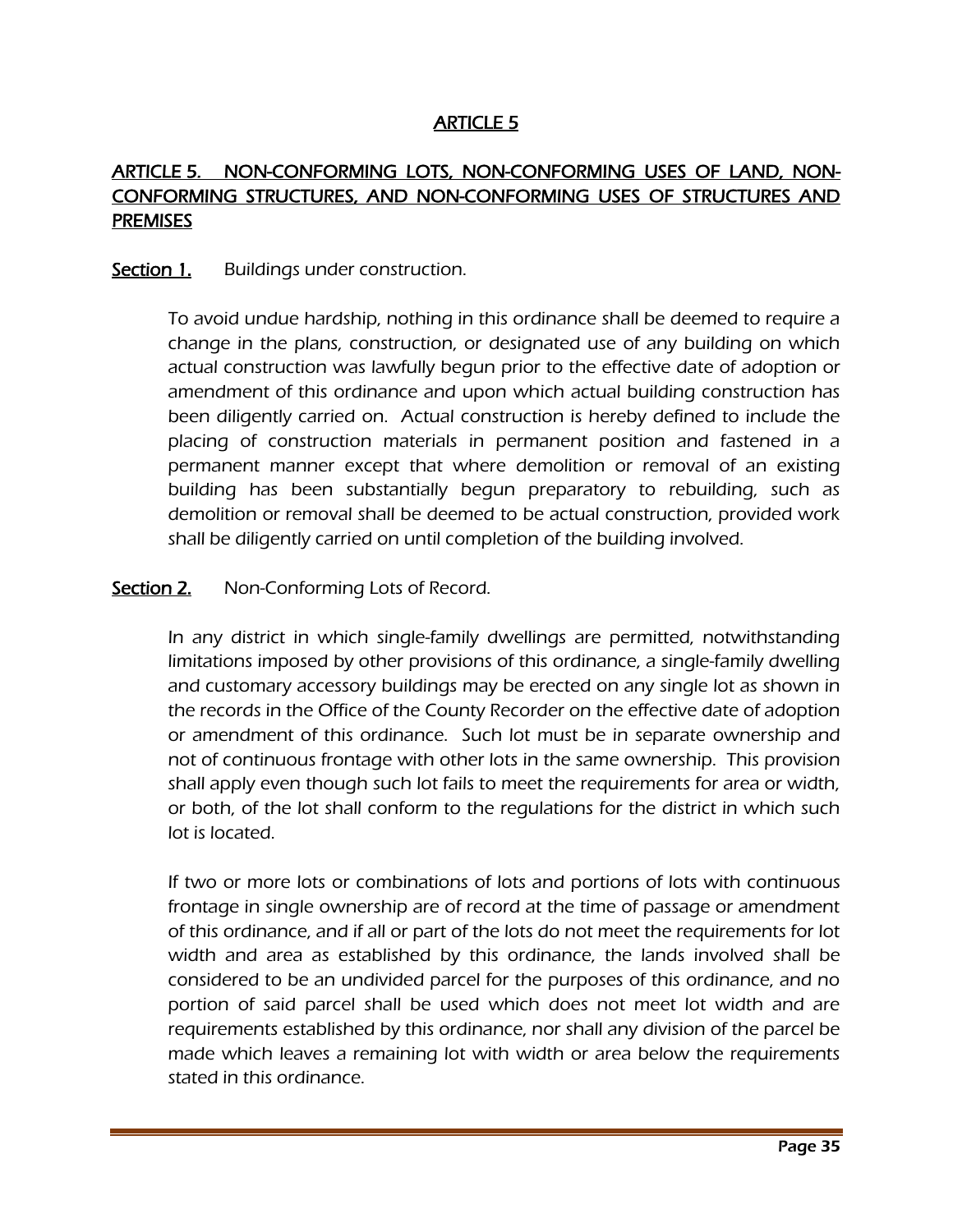# ARTICLE 5

## ARTICLE 5. NON-CONFORMING LOTS, NON-CONFORMING USES OF LAND, NON-CONFORMING STRUCTURES, AND NON-CONFORMING USES OF STRUCTURES AND PREMISES

**Section 1.** Buildings under construction.

To avoid undue hardship, nothing in this ordinance shall be deemed to require a change in the plans, construction, or designated use of any building on which actual construction was lawfully begun prior to the effective date of adoption or amendment of this ordinance and upon which actual building construction has been diligently carried on. Actual construction is hereby defined to include the placing of construction materials in permanent position and fastened in a permanent manner except that where demolition or removal of an existing building has been substantially begun preparatory to rebuilding, such as demolition or removal shall be deemed to be actual construction, provided work shall be diligently carried on until completion of the building involved.

**Section 2.** Non-Conforming Lots of Record.

In any district in which single-family dwellings are permitted, notwithstanding limitations imposed by other provisions of this ordinance, a single-family dwelling and customary accessory buildings may be erected on any single lot as shown in the records in the Office of the County Recorder on the effective date of adoption or amendment of this ordinance. Such lot must be in separate ownership and not of continuous frontage with other lots in the same ownership. This provision shall apply even though such lot fails to meet the requirements for area or width, or both, of the lot shall conform to the regulations for the district in which such lot is located.

If two or more lots or combinations of lots and portions of lots with continuous frontage in single ownership are of record at the time of passage or amendment of this ordinance, and if all or part of the lots do not meet the requirements for lot width and area as established by this ordinance, the lands involved shall be considered to be an undivided parcel for the purposes of this ordinance, and no portion of said parcel shall be used which does not meet lot width and are requirements established by this ordinance, nor shall any division of the parcel be made which leaves a remaining lot with width or area below the requirements stated in this ordinance.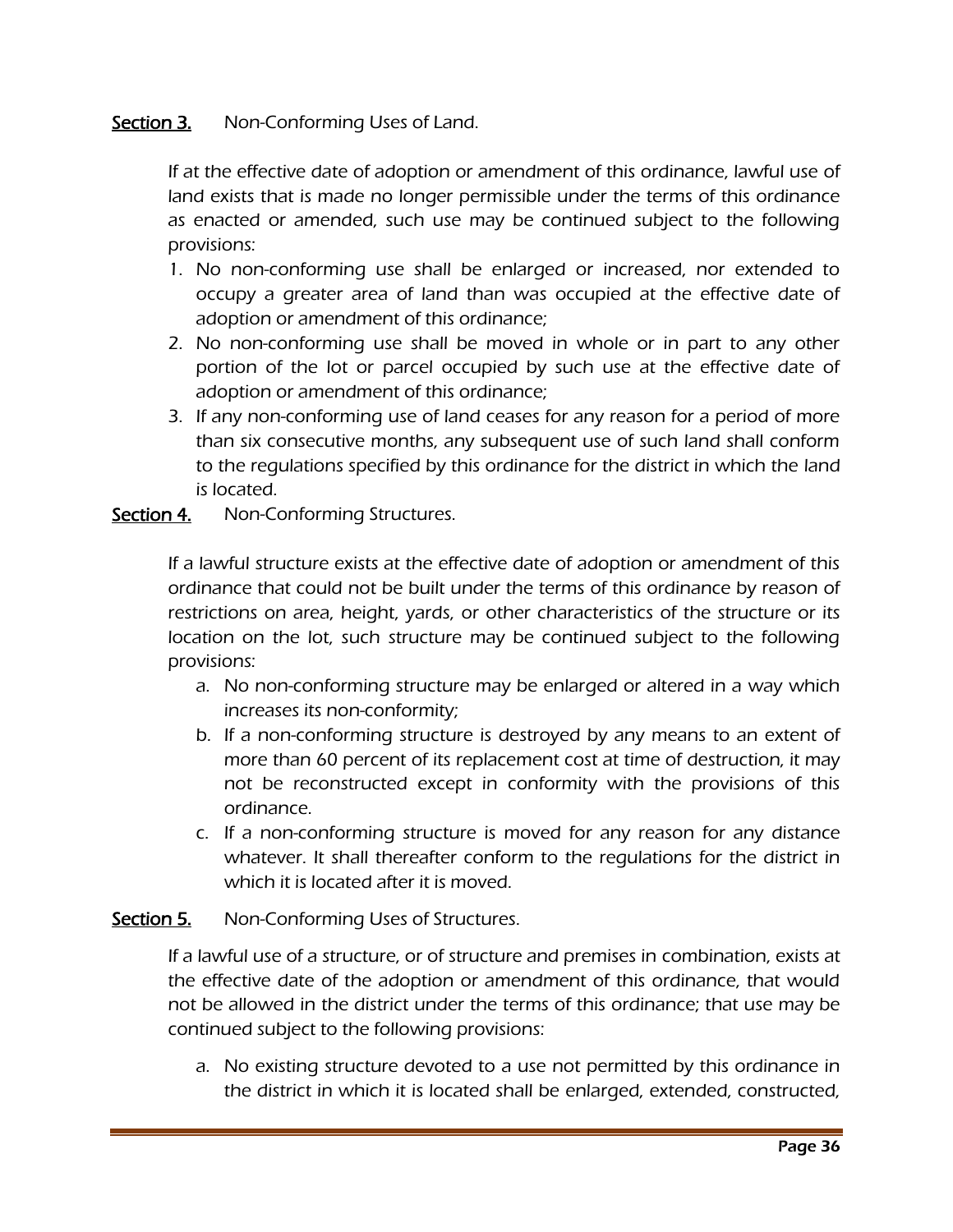**Section 3.** Non-Conforming Uses of Land.

If at the effective date of adoption or amendment of this ordinance, lawful use of land exists that is made no longer permissible under the terms of this ordinance as enacted or amended, such use may be continued subject to the following provisions:

1. No non-conforming use shall be enlarged or increased, nor extended to occupy a greater area of land than was occupied at the effective date of adoption or amendment of this ordinance;
2. No non-conforming use shall be moved in whole or in part to any other portion of the lot or parcel occupied by such use at the effective date of adoption or amendment of this ordinance;
3. If any non-conforming use of land ceases for any reason for a period of more than six consecutive months, any subsequent use of such land shall conform to the regulations specified by this ordinance for the district in which the land is located.

**Section 4.** Non-Conforming Structures.

If a lawful structure exists at the effective date of adoption or amendment of this ordinance that could not be built under the terms of this ordinance by reason of restrictions on area, height, yards, or other characteristics of the structure or its location on the lot, such structure may be continued subject to the following provisions:

a. No non-conforming structure may be enlarged or altered in a way which increases its non-conformity;

b. If a non-conforming structure is destroyed by any means to an extent of more than 60 percent of its replacement cost at time of destruction, it may not be reconstructed except in conformity with the provisions of this ordinance.

c. If a non-conforming structure is moved for any reason for any distance whatever. It shall thereafter conform to the regulations for the district in which it is located after it is moved.

**Section 5.** Non-Conforming Uses of Structures.

If a lawful use of a structure, or of structure and premises in combination, exists at the effective date of the adoption or amendment of this ordinance, that would not be allowed in the district under the terms of this ordinance; that use may be continued subject to the following provisions:

a. No existing structure devoted to a use not permitted by this ordinance in the district in which it is located shall be enlarged, extended, constructed,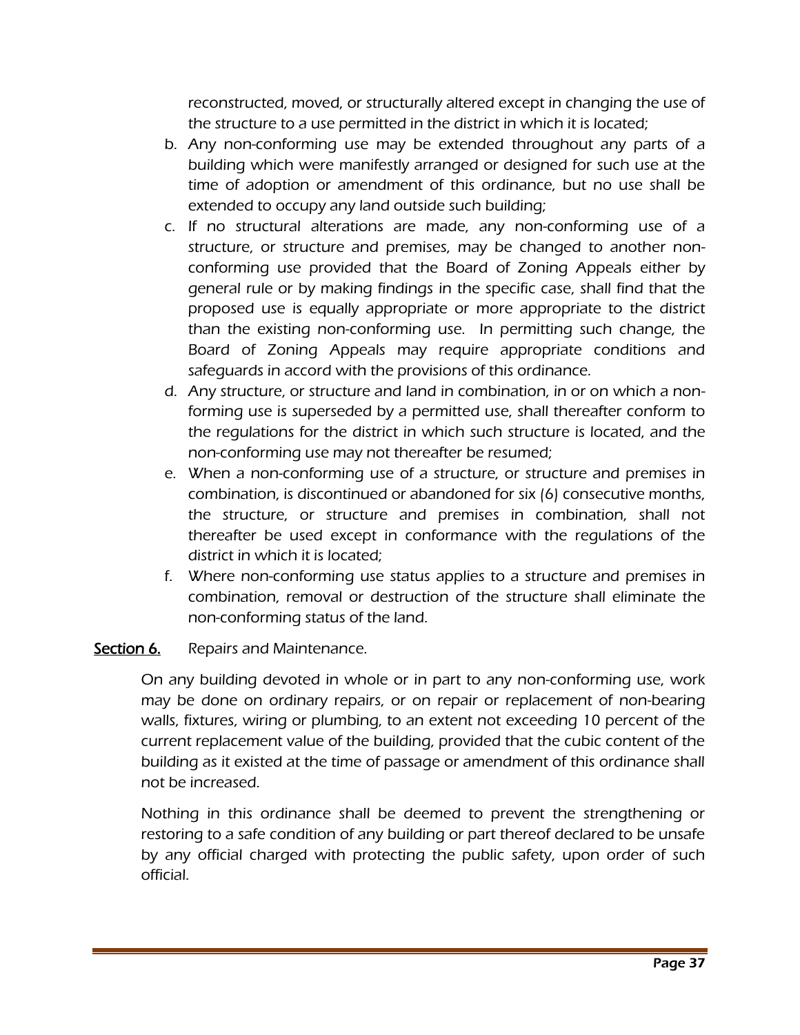reconstructed, moved, or structurally altered except in changing the use of the structure to a use permitted in the district in which it is located;

b. Any non-conforming use may be extended throughout any parts of a building which were manifestly arranged or designed for such use at the time of adoption or amendment of this ordinance, but no use shall be extended to occupy any land outside such building;
c. If no structural alterations are made, any non-conforming use of a structure, or structure and premises, may be changed to another non-conforming use provided that the Board of Zoning Appeals either by general rule or by making findings in the specific case, shall find that the proposed use is equally appropriate or more appropriate to the district than the existing non-conforming use. In permitting such change, the Board of Zoning Appeals may require appropriate conditions and safeguards in accord with the provisions of this ordinance.
d. Any structure, or structure and land in combination, in or on which a non-forming use is superseded by a permitted use, shall thereafter conform to the regulations for the district in which such structure is located, and the non-conforming use may not thereafter be resumed;
e. When a non-conforming use of a structure, or structure and premises in combination, is discontinued or abandoned for six (6) consecutive months, the structure, or structure and premises in combination, shall not thereafter be used except in conformance with the regulations of the district in which it is located;
f. Where non-conforming use status applies to a structure and premises in combination, removal or destruction of the structure shall eliminate the non-conforming status of the land.

**Section 6.** Repairs and Maintenance.

On any building devoted in whole or in part to any non-conforming use, work may be done on ordinary repairs, or on repair or replacement of non-bearing walls, fixtures, wiring or plumbing, to an extent not exceeding 10 percent of the current replacement value of the building, provided that the cubic content of the building as it existed at the time of passage or amendment of this ordinance shall not be increased.

Nothing in this ordinance shall be deemed to prevent the strengthening or restoring to a safe condition of any building or part thereof declared to be unsafe by any official charged with protecting the public safety, upon order of such official.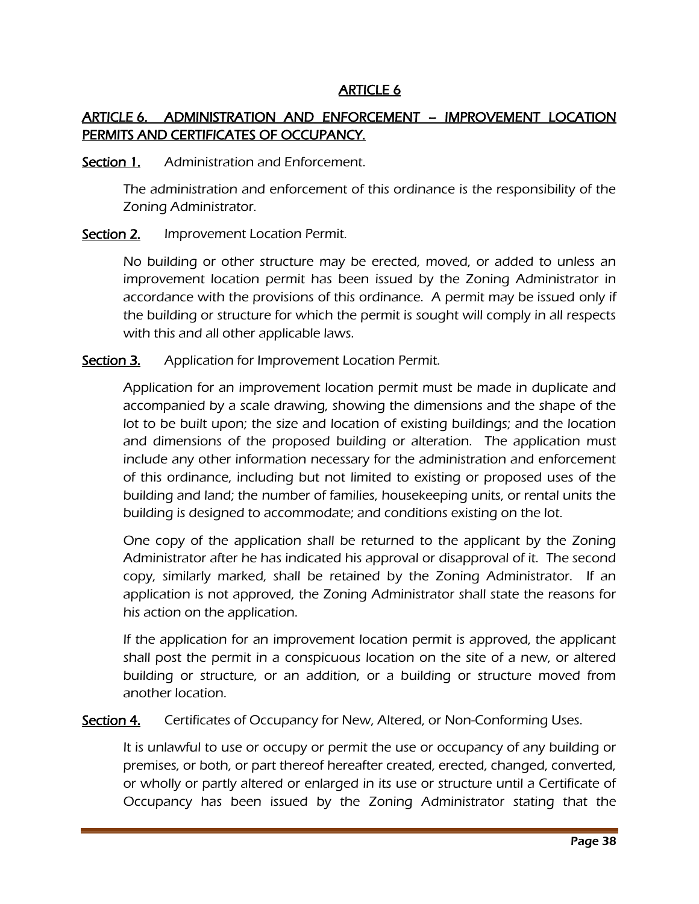# ARTICLE 6

## ARTICLE 6. ADMINISTRATION AND ENFORCEMENT – IMPROVEMENT LOCATION PERMITS AND CERTIFICATES OF OCCUPANCY.

**Section 1.** Administration and Enforcement.

The administration and enforcement of this ordinance is the responsibility of the Zoning Administrator.

**Section 2.** Improvement Location Permit.

No building or other structure may be erected, moved, or added to unless an improvement location permit has been issued by the Zoning Administrator in accordance with the provisions of this ordinance. A permit may be issued only if the building or structure for which the permit is sought will comply in all respects with this and all other applicable laws.

**Section 3.** Application for Improvement Location Permit.

Application for an improvement location permit must be made in duplicate and accompanied by a scale drawing, showing the dimensions and the shape of the lot to be built upon; the size and location of existing buildings; and the location and dimensions of the proposed building or alteration. The application must include any other information necessary for the administration and enforcement of this ordinance, including but not limited to existing or proposed uses of the building and land; the number of families, housekeeping units, or rental units the building is designed to accommodate; and conditions existing on the lot.

One copy of the application shall be returned to the applicant by the Zoning Administrator after he has indicated his approval or disapproval of it. The second copy, similarly marked, shall be retained by the Zoning Administrator. If an application is not approved, the Zoning Administrator shall state the reasons for his action on the application.

If the application for an improvement location permit is approved, the applicant shall post the permit in a conspicuous location on the site of a new, or altered building or structure, or an addition, or a building or structure moved from another location.

**Section 4.** Certificates of Occupancy for New, Altered, or Non-Conforming Uses.

It is unlawful to use or occupy or permit the use or occupancy of any building or premises, or both, or part thereof hereafter created, erected, changed, converted, or wholly or partly altered or enlarged in its use or structure until a Certificate of Occupancy has been issued by the Zoning Administrator stating that the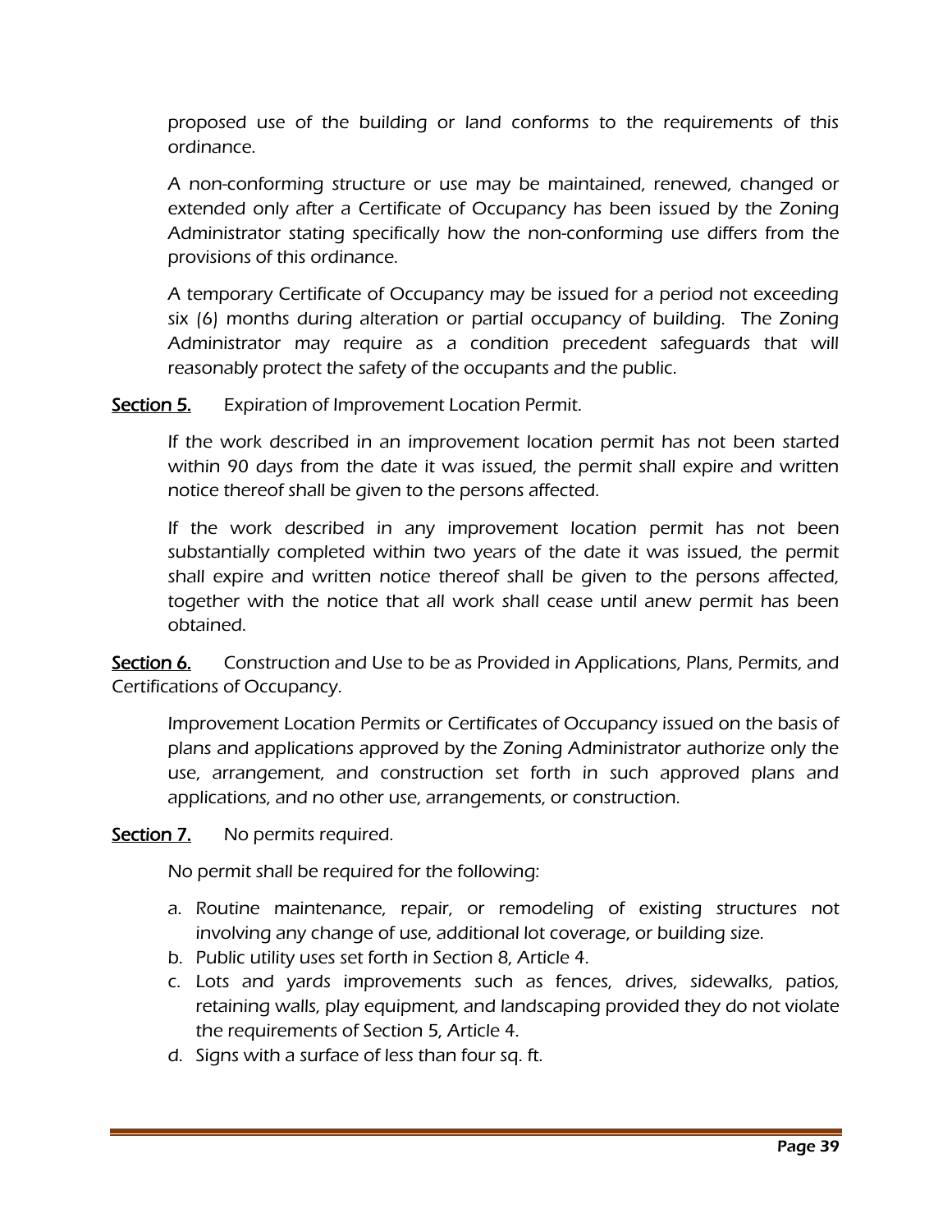proposed use of the building or land conforms to the requirements of this ordinance.

A non-conforming structure or use may be maintained, renewed, changed or extended only after a Certificate of Occupancy has been issued by the Zoning Administrator stating specifically how the non-conforming use differs from the provisions of this ordinance.

A temporary Certificate of Occupancy may be issued for a period not exceeding six (6) months during alteration or partial occupancy of building. The Zoning Administrator may require as a condition precedent safeguards that will reasonably protect the safety of the occupants and the public.

**Section 5.** Expiration of Improvement Location Permit.

If the work described in an improvement location permit has not been started within 90 days from the date it was issued, the permit shall expire and written notice thereof shall be given to the persons affected.

If the work described in any improvement location permit has not been substantially completed within two years of the date it was issued, the permit shall expire and written notice thereof shall be given to the persons affected, together with the notice that all work shall cease until anew permit has been obtained.

**Section 6.** Construction and Use to be as Provided in Applications, Plans, Permits, and Certifications of Occupancy.

Improvement Location Permits or Certificates of Occupancy issued on the basis of plans and applications approved by the Zoning Administrator authorize only the use, arrangement, and construction set forth in such approved plans and applications, and no other use, arrangements, or construction.

**Section 7.** No permits required.

No permit shall be required for the following:

a. Routine maintenance, repair, or remodeling of existing structures not involving any change of use, additional lot coverage, or building size.
b. Public utility uses set forth in Section 8, Article 4.
c. Lots and yards improvements such as fences, drives, sidewalks, patios, retaining walls, play equipment, and landscaping provided they do not violate the requirements of Section 5, Article 4.
d. Signs with a surface of less than four sq. ft.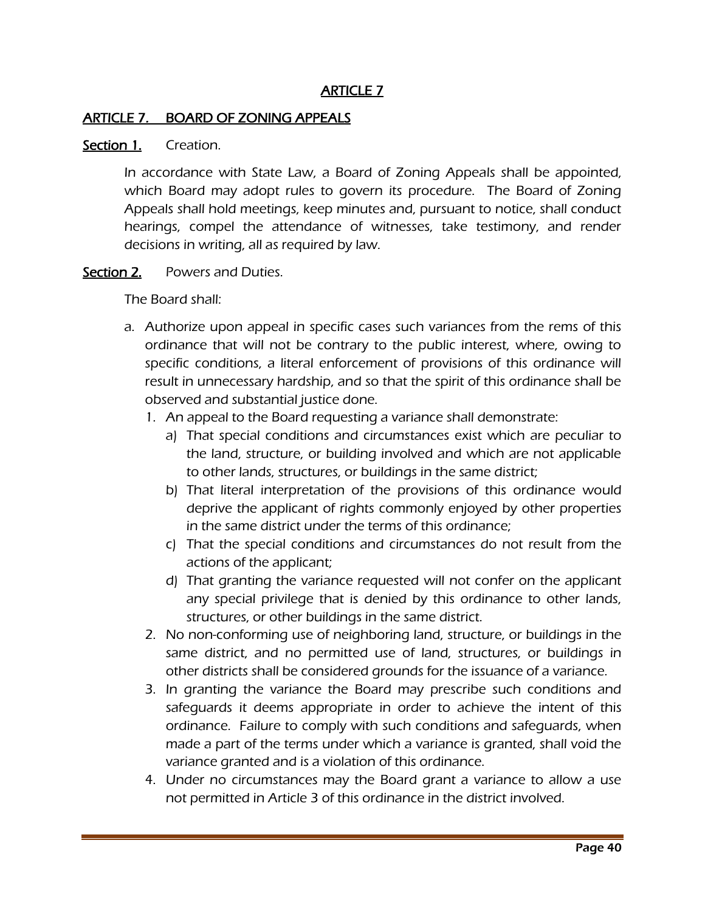# ARTICLE 7

## ARTICLE 7. BOARD OF ZONING APPEALS

**Section 1.** Creation.

In accordance with State Law, a Board of Zoning Appeals shall be appointed, which Board may adopt rules to govern its procedure. The Board of Zoning Appeals shall hold meetings, keep minutes and, pursuant to notice, shall conduct hearings, compel the attendance of witnesses, take testimony, and render decisions in writing, all as required by law.

**Section 2.** Powers and Duties.

The Board shall:

a. Authorize upon appeal in specific cases such variances from the rems of this ordinance that will not be contrary to the public interest, where, owing to specific conditions, a literal enforcement of provisions of this ordinance will result in unnecessary hardship, and so that the spirit of this ordinance shall be observed and substantial justice done.

   1. An appeal to the Board requesting a variance shall demonstrate:
      a) That special conditions and circumstances exist which are peculiar to the land, structure, or building involved and which are not applicable to other lands, structures, or buildings in the same district;
      b) That literal interpretation of the provisions of this ordinance would deprive the applicant of rights commonly enjoyed by other properties in the same district under the terms of this ordinance;
      c) That the special conditions and circumstances do not result from the actions of the applicant;
      d) That granting the variance requested will not confer on the applicant any special privilege that is denied by this ordinance to other lands, structures, or other buildings in the same district.
   2. No non-conforming use of neighboring land, structure, or buildings in the same district, and no permitted use of land, structures, or buildings in other districts shall be considered grounds for the issuance of a variance.
   3. In granting the variance the Board may prescribe such conditions and safeguards it deems appropriate in order to achieve the intent of this ordinance. Failure to comply with such conditions and safeguards, when made a part of the terms under which a variance is granted, shall void the variance granted and is a violation of this ordinance.
   4. Under no circumstances may the Board grant a variance to allow a use not permitted in Article 3 of this ordinance in the district involved.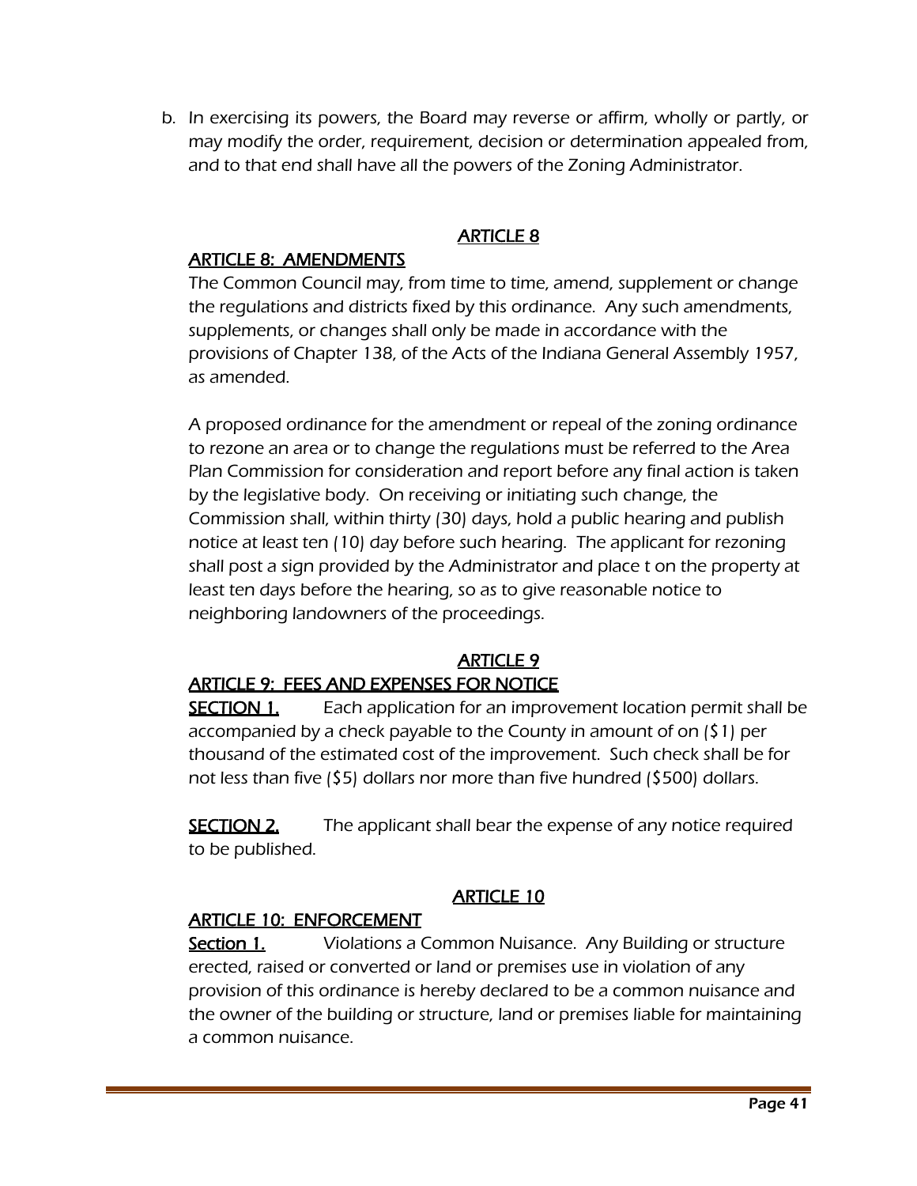b. In exercising its powers, the Board may reverse or affirm, wholly or partly, or may modify the order, requirement, decision or determination appealed from, and to that end shall have all the powers of the Zoning Administrator.

## ARTICLE 8

## ARTICLE 8: AMENDMENTS

The Common Council may, from time to time, amend, supplement or change the regulations and districts fixed by this ordinance. Any such amendments, supplements, or changes shall only be made in accordance with the provisions of Chapter 138, of the Acts of the Indiana General Assembly 1957, as amended.

A proposed ordinance for the amendment or repeal of the zoning ordinance to rezone an area or to change the regulations must be referred to the Area Plan Commission for consideration and report before any final action is taken by the legislative body. On receiving or initiating such change, the Commission shall, within thirty (30) days, hold a public hearing and publish notice at least ten (10) day before such hearing. The applicant for rezoning shall post a sign provided by the Administrator and place t on the property at least ten days before the hearing, so as to give reasonable notice to neighboring landowners of the proceedings.

## ARTICLE 9

## ARTICLE 9: FEES AND EXPENSES FOR NOTICE

**SECTION 1.** Each application for an improvement location permit shall be accompanied by a check payable to the County in amount of on ($1) per thousand of the estimated cost of the improvement. Such check shall be for not less than five ($5) dollars nor more than five hundred ($500) dollars.

**SECTION 2.** The applicant shall bear the expense of any notice required to be published.

## ARTICLE 10

## ARTICLE 10: ENFORCEMENT

**Section 1.** Violations a Common Nuisance. Any Building or structure erected, raised or converted or land or premises use in violation of any provision of this ordinance is hereby declared to be a common nuisance and the owner of the building or structure, land or premises liable for maintaining a common nuisance.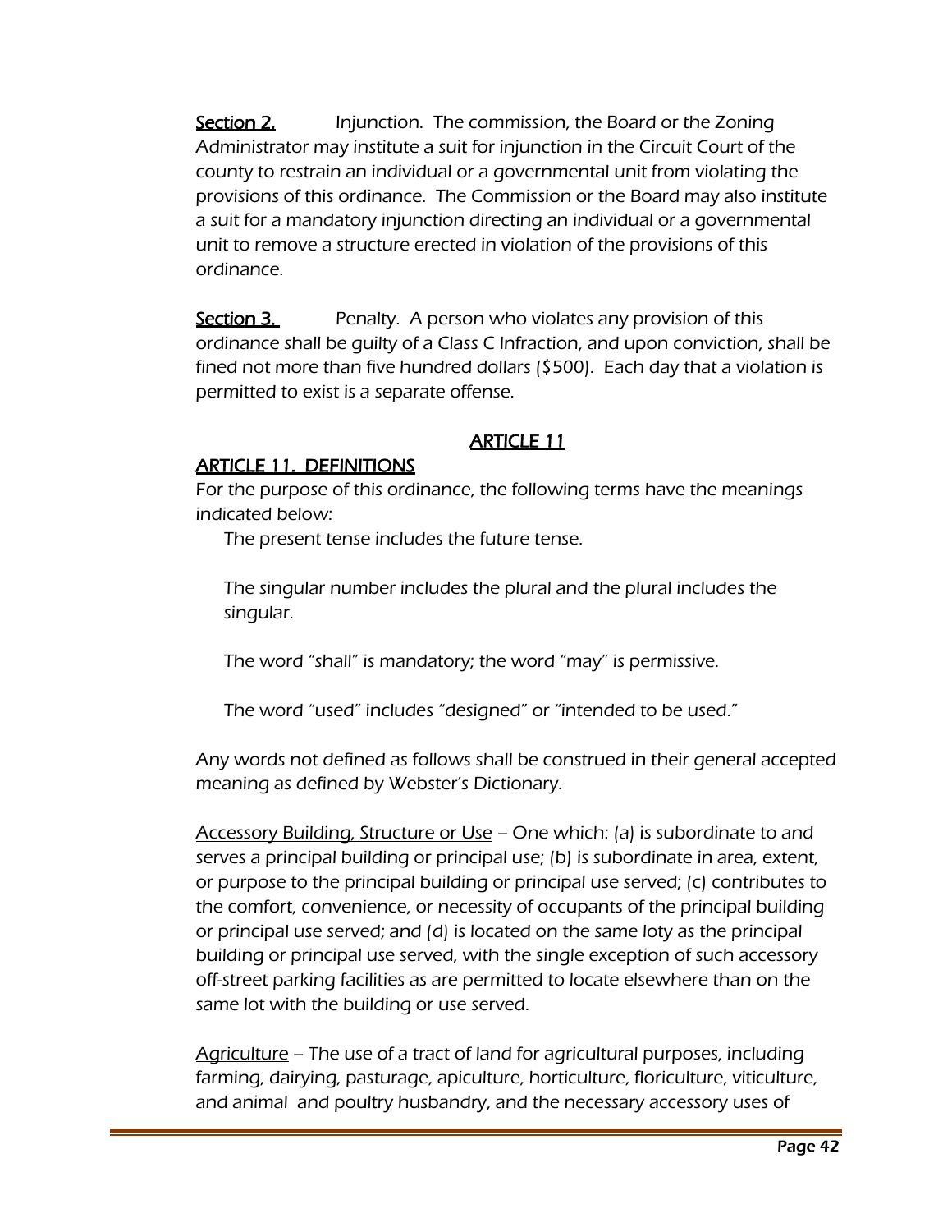**Section 2.** Injunction. The commission, the Board or the Zoning Administrator may institute a suit for injunction in the Circuit Court of the county to restrain an individual or a governmental unit from violating the provisions of this ordinance. The Commission or the Board may also institute a suit for a mandatory injunction directing an individual or a governmental unit to remove a structure erected in violation of the provisions of this ordinance.

**Section 3.** Penalty. A person who violates any provision of this ordinance shall be guilty of a Class C Infraction, and upon conviction, shall be fined not more than five hundred dollars ($500). Each day that a violation is permitted to exist is a separate offense.

## ARTICLE 11

## ARTICLE 11. DEFINITIONS

For the purpose of this ordinance, the following terms have the meanings indicated below:

The present tense includes the future tense.

The singular number includes the plural and the plural includes the singular.

The word "shall" is mandatory; the word "may" is permissive.

The word "used" includes "designed" or "intended to be used."

Any words not defined as follows shall be construed in their general accepted meaning as defined by Webster's Dictionary.

Accessory Building, Structure or Use – One which: (a) is subordinate to and serves a principal building or principal use; (b) is subordinate in area, extent, or purpose to the principal building or principal use served; (c) contributes to the comfort, convenience, or necessity of occupants of the principal building or principal use served; and (d) is located on the same loty as the principal building or principal use served, with the single exception of such accessory off-street parking facilities as are permitted to locate elsewhere than on the same lot with the building or use served.

Agriculture – The use of a tract of land for agricultural purposes, including farming, dairying, pasturage, apiculture, horticulture, floriculture, viticulture, and animal and poultry husbandry, and the necessary accessory uses of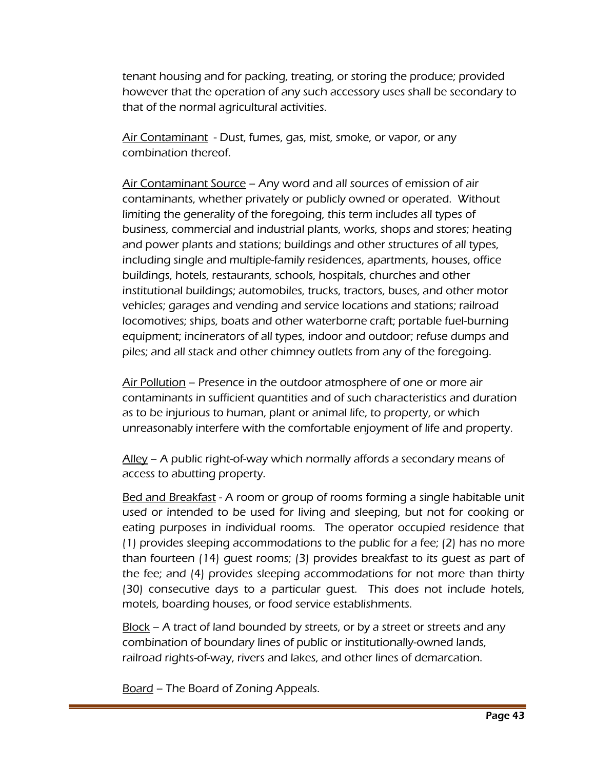tenant housing and for packing, treating, or storing the produce; provided however that the operation of any such accessory uses shall be secondary to that of the normal agricultural activities.

<u>Air Contaminant</u> - Dust, fumes, gas, mist, smoke, or vapor, or any combination thereof.

<u>Air Contaminant Source</u> – Any word and all sources of emission of air contaminants, whether privately or publicly owned or operated. Without limiting the generality of the foregoing, this term includes all types of business, commercial and industrial plants, works, shops and stores; heating and power plants and stations; buildings and other structures of all types, including single and multiple-family residences, apartments, houses, office buildings, hotels, restaurants, schools, hospitals, churches and other institutional buildings; automobiles, trucks, tractors, buses, and other motor vehicles; garages and vending and service locations and stations; railroad locomotives; ships, boats and other waterborne craft; portable fuel-burning equipment; incinerators of all types, indoor and outdoor; refuse dumps and piles; and all stack and other chimney outlets from any of the foregoing.

<u>Air Pollution</u> – Presence in the outdoor atmosphere of one or more air contaminants in sufficient quantities and of such characteristics and duration as to be injurious to human, plant or animal life, to property, or which unreasonably interfere with the comfortable enjoyment of life and property.

<u>Alley</u> – A public right-of-way which normally affords a secondary means of access to abutting property.

<u>Bed and Breakfast</u> - A room or group of rooms forming a single habitable unit used or intended to be used for living and sleeping, but not for cooking or eating purposes in individual rooms. The operator occupied residence that (1) provides sleeping accommodations to the public for a fee; (2) has no more than fourteen (14) guest rooms; (3) provides breakfast to its guest as part of the fee; and (4) provides sleeping accommodations for not more than thirty (30) consecutive days to a particular guest. This does not include hotels, motels, boarding houses, or food service establishments.

<u>Block</u> – A tract of land bounded by streets, or by a street or streets and any combination of boundary lines of public or institutionally-owned lands, railroad rights-of-way, rivers and lakes, and other lines of demarcation.

<u>Board</u> – The Board of Zoning Appeals.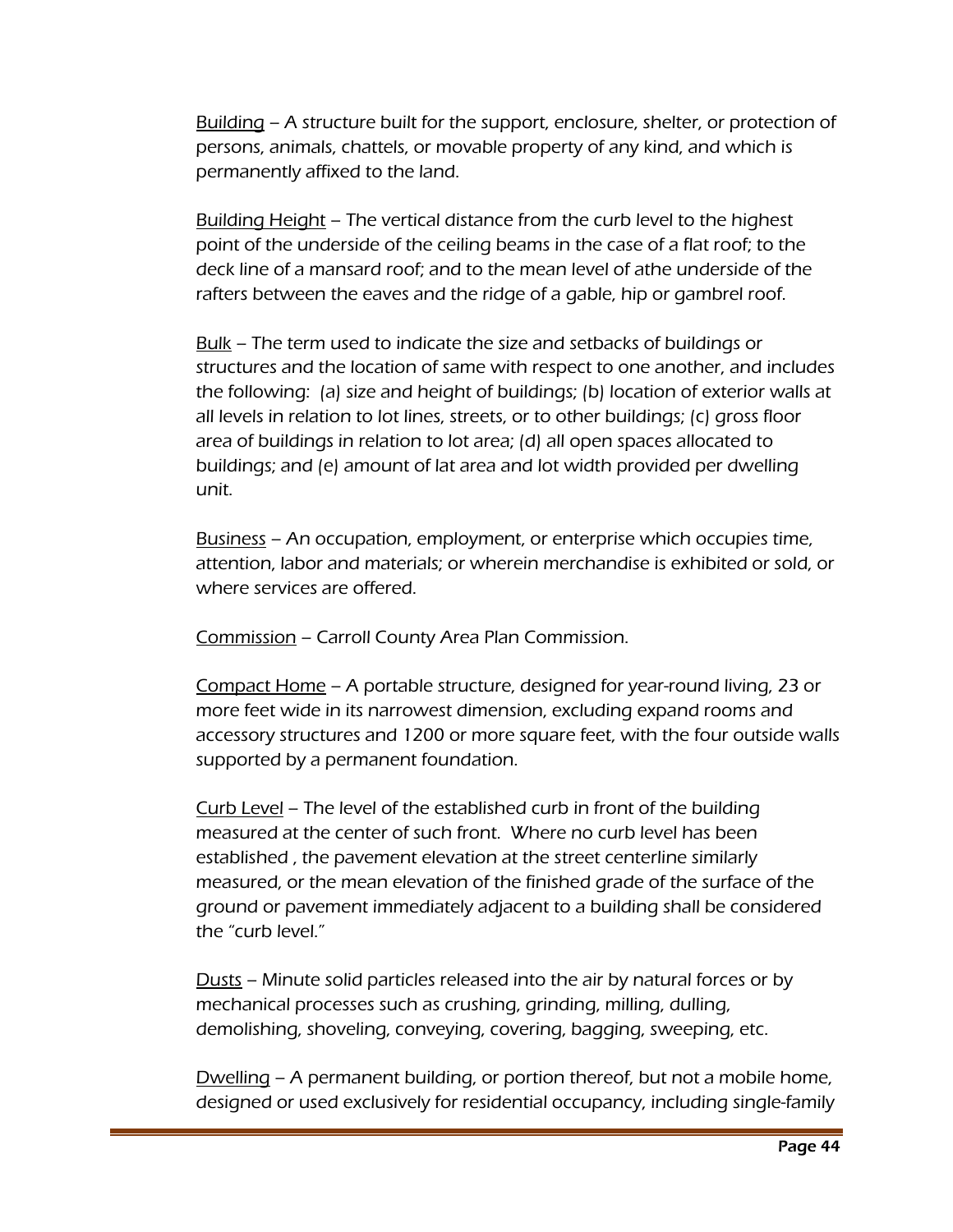<u>Building</u> – A structure built for the support, enclosure, shelter, or protection of persons, animals, chattels, or movable property of any kind, and which is permanently affixed to the land.

<u>Building Height</u> – The vertical distance from the curb level to the highest point of the underside of the ceiling beams in the case of a flat roof; to the deck line of a mansard roof; and to the mean level of athe underside of the rafters between the eaves and the ridge of a gable, hip or gambrel roof.

<u>Bulk</u> – The term used to indicate the size and setbacks of buildings or structures and the location of same with respect to one another, and includes the following: (a) size and height of buildings; (b) location of exterior walls at all levels in relation to lot lines, streets, or to other buildings; (c) gross floor area of buildings in relation to lot area; (d) all open spaces allocated to buildings; and (e) amount of lat area and lot width provided per dwelling unit.

<u>Business</u> – An occupation, employment, or enterprise which occupies time, attention, labor and materials; or wherein merchandise is exhibited or sold, or where services are offered.

<u>Commission</u> – Carroll County Area Plan Commission.

<u>Compact Home</u> – A portable structure, designed for year-round living, 23 or more feet wide in its narrowest dimension, excluding expand rooms and accessory structures and 1200 or more square feet, with the four outside walls supported by a permanent foundation.

<u>Curb Level</u> – The level of the established curb in front of the building measured at the center of such front. Where no curb level has been established , the pavement elevation at the street centerline similarly measured, or the mean elevation of the finished grade of the surface of the ground or pavement immediately adjacent to a building shall be considered the "curb level."

<u>Dusts</u> – Minute solid particles released into the air by natural forces or by mechanical processes such as crushing, grinding, milling, dulling, demolishing, shoveling, conveying, covering, bagging, sweeping, etc.

<u>Dwelling</u> – A permanent building, or portion thereof, but not a mobile home, designed or used exclusively for residential occupancy, including single-family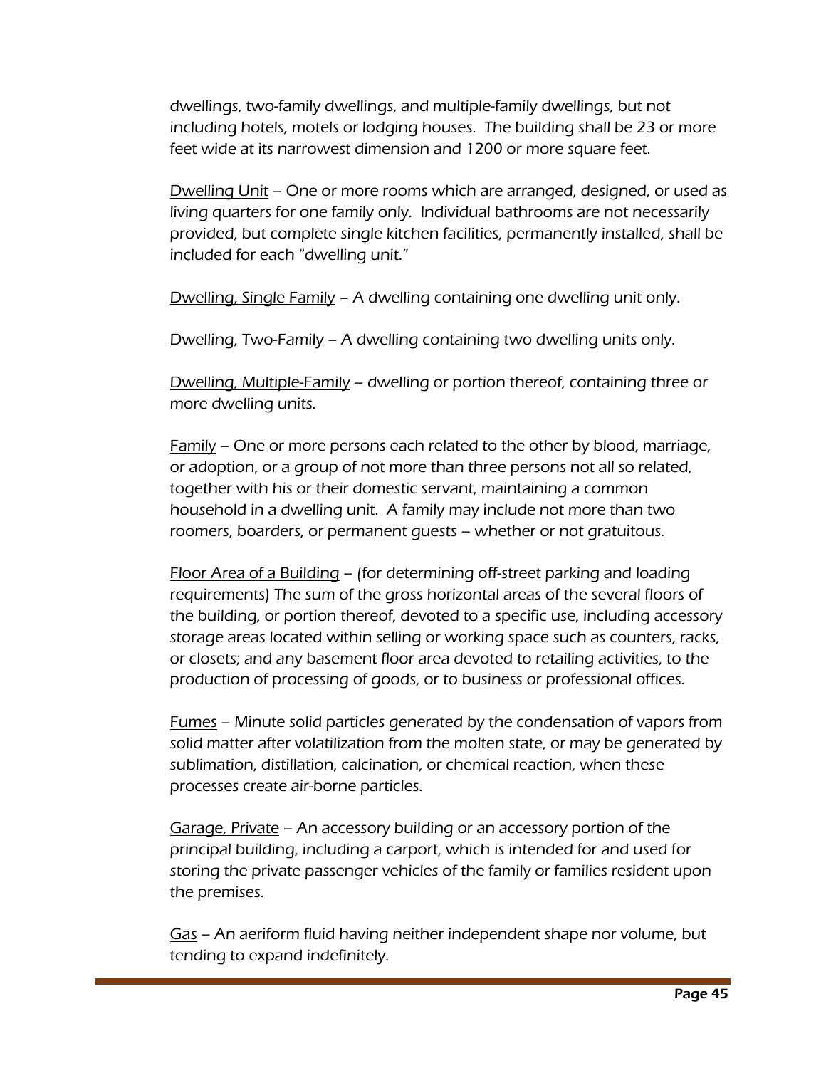dwellings, two-family dwellings, and multiple-family dwellings, but not including hotels, motels or lodging houses. The building shall be 23 or more feet wide at its narrowest dimension and 1200 or more square feet.

<u>Dwelling Unit</u> – One or more rooms which are arranged, designed, or used as living quarters for one family only. Individual bathrooms are not necessarily provided, but complete single kitchen facilities, permanently installed, shall be included for each "dwelling unit."

<u>Dwelling, Single Family</u> – A dwelling containing one dwelling unit only.

<u>Dwelling, Two-Family</u> – A dwelling containing two dwelling units only.

<u>Dwelling, Multiple-Family</u> – dwelling or portion thereof, containing three or more dwelling units.

<u>Family</u> – One or more persons each related to the other by blood, marriage, or adoption, or a group of not more than three persons not all so related, together with his or their domestic servant, maintaining a common household in a dwelling unit. A family may include not more than two roomers, boarders, or permanent guests – whether or not gratuitous.

<u>Floor Area of a Building</u> – (for determining off-street parking and loading requirements) The sum of the gross horizontal areas of the several floors of the building, or portion thereof, devoted to a specific use, including accessory storage areas located within selling or working space such as counters, racks, or closets; and any basement floor area devoted to retailing activities, to the production of processing of goods, or to business or professional offices.

<u>Fumes</u> – Minute solid particles generated by the condensation of vapors from solid matter after volatilization from the molten state, or may be generated by sublimation, distillation, calcination, or chemical reaction, when these processes create air-borne particles.

<u>Garage, Private</u> – An accessory building or an accessory portion of the principal building, including a carport, which is intended for and used for storing the private passenger vehicles of the family or families resident upon the premises.

<u>Gas</u> – An aeriform fluid having neither independent shape nor volume, but tending to expand indefinitely.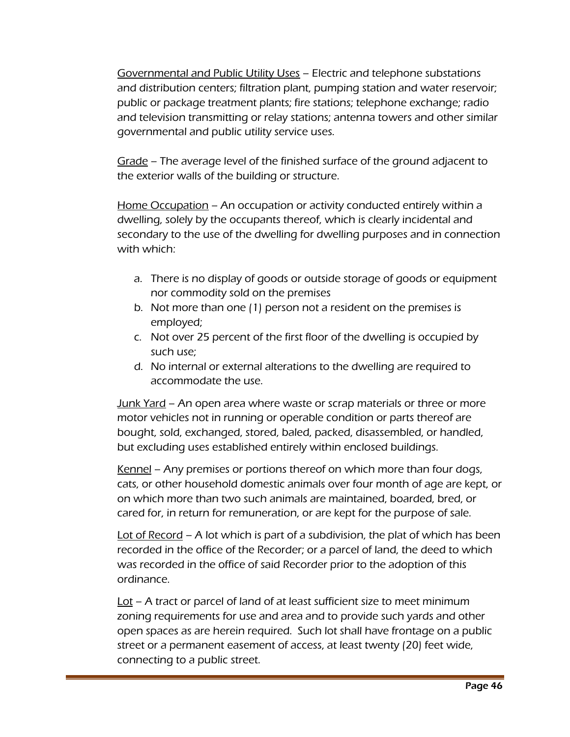<u>Governmental and Public Utility Uses</u> – Electric and telephone substations and distribution centers; filtration plant, pumping station and water reservoir; public or package treatment plants; fire stations; telephone exchange; radio and television transmitting or relay stations; antenna towers and other similar governmental and public utility service uses.

<u>Grade</u> – The average level of the finished surface of the ground adjacent to the exterior walls of the building or structure.

<u>Home Occupation</u> – An occupation or activity conducted entirely within a dwelling, solely by the occupants thereof, which is clearly incidental and secondary to the use of the dwelling for dwelling purposes and in connection with which:

a. There is no display of goods or outside storage of goods or equipment nor commodity sold on the premises
b. Not more than one (1) person not a resident on the premises is employed;
c. Not over 25 percent of the first floor of the dwelling is occupied by such use;
d. No internal or external alterations to the dwelling are required to accommodate the use.

<u>Junk Yard</u> – An open area where waste or scrap materials or three or more motor vehicles not in running or operable condition or parts thereof are bought, sold, exchanged, stored, baled, packed, disassembled, or handled, but excluding uses established entirely within enclosed buildings.

<u>Kennel</u> – Any premises or portions thereof on which more than four dogs, cats, or other household domestic animals over four month of age are kept, or on which more than two such animals are maintained, boarded, bred, or cared for, in return for remuneration, or are kept for the purpose of sale.

<u>Lot of Record</u> – A lot which is part of a subdivision, the plat of which has been recorded in the office of the Recorder; or a parcel of land, the deed to which was recorded in the office of said Recorder prior to the adoption of this ordinance.

<u>Lot</u> – A tract or parcel of land of at least sufficient size to meet minimum zoning requirements for use and area and to provide such yards and other open spaces as are herein required. Such lot shall have frontage on a public street or a permanent easement of access, at least twenty (20) feet wide, connecting to a public street.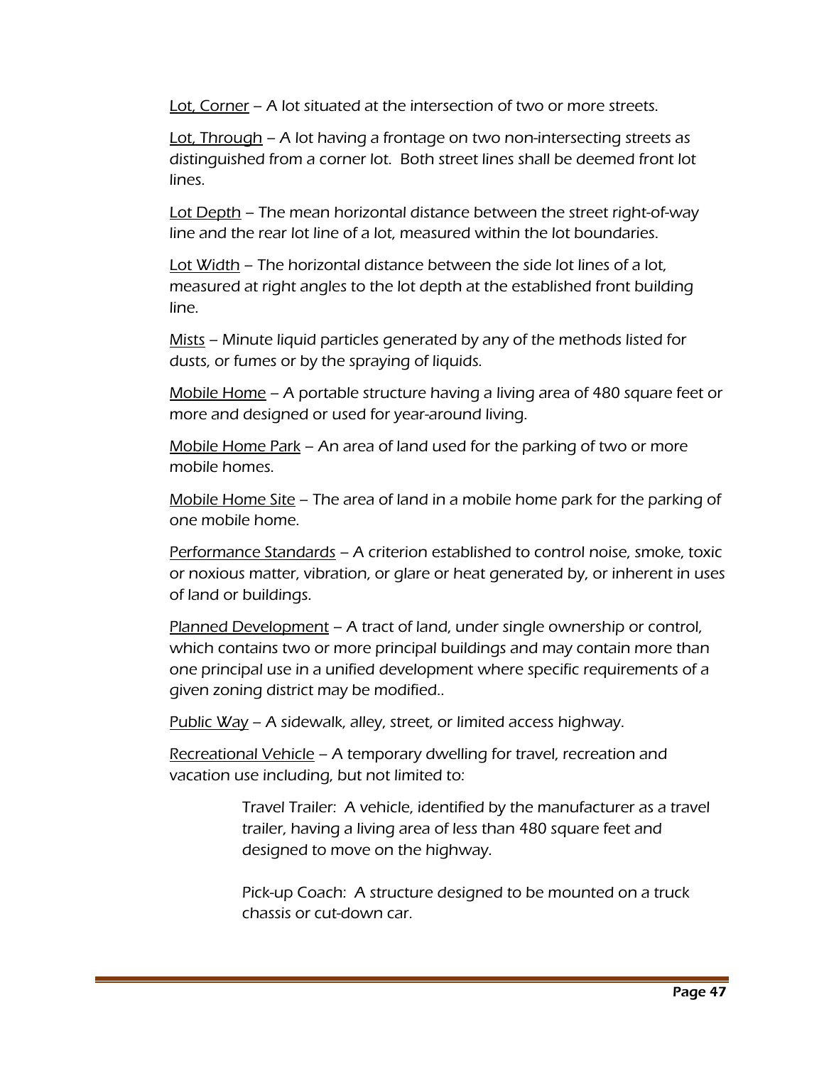Lot, Corner – A lot situated at the intersection of two or more streets.

Lot, Through – A lot having a frontage on two non-intersecting streets as distinguished from a corner lot. Both street lines shall be deemed front lot lines.

Lot Depth – The mean horizontal distance between the street right-of-way line and the rear lot line of a lot, measured within the lot boundaries.

Lot Width – The horizontal distance between the side lot lines of a lot, measured at right angles to the lot depth at the established front building line.

Mists – Minute liquid particles generated by any of the methods listed for dusts, or fumes or by the spraying of liquids.

Mobile Home – A portable structure having a living area of 480 square feet or more and designed or used for year-around living.

Mobile Home Park – An area of land used for the parking of two or more mobile homes.

Mobile Home Site – The area of land in a mobile home park for the parking of one mobile home.

Performance Standards – A criterion established to control noise, smoke, toxic or noxious matter, vibration, or glare or heat generated by, or inherent in uses of land or buildings.

Planned Development – A tract of land, under single ownership or control, which contains two or more principal buildings and may contain more than one principal use in a unified development where specific requirements of a given zoning district may be modified..

Public Way – A sidewalk, alley, street, or limited access highway.

Recreational Vehicle – A temporary dwelling for travel, recreation and vacation use including, but not limited to:

> Travel Trailer: A vehicle, identified by the manufacturer as a travel trailer, having a living area of less than 480 square feet and designed to move on the highway.
>
> Pick-up Coach: A structure designed to be mounted on a truck chassis or cut-down car.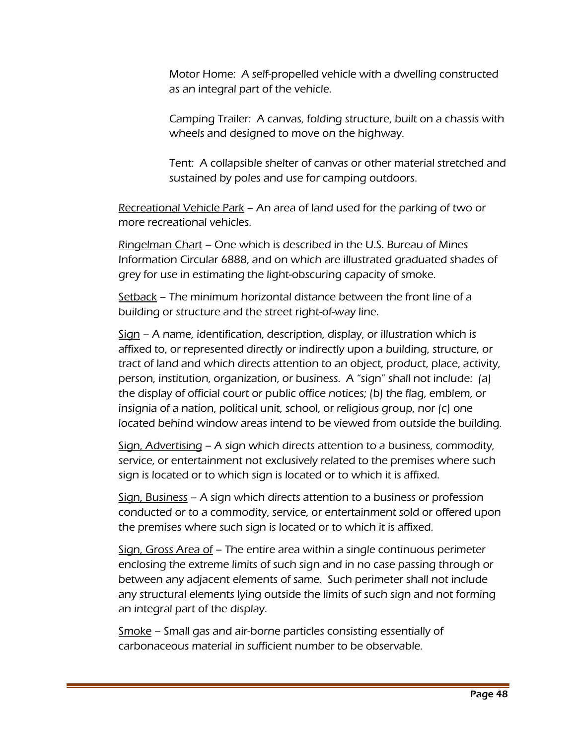Motor Home:  A self-propelled vehicle with a dwelling constructed as an integral part of the vehicle.

Camping Trailer:  A canvas, folding structure, built on a chassis with wheels and designed to move on the highway.

Tent:  A collapsible shelter of canvas or other material stretched and sustained by poles and use for camping outdoors.

<u>Recreational Vehicle Park</u> – An area of land used for the parking of two or more recreational vehicles.

<u>Ringelman Chart</u> – One which is described in the U.S. Bureau of Mines Information Circular 6888, and on which are illustrated graduated shades of grey for use in estimating the light-obscuring capacity of smoke.

<u>Setback</u> – The minimum horizontal distance between the front line of a building or structure and the street right-of-way line.

<u>Sign</u> – A name, identification, description, display, or illustration which is affixed to, or represented directly or indirectly upon a building, structure, or tract of land and which directs attention to an object, product, place, activity, person, institution, organization, or business.  A "sign" shall not include:  (a) the display of official court or public office notices; (b) the flag, emblem, or insignia of a nation, political unit, school, or religious group, nor (c) one located behind window areas intend to be viewed from outside the building.

<u>Sign, Advertising</u> – A sign which directs attention to a business, commodity, service, or entertainment not exclusively related to the premises where such sign is located or to which sign is located or to which it is affixed.

<u>Sign, Business</u> – A sign which directs attention to a business or profession conducted or to a commodity, service, or entertainment sold or offered upon the premises where such sign is located or to which it is affixed.

<u>Sign, Gross Area of</u> – The entire area within a single continuous perimeter enclosing the extreme limits of such sign and in no case passing through or between any adjacent elements of same.  Such perimeter shall not include any structural elements lying outside the limits of such sign and not forming an integral part of the display.

<u>Smoke</u> – Small gas and air-borne particles consisting essentially of carbonaceous material in sufficient number to be observable.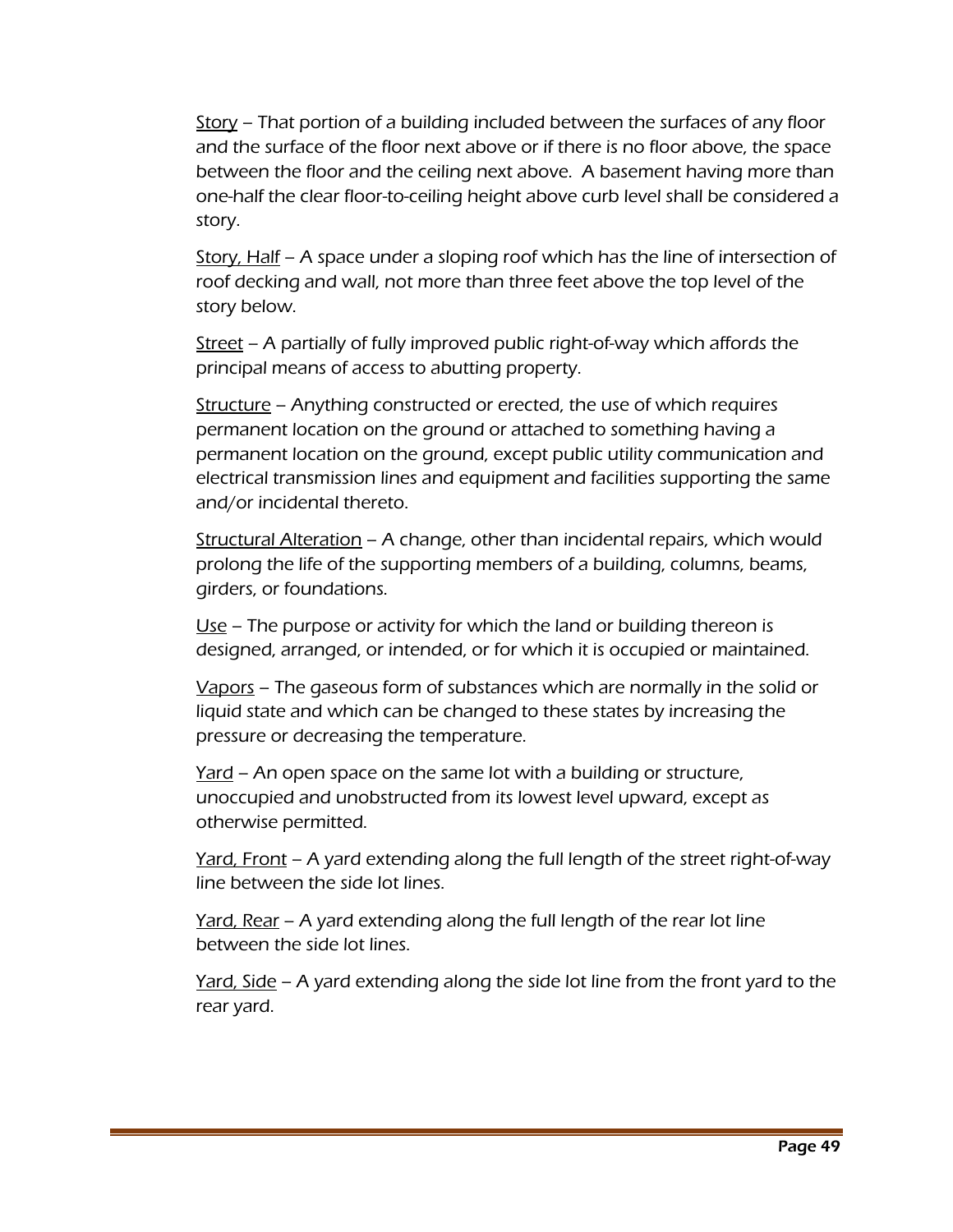<u>Story</u> – That portion of a building included between the surfaces of any floor and the surface of the floor next above or if there is no floor above, the space between the floor and the ceiling next above. A basement having more than one-half the clear floor-to-ceiling height above curb level shall be considered a story.

<u>Story, Half</u> – A space under a sloping roof which has the line of intersection of roof decking and wall, not more than three feet above the top level of the story below.

<u>Street</u> – A partially of fully improved public right-of-way which affords the principal means of access to abutting property.

<u>Structure</u> – Anything constructed or erected, the use of which requires permanent location on the ground or attached to something having a permanent location on the ground, except public utility communication and electrical transmission lines and equipment and facilities supporting the same and/or incidental thereto.

<u>Structural Alteration</u> – A change, other than incidental repairs, which would prolong the life of the supporting members of a building, columns, beams, girders, or foundations.

<u>Use</u> – The purpose or activity for which the land or building thereon is designed, arranged, or intended, or for which it is occupied or maintained.

<u>Vapors</u> – The gaseous form of substances which are normally in the solid or liquid state and which can be changed to these states by increasing the pressure or decreasing the temperature.

<u>Yard</u> – An open space on the same lot with a building or structure, unoccupied and unobstructed from its lowest level upward, except as otherwise permitted.

<u>Yard, Front</u> – A yard extending along the full length of the street right-of-way line between the side lot lines.

<u>Yard, Rear</u> – A yard extending along the full length of the rear lot line between the side lot lines.

<u>Yard, Side</u> – A yard extending along the side lot line from the front yard to the rear yard.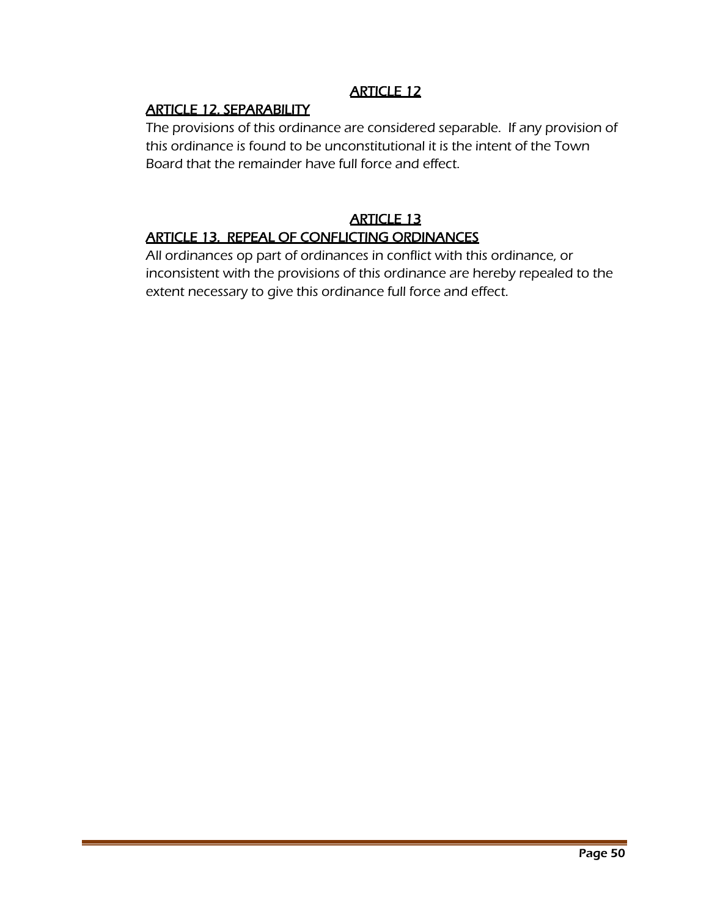## ARTICLE 12

## ARTICLE 12. SEPARABILITY

*The provisions of this ordinance are considered separable. If any provision of this ordinance is found to be unconstitutional it is the intent of the Town Board that the remainder have full force and effect.*

## ARTICLE 13

## ARTICLE 13. REPEAL OF CONFLICTING ORDINANCES

*All ordinances op part of ordinances in conflict with this ordinance, or inconsistent with the provisions of this ordinance are hereby repealed to the extent necessary to give this ordinance full force and effect.*